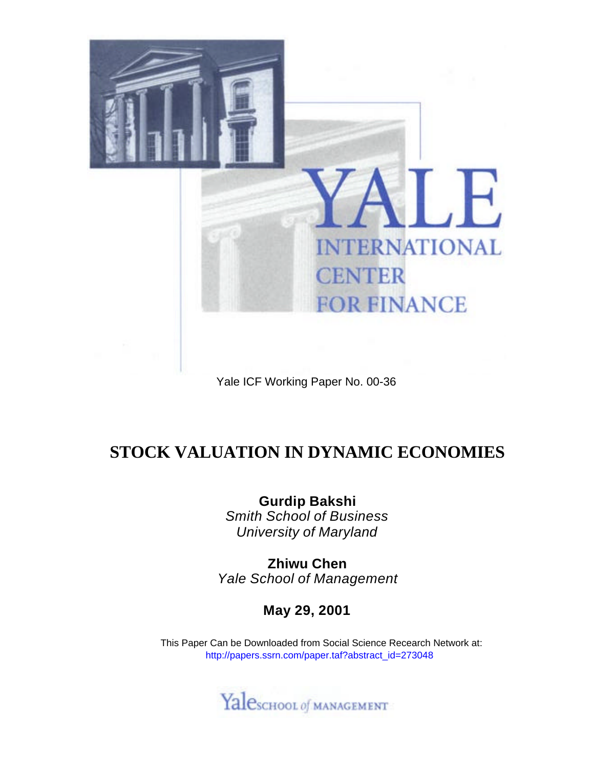YALE INTERNATIONAL CENTER FOR FINANCE

Yale ICF Working Paper No. 00-36

# STOCK VALUATION IN DYNAMIC ECONOMIES

**Gurdip Bakshi**
*Smith School of Business*
*University of Maryland*

**Zhiwu Chen**
*Yale School of Management*

**May 29, 2001**

This Paper Can be Downloaded from Social Science Recearch Network at:
http://papers.ssrn.com/paper.taf?abstract_id=273048

Yale SCHOOL of MANAGEMENT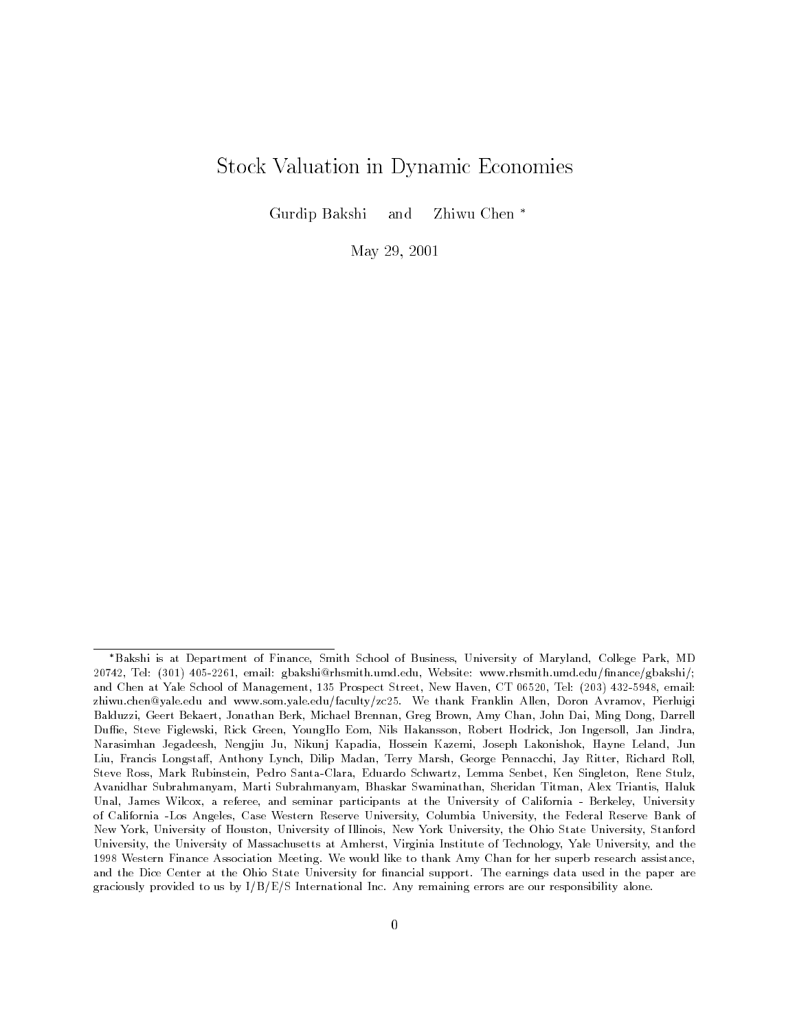# Stock Valuation in Dynamic Economies

Gurdip Bakshi and Zhiwu Chen *

May 29, 2001

---

*Bakshi is at Department of Finance, Smith School of Business, University of Maryland, College Park, MD 20742, Tel: (301) 405-2261, email: gbakshi@rhsmith.umd.edu, Website: www.rhsmith.umd.edu/finance/gbakshi/; and Chen at Yale School of Management, 135 Prospect Street, New Haven, CT 06520, Tel: (203) 432-5948, email: zhiwu.chen@yale.edu and www.som.yale.edu/faculty/zc25. We thank Franklin Allen, Doron Avramov, Pierluigi Balduzzi, Geert Bekaert, Jonathan Berk, Michael Brennan, Greg Brown, Amy Chan, John Dai, Ming Dong, Darrell Duffie, Steve Figlewski, Rick Green, YoungHo Eom, Nils Hakansson, Robert Hodrick, Jon Ingersoll, Jan Jindra, Narasimhan Jegadeesh, Nengjiu Ju, Nikunj Kapadia, Hossein Kazemi, Joseph Lakonishok, Hayne Leland, Jun Liu, Francis Longstaff, Anthony Lynch, Dilip Madan, Terry Marsh, George Pennacchi, Jay Ritter, Richard Roll, Steve Ross, Mark Rubinstein, Pedro Santa-Clara, Eduardo Schwartz, Lemma Senbet, Ken Singleton, Rene Stulz, Avanidhar Subrahmanyam, Marti Subrahmanyam, Bhaskar Swaminathan, Sheridan Titman, Alex Triantis, Haluk Unal, James Wilcox, a referee, and seminar participants at the University of California - Berkeley, University of California -Los Angeles, Case Western Reserve University, Columbia University, the Federal Reserve Bank of New York, University of Houston, University of Illinois, New York University, the Ohio State University, Stanford University, the University of Massachusetts at Amherst, Virginia Institute of Technology, Yale University, and the 1998 Western Finance Association Meeting. We would like to thank Amy Chan for her superb research assistance, and the Dice Center at the Ohio State University for financial support. The earnings data used in the paper are graciously provided to us by I/B/E/S International Inc. Any remaining errors are our responsibility alone.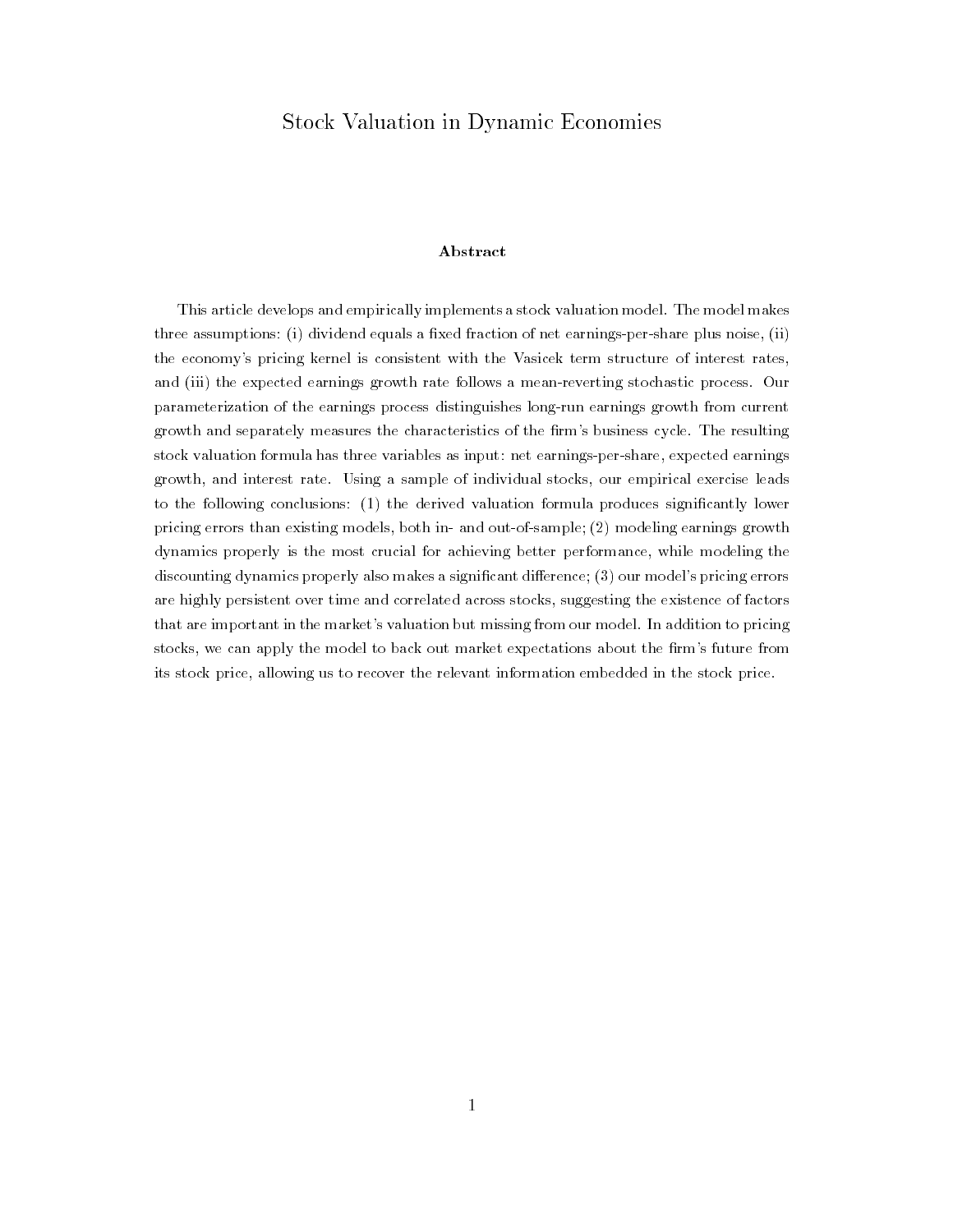# Stock Valuation in Dynamic Economies

### Abstract

This article develops and empirically implements a stock valuation model. The model makes three assumptions: (i) dividend equals a fixed fraction of net earnings-per-share plus noise, (ii) the economy's pricing kernel is consistent with the Vasicek term structure of interest rates, and (iii) the expected earnings growth rate follows a mean-reverting stochastic process. Our parameterization of the earnings process distinguishes long-run earnings growth from current growth and separately measures the characteristics of the firm's business cycle. The resulting stock valuation formula has three variables as input: net earnings-per-share, expected earnings growth, and interest rate. Using a sample of individual stocks, our empirical exercise leads to the following conclusions: (1) the derived valuation formula produces significantly lower pricing errors than existing models, both in- and out-of-sample; (2) modeling earnings growth dynamics properly is the most crucial for achieving better performance, while modeling the discounting dynamics properly also makes a significant difference; (3) our model's pricing errors are highly persistent over time and correlated across stocks, suggesting the existence of factors that are important in the market's valuation but missing from our model. In addition to pricing stocks, we can apply the model to back out market expectations about the firm's future from its stock price, allowing us to recover the relevant information embedded in the stock price.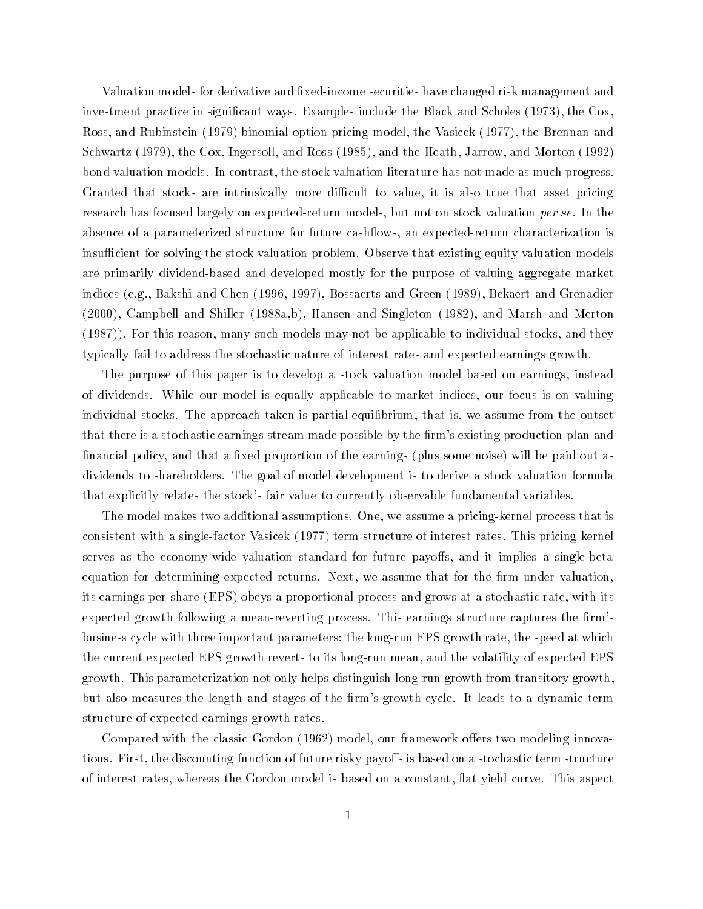Valuation models for derivative and fixed-income securities have changed risk management and investment practice in significant ways. Examples include the Black and Scholes (1973), the Cox, Ross, and Rubinstein (1979) binomial option-pricing model, the Vasicek (1977), the Brennan and Schwartz (1979), the Cox, Ingersoll, and Ross (1985), and the Heath, Jarrow, and Morton (1992) bond valuation models. In contrast, the stock valuation literature has not made as much progress. Granted that stocks are intrinsically more difficult to value, it is also true that asset pricing research has focused largely on expected-return models, but not on stock valuation *per se*. In the absence of a parameterized structure for future cashflows, an expected-return characterization is insufficient for solving the stock valuation problem. Observe that existing equity valuation models are primarily dividend-based and developed mostly for the purpose of valuing aggregate market indices (e.g., Bakshi and Chen (1996, 1997), Bossaerts and Green (1989), Bekaert and Grenadier (2000), Campbell and Shiller (1988a,b), Hansen and Singleton (1982), and Marsh and Merton (1987)). For this reason, many such models may not be applicable to individual stocks, and they typically fail to address the stochastic nature of interest rates and expected earnings growth.

The purpose of this paper is to develop a stock valuation model based on earnings, instead of dividends. While our model is equally applicable to market indices, our focus is on valuing individual stocks. The approach taken is partial-equilibrium, that is, we assume from the outset that there is a stochastic earnings stream made possible by the firm's existing production plan and financial policy, and that a fixed proportion of the earnings (plus some noise) will be paid out as dividends to shareholders. The goal of model development is to derive a stock valuation formula that explicitly relates the stock's fair value to currently observable fundamental variables.

The model makes two additional assumptions. One, we assume a pricing-kernel process that is consistent with a single-factor Vasicek (1977) term structure of interest rates. This pricing kernel serves as the economy-wide valuation standard for future payoffs, and it implies a single-beta equation for determining expected returns. Next, we assume that for the firm under valuation, its earnings-per-share (EPS) obeys a proportional process and grows at a stochastic rate, with its expected growth following a mean-reverting process. This earnings structure captures the firm's business cycle with three important parameters: the long-run EPS growth rate, the speed at which the current expected EPS growth reverts to its long-run mean, and the volatility of expected EPS growth. This parameterization not only helps distinguish long-run growth from transitory growth, but also measures the length and stages of the firm's growth cycle. It leads to a dynamic term structure of expected earnings growth rates.

Compared with the classic Gordon (1962) model, our framework offers two modeling innovations. First, the discounting function of future risky payoffs is based on a stochastic term structure of interest rates, whereas the Gordon model is based on a constant, flat yield curve. This aspect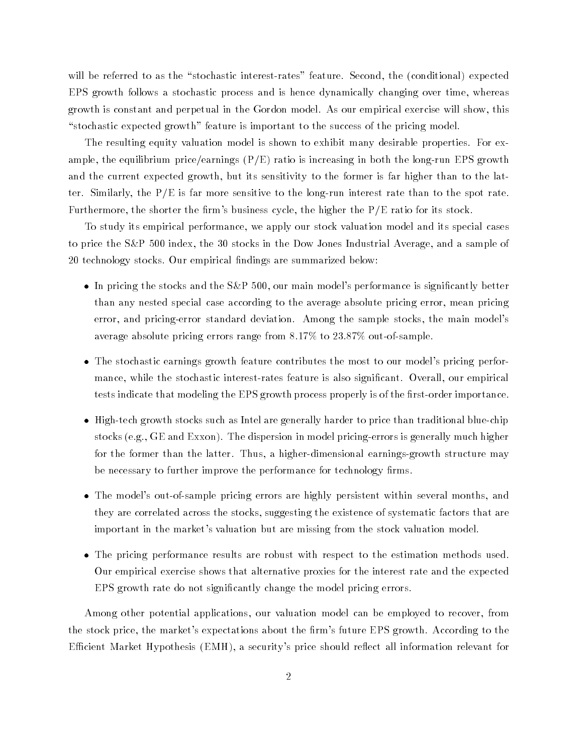will be referred to as the "stochastic interest-rates" feature. Second, the (conditional) expected EPS growth follows a stochastic process and is hence dynamically changing over time, whereas growth is constant and perpetual in the Gordon model. As our empirical exercise will show, this "stochastic expected growth" feature is important to the success of the pricing model.

The resulting equity valuation model is shown to exhibit many desirable properties. For example, the equilibrium price/earnings (P/E) ratio is increasing in both the long-run EPS growth and the current expected growth, but its sensitivity to the former is far higher than to the latter. Similarly, the P/E is far more sensitive to the long-run interest rate than to the spot rate. Furthermore, the shorter the firm's business cycle, the higher the P/E ratio for its stock.

To study its empirical performance, we apply our stock valuation model and its special cases to price the S&P 500 index, the 30 stocks in the Dow Jones Industrial Average, and a sample of 20 technology stocks. Our empirical findings are summarized below:

- In pricing the stocks and the S&P 500, our main model's performance is significantly better than any nested special case according to the average absolute pricing error, mean pricing error, and pricing-error standard deviation. Among the sample stocks, the main model's average absolute pricing errors range from 8.17% to 23.87% out-of-sample.
- The stochastic earnings growth feature contributes the most to our model's pricing performance, while the stochastic interest-rates feature is also significant. Overall, our empirical tests indicate that modeling the EPS growth process properly is of the first-order importance.
- High-tech growth stocks such as Intel are generally harder to price than traditional blue-chip stocks (e.g., GE and Exxon). The dispersion in model pricing-errors is generally much higher for the former than the latter. Thus, a higher-dimensional earnings-growth structure may be necessary to further improve the performance for technology firms.
- The model's out-of-sample pricing errors are highly persistent within several months, and they are correlated across the stocks, suggesting the existence of systematic factors that are important in the market's valuation but are missing from the stock valuation model.
- The pricing performance results are robust with respect to the estimation methods used. Our empirical exercise shows that alternative proxies for the interest rate and the expected EPS growth rate do not significantly change the model pricing errors.

Among other potential applications, our valuation model can be employed to recover, from the stock price, the market's expectations about the firm's future EPS growth. According to the Efficient Market Hypothesis (EMH), a security's price should reflect all information relevant for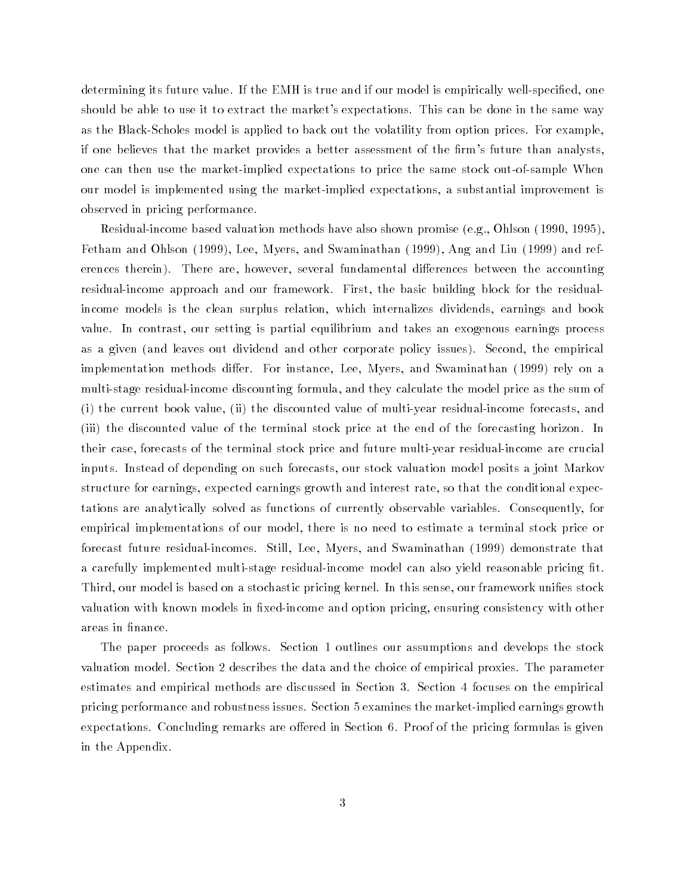determining its future value. If the EMH is true and if our model is empirically well-specified, one should be able to use it to extract the market's expectations. This can be done in the same way as the Black-Scholes model is applied to back out the volatility from option prices. For example, if one believes that the market provides a better assessment of the firm's future than analysts, one can then use the market-implied expectations to price the same stock out-of-sample When our model is implemented using the market-implied expectations, a substantial improvement is observed in pricing performance.

Residual-income based valuation methods have also shown promise (e.g., Ohlson (1990, 1995), Fetham and Ohlson (1999), Lee, Myers, and Swaminathan (1999), Ang and Liu (1999) and references therein). There are, however, several fundamental differences between the accounting residual-income approach and our framework. First, the basic building block for the residual-income models is the clean surplus relation, which internalizes dividends, earnings and book value. In contrast, our setting is partial equilibrium and takes an exogenous earnings process as a given (and leaves out dividend and other corporate policy issues). Second, the empirical implementation methods differ. For instance, Lee, Myers, and Swaminathan (1999) rely on a multi-stage residual-income discounting formula, and they calculate the model price as the sum of (i) the current book value, (ii) the discounted value of multi-year residual-income forecasts, and (iii) the discounted value of the terminal stock price at the end of the forecasting horizon. In their case, forecasts of the terminal stock price and future multi-year residual-income are crucial inputs. Instead of depending on such forecasts, our stock valuation model posits a joint Markov structure for earnings, expected earnings growth and interest rate, so that the conditional expectations are analytically solved as functions of currently observable variables. Consequently, for empirical implementations of our model, there is no need to estimate a terminal stock price or forecast future residual-incomes. Still, Lee, Myers, and Swaminathan (1999) demonstrate that a carefully implemented multi-stage residual-income model can also yield reasonable pricing fit. Third, our model is based on a stochastic pricing kernel. In this sense, our framework unifies stock valuation with known models in fixed-income and option pricing, ensuring consistency with other areas in finance.

The paper proceeds as follows. Section 1 outlines our assumptions and develops the stock valuation model. Section 2 describes the data and the choice of empirical proxies. The parameter estimates and empirical methods are discussed in Section 3. Section 4 focuses on the empirical pricing performance and robustness issues. Section 5 examines the market-implied earnings growth expectations. Concluding remarks are offered in Section 6. Proof of the pricing formulas is given in the Appendix.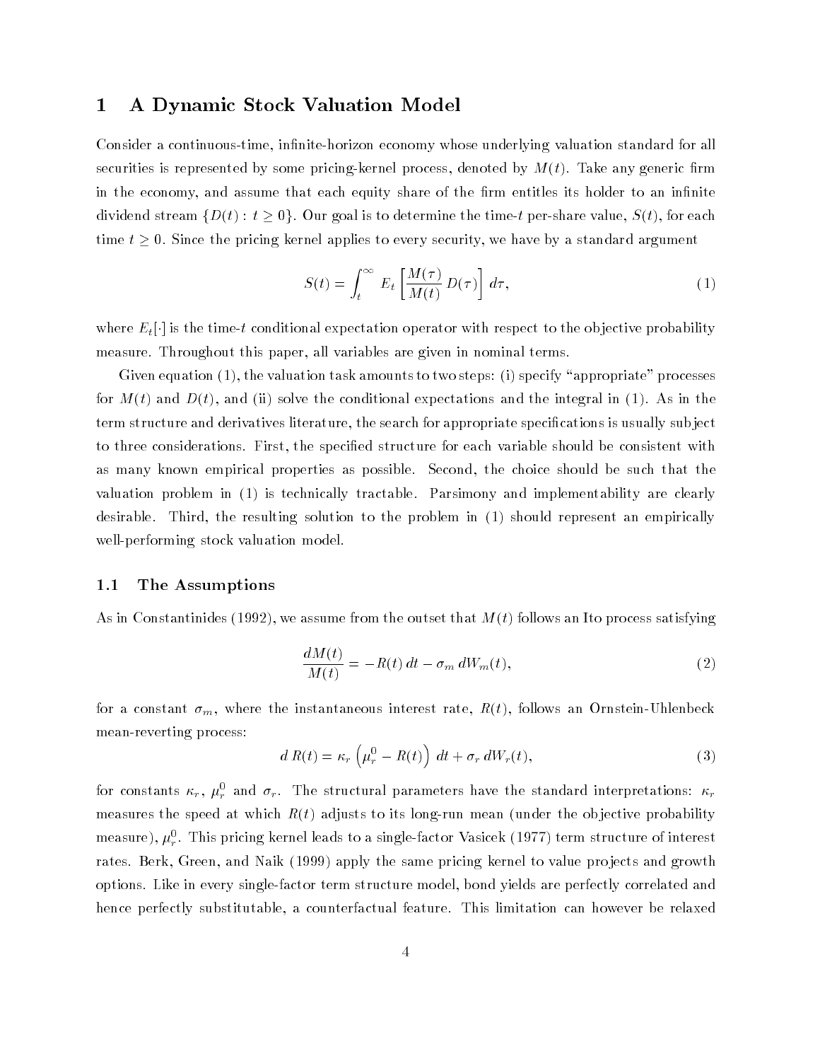# 1 A Dynamic Stock Valuation Model

Consider a continuous-time, infinite-horizon economy whose underlying valuation standard for all securities is represented by some pricing-kernel process, denoted by $M(t)$. Take any generic firm in the economy, and assume that each equity share of the firm entitles its holder to an infinite dividend stream $\{D(t) : t \geq 0\}$. Our goal is to determine the time-$t$ per-share value, $S(t)$, for each time $t \geq 0$. Since the pricing kernel applies to every security, we have by a standard argument

$$S(t) = \int_t^\infty E_t \left[ \frac{M(\tau)}{M(t)} D(\tau) \right] d\tau, \tag{1}$$

where $E_t[\cdot]$ is the time-$t$ conditional expectation operator with respect to the objective probability measure. Throughout this paper, all variables are given in nominal terms.

Given equation (1), the valuation task amounts to two steps: (i) specify "appropriate" processes for $M(t)$ and $D(t)$, and (ii) solve the conditional expectations and the integral in (1). As in the term structure and derivatives literature, the search for appropriate specifications is usually subject to three considerations. First, the specified structure for each variable should be consistent with as many known empirical properties as possible. Second, the choice should be such that the valuation problem in (1) is technically tractable. Parsimony and implementability are clearly desirable. Third, the resulting solution to the problem in (1) should represent an empirically well-performing stock valuation model.

## 1.1 The Assumptions

As in Constantinides (1992), we assume from the outset that $M(t)$ follows an Ito process satisfying

$$\frac{dM(t)}{M(t)} = -R(t)\, dt - \sigma_m\, dW_m(t), \tag{2}$$

for a constant $\sigma_m$, where the instantaneous interest rate, $R(t)$, follows an Ornstein-Uhlenbeck mean-reverting process:

$$d\, R(t) = \kappa_r \left( \mu_r^0 - R(t) \right) dt + \sigma_r\, dW_r(t), \tag{3}$$

for constants $\kappa_r$, $\mu_r^0$ and $\sigma_r$. The structural parameters have the standard interpretations: $\kappa_r$ measures the speed at which $R(t)$ adjusts to its long-run mean (under the objective probability measure), $\mu_r^0$. This pricing kernel leads to a single-factor Vasicek (1977) term structure of interest rates. Berk, Green, and Naik (1999) apply the same pricing kernel to value projects and growth options. Like in every single-factor term structure model, bond yields are perfectly correlated and hence perfectly substitutable, a counterfactual feature. This limitation can however be relaxed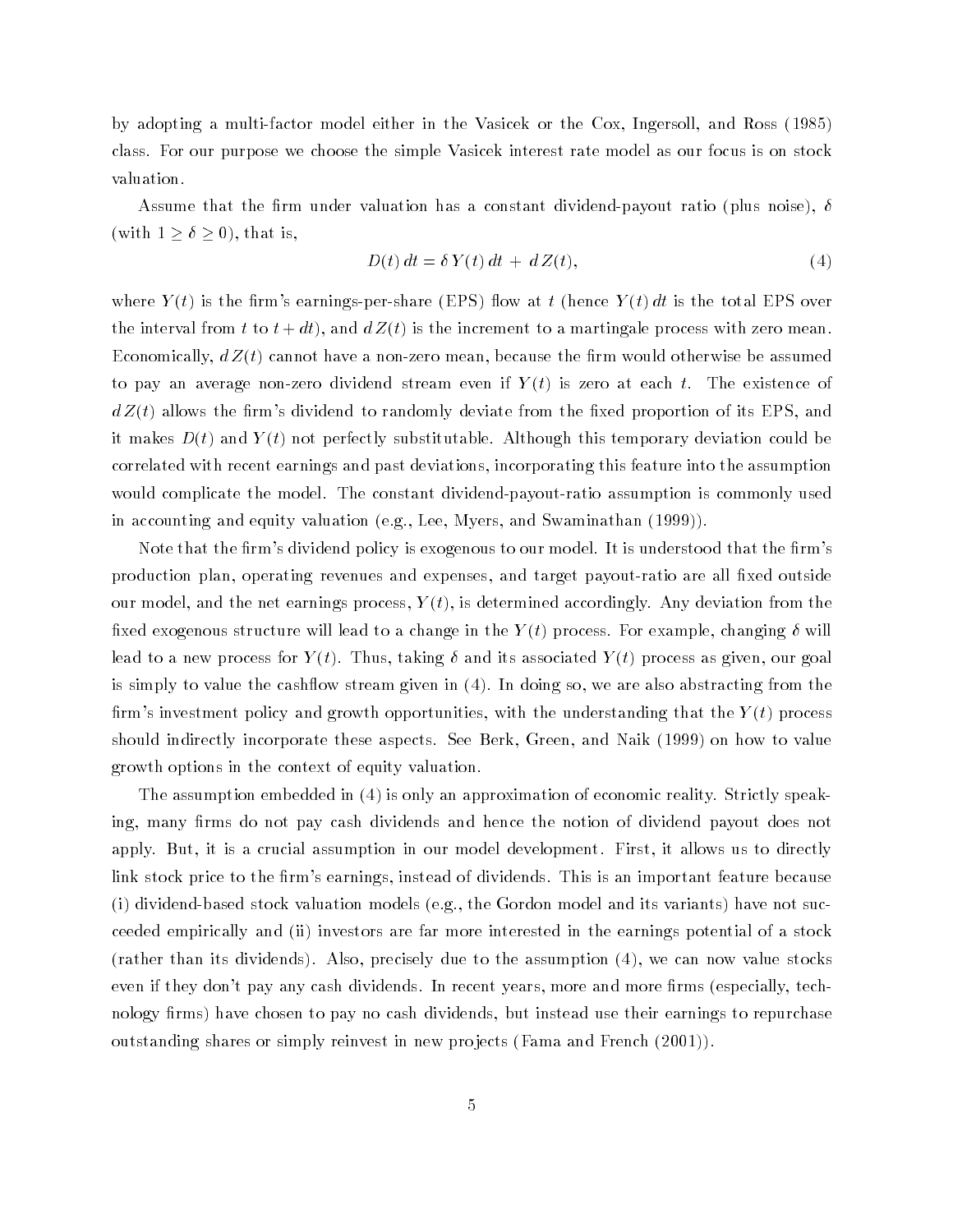by adopting a multi-factor model either in the Vasicek or the Cox, Ingersoll, and Ross (1985) class. For our purpose we choose the simple Vasicek interest rate model as our focus is on stock valuation.

Assume that the firm under valuation has a constant dividend-payout ratio (plus noise), $\delta$ (with $1 \geq \delta \geq 0$), that is,

$$D(t)\,dt = \delta\,Y(t)\,dt + \,d\,Z(t), \tag{4}$$

where $Y(t)$ is the firm's earnings-per-share (EPS) flow at $t$ (hence $Y(t)\,dt$ is the total EPS over the interval from $t$ to $t + dt$), and $d\,Z(t)$ is the increment to a martingale process with zero mean. Economically, $d\,Z(t)$ cannot have a non-zero mean, because the firm would otherwise be assumed to pay an average non-zero dividend stream even if $Y(t)$ is zero at each $t$. The existence of $d\,Z(t)$ allows the firm's dividend to randomly deviate from the fixed proportion of its EPS, and it makes $D(t)$ and $Y(t)$ not perfectly substitutable. Although this temporary deviation could be correlated with recent earnings and past deviations, incorporating this feature into the assumption would complicate the model. The constant dividend-payout-ratio assumption is commonly used in accounting and equity valuation (e.g., Lee, Myers, and Swaminathan (1999)).

Note that the firm's dividend policy is exogenous to our model. It is understood that the firm's production plan, operating revenues and expenses, and target payout-ratio are all fixed outside our model, and the net earnings process, $Y(t)$, is determined accordingly. Any deviation from the fixed exogenous structure will lead to a change in the $Y(t)$ process. For example, changing $\delta$ will lead to a new process for $Y(t)$. Thus, taking $\delta$ and its associated $Y(t)$ process as given, our goal is simply to value the cashflow stream given in (4). In doing so, we are also abstracting from the firm's investment policy and growth opportunities, with the understanding that the $Y(t)$ process should indirectly incorporate these aspects. See Berk, Green, and Naik (1999) on how to value growth options in the context of equity valuation.

The assumption embedded in (4) is only an approximation of economic reality. Strictly speaking, many firms do not pay cash dividends and hence the notion of dividend payout does not apply. But, it is a crucial assumption in our model development. First, it allows us to directly link stock price to the firm's earnings, instead of dividends. This is an important feature because (i) dividend-based stock valuation models (e.g., the Gordon model and its variants) have not succeeded empirically and (ii) investors are far more interested in the earnings potential of a stock (rather than its dividends). Also, precisely due to the assumption (4), we can now value stocks even if they don't pay any cash dividends. In recent years, more and more firms (especially, technology firms) have chosen to pay no cash dividends, but instead use their earnings to repurchase outstanding shares or simply reinvest in new projects (Fama and French (2001)).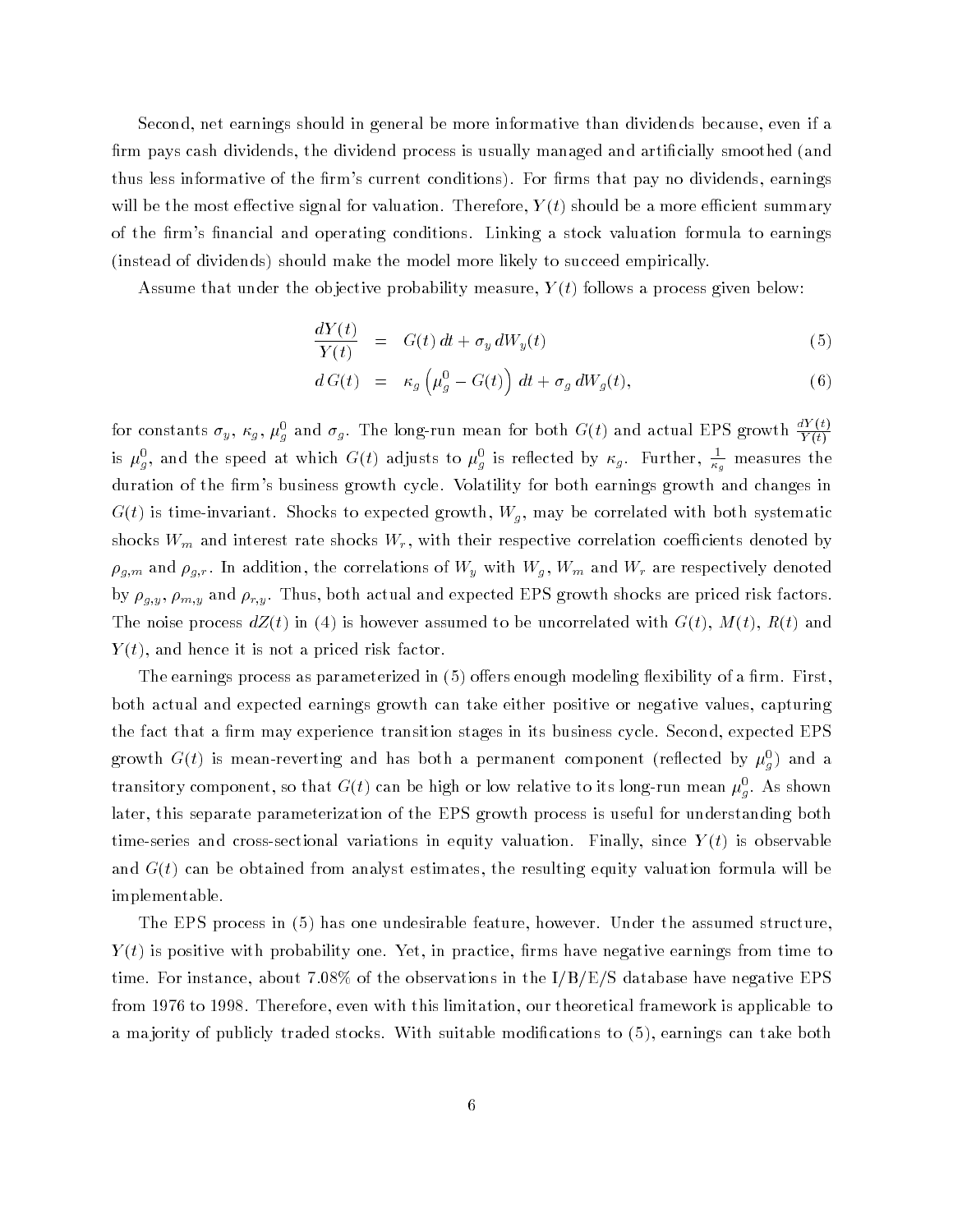Second, net earnings should in general be more informative than dividends because, even if a firm pays cash dividends, the dividend process is usually managed and artificially smoothed (and thus less informative of the firm's current conditions). For firms that pay no dividends, earnings will be the most effective signal for valuation. Therefore, $Y(t)$ should be a more efficient summary of the firm's financial and operating conditions. Linking a stock valuation formula to earnings (instead of dividends) should make the model more likely to succeed empirically.

Assume that under the objective probability measure, $Y(t)$ follows a process given below:

$$\frac{dY(t)}{Y(t)} = G(t)\,dt + \sigma_y\,dW_y(t) \tag{5}$$

$$d\,G(t) = \kappa_g\left(\mu_g^0 - G(t)\right)\,dt + \sigma_g\,dW_g(t), \tag{6}$$

for constants $\sigma_y$, $\kappa_g$, $\mu_g^0$ and $\sigma_g$. The long-run mean for both $G(t)$ and actual EPS growth $\frac{dY(t)}{Y(t)}$ is $\mu_g^0$, and the speed at which $G(t)$ adjusts to $\mu_g^0$ is reflected by $\kappa_g$. Further, $\frac{1}{\kappa_g}$ measures the duration of the firm's business growth cycle. Volatility for both earnings growth and changes in $G(t)$ is time-invariant. Shocks to expected growth, $W_g$, may be correlated with both systematic shocks $W_m$ and interest rate shocks $W_r$, with their respective correlation coefficients denoted by $\rho_{g,m}$ and $\rho_{g,r}$. In addition, the correlations of $W_y$ with $W_g$, $W_m$ and $W_r$ are respectively denoted by $\rho_{g,y}$, $\rho_{m,y}$ and $\rho_{r,y}$. Thus, both actual and expected EPS growth shocks are priced risk factors. The noise process $dZ(t)$ in (4) is however assumed to be uncorrelated with $G(t)$, $M(t)$, $R(t)$ and $Y(t)$, and hence it is not a priced risk factor.

The earnings process as parameterized in (5) offers enough modeling flexibility of a firm. First, both actual and expected earnings growth can take either positive or negative values, capturing the fact that a firm may experience transition stages in its business cycle. Second, expected EPS growth $G(t)$ is mean-reverting and has both a permanent component (reflected by $\mu_g^0$) and a transitory component, so that $G(t)$ can be high or low relative to its long-run mean $\mu_g^0$. As shown later, this separate parameterization of the EPS growth process is useful for understanding both time-series and cross-sectional variations in equity valuation. Finally, since $Y(t)$ is observable and $G(t)$ can be obtained from analyst estimates, the resulting equity valuation formula will be implementable.

The EPS process in (5) has one undesirable feature, however. Under the assumed structure, $Y(t)$ is positive with probability one. Yet, in practice, firms have negative earnings from time to time. For instance, about 7.08% of the observations in the I/B/E/S database have negative EPS from 1976 to 1998. Therefore, even with this limitation, our theoretical framework is applicable to a majority of publicly traded stocks. With suitable modifications to (5), earnings can take both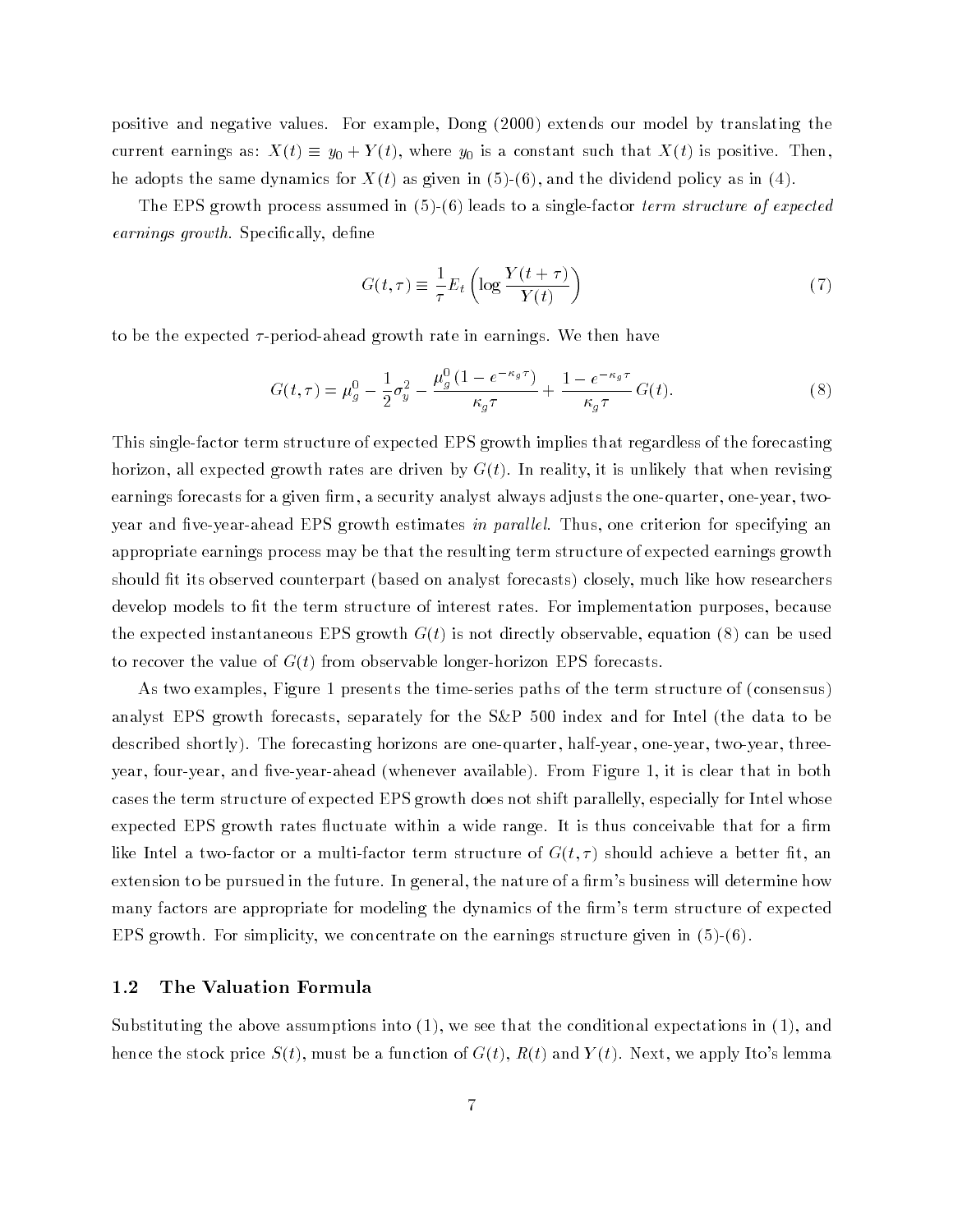positive and negative values. For example, Dong (2000) extends our model by translating the current earnings as: $X(t) \equiv y_0 + Y(t)$, where $y_0$ is a constant such that $X(t)$ is positive. Then, he adopts the same dynamics for $X(t)$ as given in (5)-(6), and the dividend policy as in (4).

The EPS growth process assumed in (5)-(6) leads to a single-factor *term structure of expected earnings growth*. Specifically, define

$$G(t,\tau) \equiv \frac{1}{\tau} E_t \left( \log \frac{Y(t+\tau)}{Y(t)} \right) \tag{7}$$

to be the expected $\tau$-period-ahead growth rate in earnings. We then have

$$G(t,\tau) = \mu_g^0 - \frac{1}{2}\sigma_y^2 - \frac{\mu_g^0 \left(1 - e^{-\kappa_g \tau}\right)}{\kappa_g \tau} + \frac{1 - e^{-\kappa_g \tau}}{\kappa_g \tau} G(t). \tag{8}$$

This single-factor term structure of expected EPS growth implies that regardless of the forecasting horizon, all expected growth rates are driven by $G(t)$. In reality, it is unlikely that when revising earnings forecasts for a given firm, a security analyst always adjusts the one-quarter, one-year, two-year and five-year-ahead EPS growth estimates *in parallel*. Thus, one criterion for specifying an appropriate earnings process may be that the resulting term structure of expected earnings growth should fit its observed counterpart (based on analyst forecasts) closely, much like how researchers develop models to fit the term structure of interest rates. For implementation purposes, because the expected instantaneous EPS growth $G(t)$ is not directly observable, equation (8) can be used to recover the value of $G(t)$ from observable longer-horizon EPS forecasts.

As two examples, Figure 1 presents the time-series paths of the term structure of (consensus) analyst EPS growth forecasts, separately for the S&P 500 index and for Intel (the data to be described shortly). The forecasting horizons are one-quarter, half-year, one-year, two-year, three-year, four-year, and five-year-ahead (whenever available). From Figure 1, it is clear that in both cases the term structure of expected EPS growth does not shift parallelly, especially for Intel whose expected EPS growth rates fluctuate within a wide range. It is thus conceivable that for a firm like Intel a two-factor or a multi-factor term structure of $G(t,\tau)$ should achieve a better fit, an extension to be pursued in the future. In general, the nature of a firm's business will determine how many factors are appropriate for modeling the dynamics of the firm's term structure of expected EPS growth. For simplicity, we concentrate on the earnings structure given in (5)-(6).

### 1.2 The Valuation Formula

Substituting the above assumptions into (1), we see that the conditional expectations in (1), and hence the stock price $S(t)$, must be a function of $G(t)$, $R(t)$ and $Y(t)$. Next, we apply Ito's lemma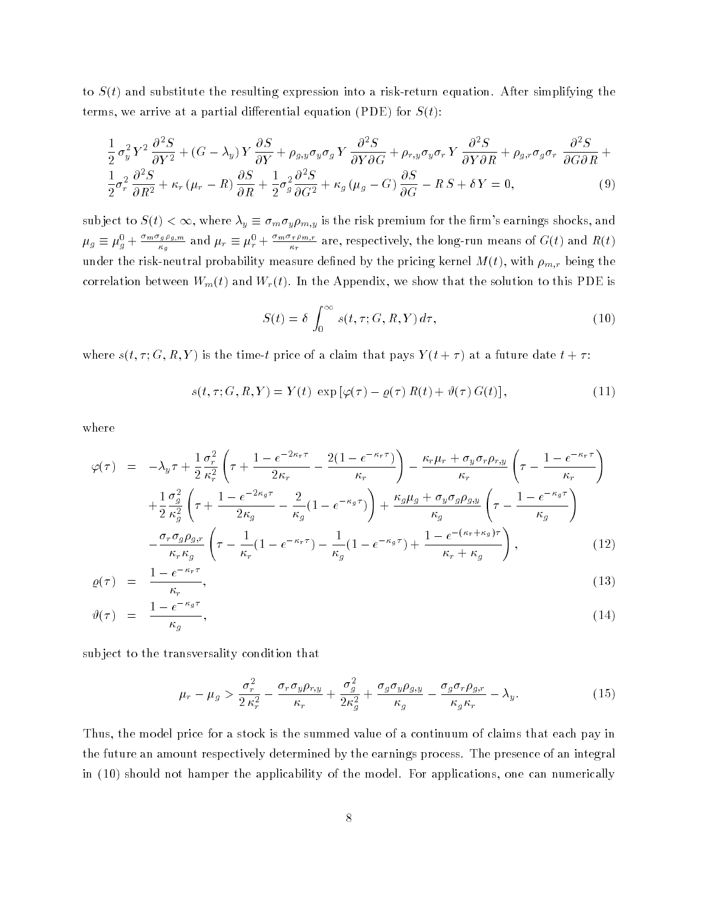to $S(t)$ and substitute the resulting expression into a risk-return equation. After simplifying the terms, we arrive at a partial differential equation (PDE) for $S(t)$:

$$\frac{1}{2}\,\sigma_y^2 Y^2\,\frac{\partial^2 S}{\partial Y^2} + (G - \lambda_y)\,Y\,\frac{\partial S}{\partial Y} + \rho_{g,y}\sigma_y\sigma_g\,Y\,\frac{\partial^2 S}{\partial Y \partial G} + \rho_{r,y}\sigma_y\sigma_r\,Y\,\frac{\partial^2 S}{\partial Y \partial R} + \rho_{g,r}\sigma_g\sigma_r\,\frac{\partial^2 S}{\partial G \partial R} +$$
$$\frac{1}{2}\sigma_r^2\,\frac{\partial^2 S}{\partial R^2} + \kappa_r\,(\mu_r - R)\,\frac{\partial S}{\partial R} + \frac{1}{2}\sigma_g^2\frac{\partial^2 S}{\partial G^2} + \kappa_g\,(\mu_g - G)\,\frac{\partial S}{\partial G} - R\,S + \delta\,Y = 0, \tag{9}$$

subject to $S(t) < \infty$, where $\lambda_y \equiv \sigma_m\sigma_y\rho_{m,y}$ is the risk premium for the firm's earnings shocks, and $\mu_g \equiv \mu_g^0 + \frac{\sigma_m\sigma_g\rho_{g,m}}{\kappa_g}$ and $\mu_r \equiv \mu_r^0 + \frac{\sigma_m\sigma_r\rho_{m,r}}{\kappa_r}$ are, respectively, the long-run means of $G(t)$ and $R(t)$ under the risk-neutral probability measure defined by the pricing kernel $M(t)$, with $\rho_{m,r}$ being the correlation between $W_m(t)$ and $W_r(t)$. In the Appendix, we show that the solution to this PDE is

$$S(t) = \delta\,\int_0^\infty\,s(t,\tau;G,R,Y)\,d\tau, \tag{10}$$

where $s(t,\tau;G,R,Y)$ is the time-$t$ price of a claim that pays $Y(t+\tau)$ at a future date $t+\tau$:

$$s(t,\tau;G,R,Y) = Y(t)\,\exp\left[\varphi(\tau) - \varrho(\tau)\,R(t) + \vartheta(\tau)\,G(t)\right], \tag{11}$$

where

$$\begin{aligned}
\varphi(\tau) \;=\;& -\lambda_y\,\tau + \frac{1}{2}\frac{\sigma_r^2}{\kappa_r^2}\left(\tau + \frac{1-e^{-2\kappa_r\tau}}{2\kappa_r} - \frac{2(1-e^{-\kappa_r\tau})}{\kappa_r}\right) - \frac{\kappa_r\mu_r + \sigma_y\sigma_r\rho_{r,y}}{\kappa_r}\left(\tau - \frac{1-e^{-\kappa_r\tau}}{\kappa_r}\right) \\
& + \frac{1}{2}\frac{\sigma_g^2}{\kappa_g^2}\left(\tau + \frac{1-e^{-2\kappa_g\tau}}{2\kappa_g} - \frac{2}{\kappa_g}(1-e^{-\kappa_g\tau})\right) + \frac{\kappa_g\mu_g + \sigma_y\sigma_g\rho_{g,y}}{\kappa_g}\left(\tau - \frac{1-e^{-\kappa_g\tau}}{\kappa_g}\right) \\
& - \frac{\sigma_r\sigma_g\rho_{g,r}}{\kappa_r\kappa_g}\left(\tau - \frac{1}{\kappa_r}(1-e^{-\kappa_r\tau}) - \frac{1}{\kappa_g}(1-e^{-\kappa_g\tau}) + \frac{1-e^{-(\kappa_r+\kappa_g)\tau}}{\kappa_r+\kappa_g}\right),
\end{aligned} \tag{12}$$

$$\varrho(\tau) \;=\; \frac{1-e^{-\kappa_r\tau}}{\kappa_r}, \tag{13}$$

$$\vartheta(\tau) \;=\; \frac{1-e^{-\kappa_g\tau}}{\kappa_g}, \tag{14}$$

subject to the transversality condition that

$$\mu_r - \mu_g > \frac{\sigma_r^2}{2\,\kappa_r^2} - \frac{\sigma_r\sigma_y\rho_{r,y}}{\kappa_r} + \frac{\sigma_g^2}{2\kappa_g^2} + \frac{\sigma_g\sigma_y\rho_{g,y}}{\kappa_g} - \frac{\sigma_g\sigma_r\rho_{g,r}}{\kappa_g\kappa_r} - \lambda_y. \tag{15}$$

Thus, the model price for a stock is the summed value of a continuum of claims that each pay in the future an amount respectively determined by the earnings process. The presence of an integral in (10) should not hamper the applicability of the model. For applications, one can numerically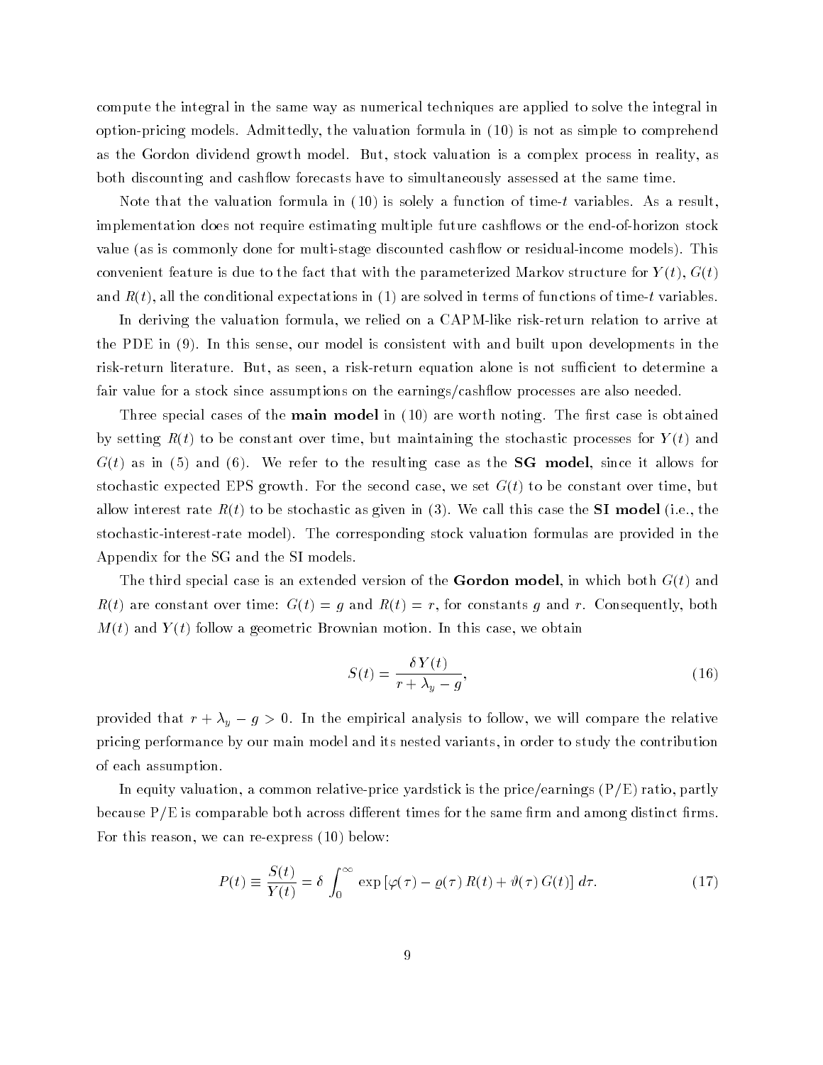compute the integral in the same way as numerical techniques are applied to solve the integral in option-pricing models. Admittedly, the valuation formula in (10) is not as simple to comprehend as the Gordon dividend growth model. But, stock valuation is a complex process in reality, as both discounting and cashflow forecasts have to simultaneously assessed at the same time.

Note that the valuation formula in (10) is solely a function of time-$t$ variables. As a result, implementation does not require estimating multiple future cashflows or the end-of-horizon stock value (as is commonly done for multi-stage discounted cashflow or residual-income models). This convenient feature is due to the fact that with the parameterized Markov structure for $Y(t)$, $G(t)$ and $R(t)$, all the conditional expectations in (1) are solved in terms of functions of time-$t$ variables.

In deriving the valuation formula, we relied on a CAPM-like risk-return relation to arrive at the PDE in (9). In this sense, our model is consistent with and built upon developments in the risk-return literature. But, as seen, a risk-return equation alone is not sufficient to determine a fair value for a stock since assumptions on the earnings/cashflow processes are also needed.

Three special cases of the **main model** in (10) are worth noting. The first case is obtained by setting $R(t)$ to be constant over time, but maintaining the stochastic processes for $Y(t)$ and $G(t)$ as in (5) and (6). We refer to the resulting case as the **SG model**, since it allows for stochastic expected EPS growth. For the second case, we set $G(t)$ to be constant over time, but allow interest rate $R(t)$ to be stochastic as given in (3). We call this case the **SI model** (i.e., the stochastic-interest-rate model). The corresponding stock valuation formulas are provided in the Appendix for the SG and the SI models.

The third special case is an extended version of the **Gordon model**, in which both $G(t)$ and $R(t)$ are constant over time: $G(t) = g$ and $R(t) = r$, for constants $g$ and $r$. Consequently, both $M(t)$ and $Y(t)$ follow a geometric Brownian motion. In this case, we obtain

$$S(t) = \frac{\delta\, Y(t)}{r + \lambda_y - g}, \tag{16}$$

provided that $r + \lambda_y - g > 0$. In the empirical analysis to follow, we will compare the relative pricing performance by our main model and its nested variants, in order to study the contribution of each assumption.

In equity valuation, a common relative-price yardstick is the price/earnings (P/E) ratio, partly because P/E is comparable both across different times for the same firm and among distinct firms. For this reason, we can re-express (10) below:

$$P(t) \equiv \frac{S(t)}{Y(t)} = \delta \int_0^\infty \exp\left[\varphi(\tau) - \varrho(\tau)\, R(t) + \vartheta(\tau)\, G(t)\right] d\tau. \tag{17}$$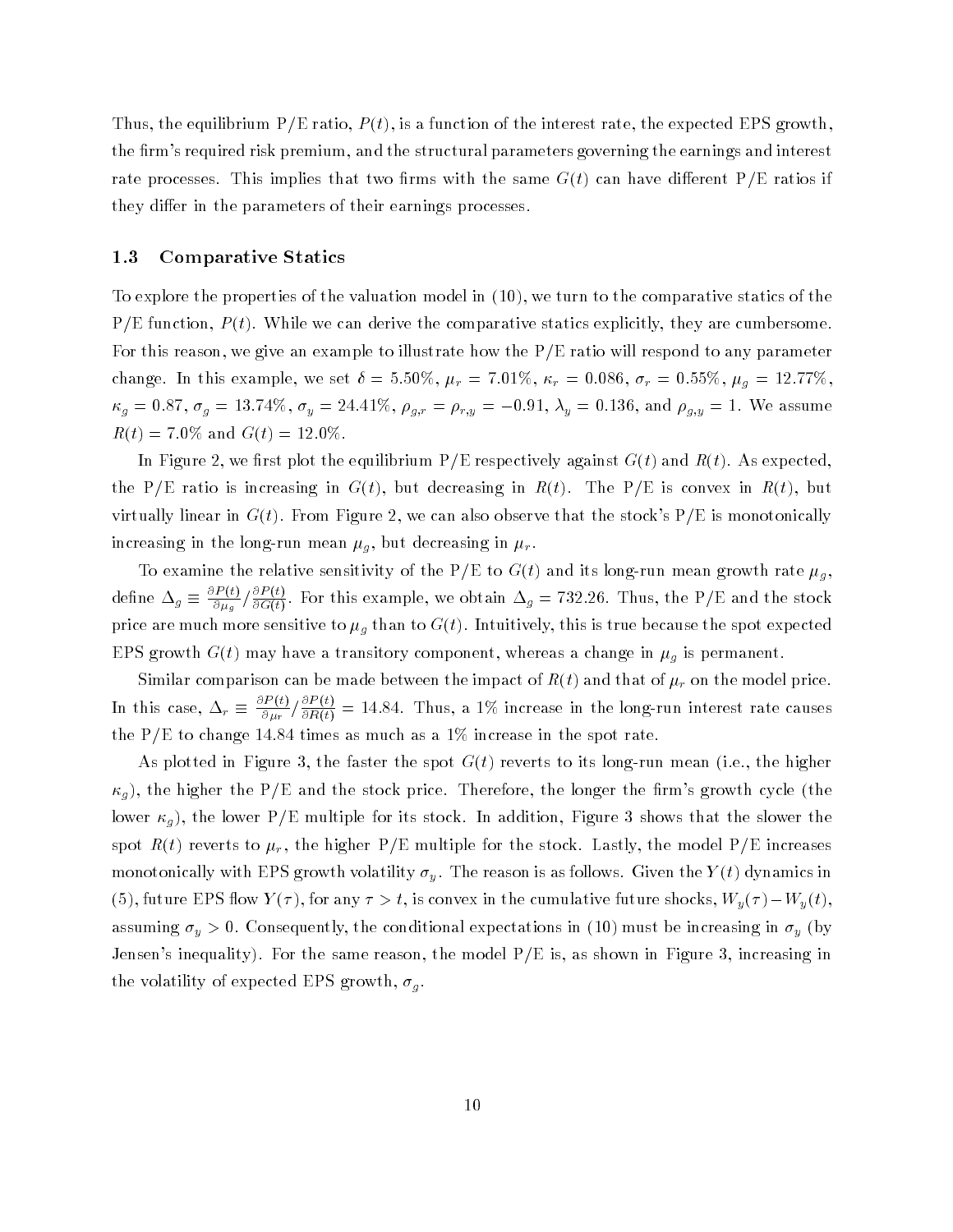Thus, the equilibrium P/E ratio, $P(t)$, is a function of the interest rate, the expected EPS growth, the firm's required risk premium, and the structural parameters governing the earnings and interest rate processes. This implies that two firms with the same $G(t)$ can have different P/E ratios if they differ in the parameters of their earnings processes.

### 1.3 Comparative Statics

To explore the properties of the valuation model in (10), we turn to the comparative statics of the P/E function, $P(t)$. While we can derive the comparative statics explicitly, they are cumbersome. For this reason, we give an example to illustrate how the P/E ratio will respond to any parameter change. In this example, we set $\delta = 5.50\%$, $\mu_r = 7.01\%$, $\kappa_r = 0.086$, $\sigma_r = 0.55\%$, $\mu_g = 12.77\%$, $\kappa_g = 0.87$, $\sigma_g = 13.74\%$, $\sigma_y = 24.41\%$, $\rho_{g,r} = \rho_{r,y} = -0.91$, $\lambda_y = 0.136$, and $\rho_{g,y} = 1$. We assume $R(t) = 7.0\%$ and $G(t) = 12.0\%$.

In Figure 2, we first plot the equilibrium P/E respectively against $G(t)$ and $R(t)$. As expected, the P/E ratio is increasing in $G(t)$, but decreasing in $R(t)$. The P/E is convex in $R(t)$, but virtually linear in $G(t)$. From Figure 2, we can also observe that the stock's P/E is monotonically increasing in the long-run mean $\mu_g$, but decreasing in $\mu_r$.

To examine the relative sensitivity of the P/E to $G(t)$ and its long-run mean growth rate $\mu_g$, define $\Delta_g \equiv \frac{\partial P(t)}{\partial \mu_g} / \frac{\partial P(t)}{\partial G(t)}$. For this example, we obtain $\Delta_g = 732.26$. Thus, the P/E and the stock price are much more sensitive to $\mu_g$ than to $G(t)$. Intuitively, this is true because the spot expected EPS growth $G(t)$ may have a transitory component, whereas a change in $\mu_g$ is permanent.

Similar comparison can be made between the impact of $R(t)$ and that of $\mu_r$ on the model price. In this case, $\Delta_r \equiv \frac{\partial P(t)}{\partial \mu_r} / \frac{\partial P(t)}{\partial R(t)} = 14.84$. Thus, a 1% increase in the long-run interest rate causes the P/E to change 14.84 times as much as a 1% increase in the spot rate.

As plotted in Figure 3, the faster the spot $G(t)$ reverts to its long-run mean (i.e., the higher $\kappa_g$), the higher the P/E and the stock price. Therefore, the longer the firm's growth cycle (the lower $\kappa_g$), the lower P/E multiple for its stock. In addition, Figure 3 shows that the slower the spot $R(t)$ reverts to $\mu_r$, the higher P/E multiple for the stock. Lastly, the model P/E increases monotonically with EPS growth volatility $\sigma_y$. The reason is as follows. Given the $Y(t)$ dynamics in (5), future EPS flow $Y(\tau)$, for any $\tau > t$, is convex in the cumulative future shocks, $W_y(\tau) - W_y(t)$, assuming $\sigma_y > 0$. Consequently, the conditional expectations in (10) must be increasing in $\sigma_y$ (by Jensen's inequality). For the same reason, the model P/E is, as shown in Figure 3, increasing in the volatility of expected EPS growth, $\sigma_g$.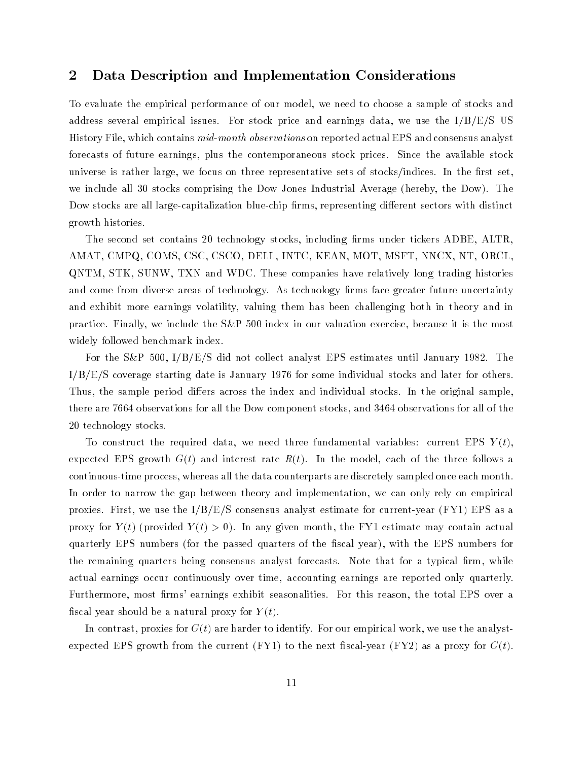## 2 Data Description and Implementation Considerations

To evaluate the empirical performance of our model, we need to choose a sample of stocks and address several empirical issues. For stock price and earnings data, we use the I/B/E/S US History File, which contains *mid-month observations* on reported actual EPS and consensus analyst forecasts of future earnings, plus the contemporaneous stock prices. Since the available stock universe is rather large, we focus on three representative sets of stocks/indices. In the first set, we include all 30 stocks comprising the Dow Jones Industrial Average (hereby, the Dow). The Dow stocks are all large-capitalization blue-chip firms, representing different sectors with distinct growth histories.

The second set contains 20 technology stocks, including firms under tickers ADBE, ALTR, AMAT, CMPQ, COMS, CSC, CSCO, DELL, INTC, KEAN, MOT, MSFT, NNCX, NT, ORCL, QNTM, STK, SUNW, TXN and WDC. These companies have relatively long trading histories and come from diverse areas of technology. As technology firms face greater future uncertainty and exhibit more earnings volatility, valuing them has been challenging both in theory and in practice. Finally, we include the S&P 500 index in our valuation exercise, because it is the most widely followed benchmark index.

For the S&P 500, I/B/E/S did not collect analyst EPS estimates until January 1982. The I/B/E/S coverage starting date is January 1976 for some individual stocks and later for others. Thus, the sample period differs across the index and individual stocks. In the original sample, there are 7664 observations for all the Dow component stocks, and 3464 observations for all of the 20 technology stocks.

To construct the required data, we need three fundamental variables: current EPS $Y(t)$, expected EPS growth $G(t)$ and interest rate $R(t)$. In the model, each of the three follows a continuous-time process, whereas all the data counterparts are discretely sampled once each month. In order to narrow the gap between theory and implementation, we can only rely on empirical proxies. First, we use the I/B/E/S consensus analyst estimate for current-year (FY1) EPS as a proxy for $Y(t)$ (provided $Y(t) > 0$). In any given month, the FY1 estimate may contain actual quarterly EPS numbers (for the passed quarters of the fiscal year), with the EPS numbers for the remaining quarters being consensus analyst forecasts. Note that for a typical firm, while actual earnings occur continuously over time, accounting earnings are reported only quarterly. Furthermore, most firms' earnings exhibit seasonalities. For this reason, the total EPS over a fiscal year should be a natural proxy for $Y(t)$.

In contrast, proxies for $G(t)$ are harder to identify. For our empirical work, we use the analyst-expected EPS growth from the current (FY1) to the next fiscal-year (FY2) as a proxy for $G(t)$.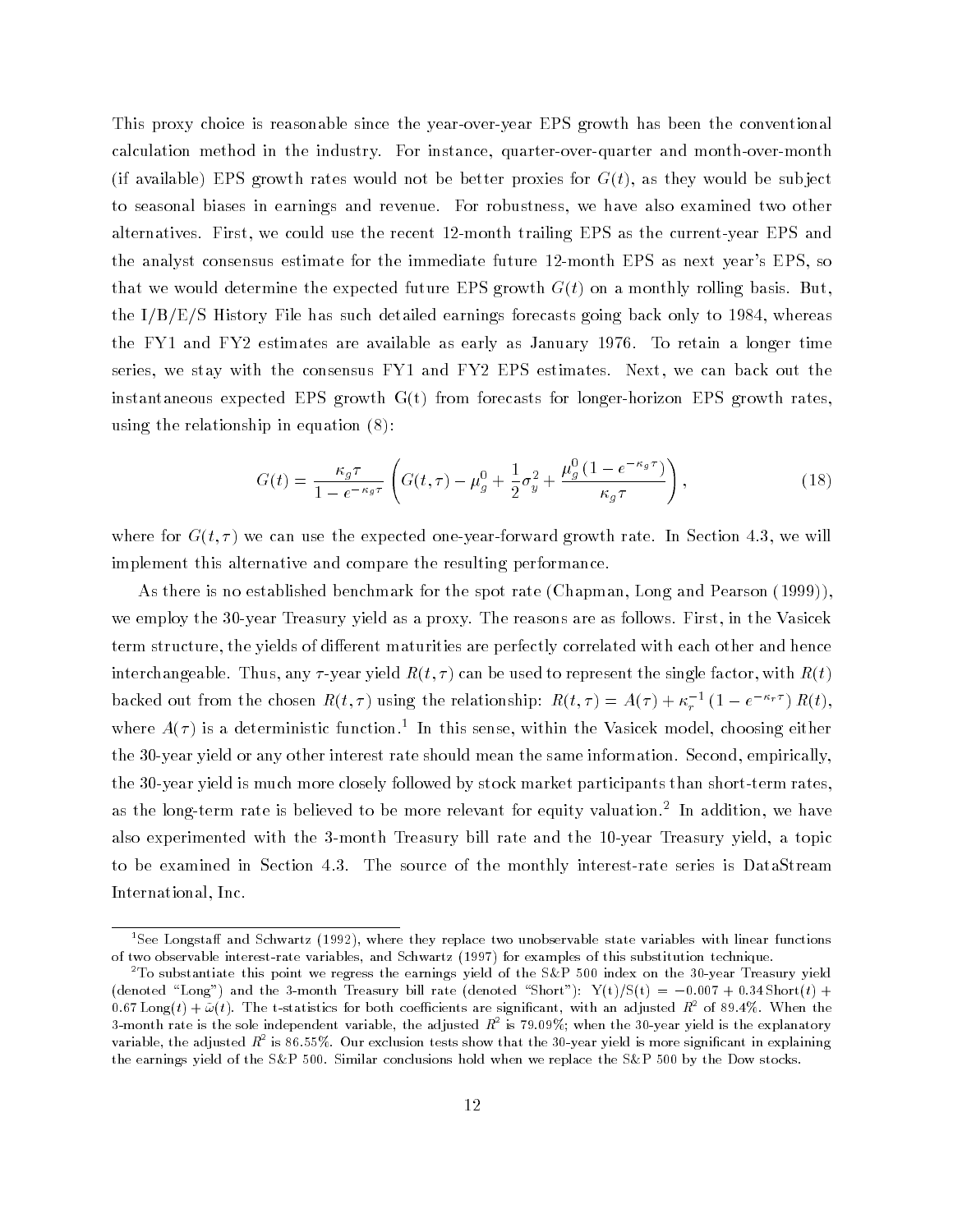This proxy choice is reasonable since the year-over-year EPS growth has been the conventional calculation method in the industry. For instance, quarter-over-quarter and month-over-month (if available) EPS growth rates would not be better proxies for $G(t)$, as they would be subject to seasonal biases in earnings and revenue. For robustness, we have also examined two other alternatives. First, we could use the recent 12-month trailing EPS as the current-year EPS and the analyst consensus estimate for the immediate future 12-month EPS as next year's EPS, so that we would determine the expected future EPS growth $G(t)$ on a monthly rolling basis. But, the I/B/E/S History File has such detailed earnings forecasts going back only to 1984, whereas the FY1 and FY2 estimates are available as early as January 1976. To retain a longer time series, we stay with the consensus FY1 and FY2 EPS estimates. Next, we can back out the instantaneous expected EPS growth G(t) from forecasts for longer-horizon EPS growth rates, using the relationship in equation (8):

$$G(t) = \frac{\kappa_g \tau}{1 - e^{-\kappa_g \tau}} \left( G(t, \tau) - \mu_g^0 + \frac{1}{2}\sigma_y^2 + \frac{\mu_g^0 \left(1 - e^{-\kappa_g \tau}\right)}{\kappa_g \tau} \right), \tag{18}$$

where for $G(t, \tau)$ we can use the expected one-year-forward growth rate. In Section 4.3, we will implement this alternative and compare the resulting performance.

As there is no established benchmark for the spot rate (Chapman, Long and Pearson (1999)), we employ the 30-year Treasury yield as a proxy. The reasons are as follows. First, in the Vasicek term structure, the yields of different maturities are perfectly correlated with each other and hence interchangeable. Thus, any $\tau$-year yield $R(t, \tau)$ can be used to represent the single factor, with $R(t)$ backed out from the chosen $R(t, \tau)$ using the relationship: $R(t, \tau) = A(\tau) + \kappa_r^{-1} \left(1 - e^{-\kappa_r \tau}\right) R(t)$, where $A(\tau)$ is a deterministic function.[1] In this sense, within the Vasicek model, choosing either the 30-year yield or any other interest rate should mean the same information. Second, empirically, the 30-year yield is much more closely followed by stock market participants than short-term rates, as the long-term rate is believed to be more relevant for equity valuation.[2] In addition, we have also experimented with the 3-month Treasury bill rate and the 10-year Treasury yield, a topic to be examined in Section 4.3. The source of the monthly interest-rate series is DataStream International, Inc.

---

[1] See Longstaff and Schwartz (1992), where they replace two unobservable state variables with linear functions of two observable interest-rate variables, and Schwartz (1997) for examples of this substitution technique.

[2] To substantiate this point we regress the earnings yield of the S&P 500 index on the 30-year Treasury yield (denoted "Long") and the 3-month Treasury bill rate (denoted "Short"): $Y(t)/S(t) = -0.007 + 0.34\,\text{Short}(t) + 0.67\,\text{Long}(t) + \tilde{\omega}(t)$. The t-statistics for both coefficients are significant, with an adjusted $R^2$ of 89.4%. When the 3-month rate is the sole independent variable, the adjusted $R^2$ is 79.09%; when the 30-year yield is the explanatory variable, the adjusted $R^2$ is 86.55%. Our exclusion tests show that the 30-year yield is more significant in explaining the earnings yield of the S&P 500. Similar conclusions hold when we replace the S&P 500 by the Dow stocks.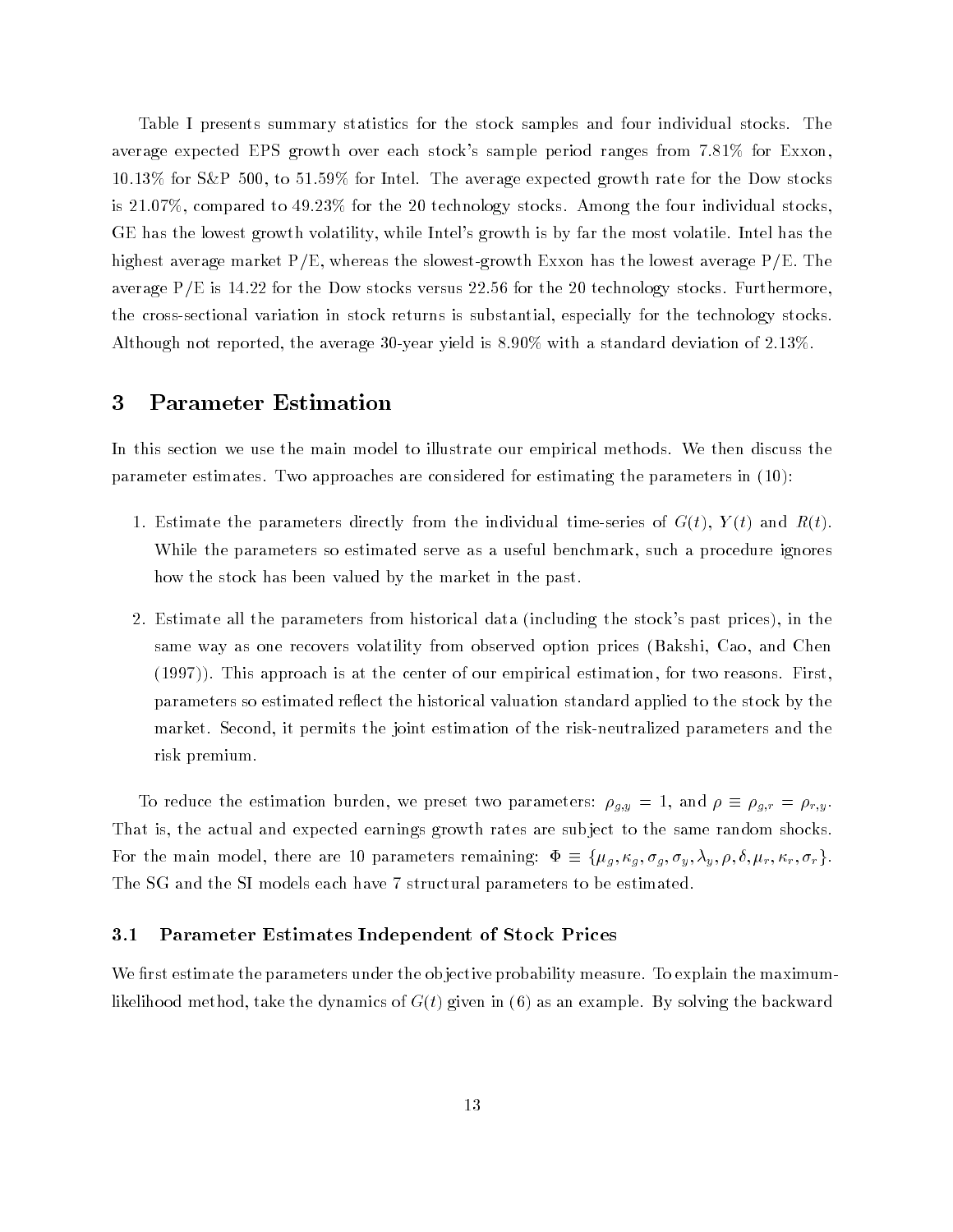Table I presents summary statistics for the stock samples and four individual stocks. The average expected EPS growth over each stock's sample period ranges from 7.81% for Exxon, 10.13% for S&P 500, to 51.59% for Intel. The average expected growth rate for the Dow stocks is 21.07%, compared to 49.23% for the 20 technology stocks. Among the four individual stocks, GE has the lowest growth volatility, while Intel's growth is by far the most volatile. Intel has the highest average market P/E, whereas the slowest-growth Exxon has the lowest average P/E. The average P/E is 14.22 for the Dow stocks versus 22.56 for the 20 technology stocks. Furthermore, the cross-sectional variation in stock returns is substantial, especially for the technology stocks. Although not reported, the average 30-year yield is 8.90% with a standard deviation of 2.13%.

# 3 Parameter Estimation

In this section we use the main model to illustrate our empirical methods. We then discuss the parameter estimates. Two approaches are considered for estimating the parameters in (10):

1. Estimate the parameters directly from the individual time-series of $G(t)$, $Y(t)$ and $R(t)$. While the parameters so estimated serve as a useful benchmark, such a procedure ignores how the stock has been valued by the market in the past.

2. Estimate all the parameters from historical data (including the stock's past prices), in the same way as one recovers volatility from observed option prices (Bakshi, Cao, and Chen (1997)). This approach is at the center of our empirical estimation, for two reasons. First, parameters so estimated reflect the historical valuation standard applied to the stock by the market. Second, it permits the joint estimation of the risk-neutralized parameters and the risk premium.

To reduce the estimation burden, we preset two parameters: $\rho_{g,y} = 1$, and $\rho \equiv \rho_{g,r} = \rho_{r,y}$. That is, the actual and expected earnings growth rates are subject to the same random shocks. For the main model, there are 10 parameters remaining: $\Phi \equiv \{\mu_g, \kappa_g, \sigma_g, \sigma_y, \lambda_y, \rho, \delta, \mu_r, \kappa_r, \sigma_r\}$. The SG and the SI models each have 7 structural parameters to be estimated.

## 3.1 Parameter Estimates Independent of Stock Prices

We first estimate the parameters under the objective probability measure. To explain the maximum-likelihood method, take the dynamics of $G(t)$ given in (6) as an example. By solving the backward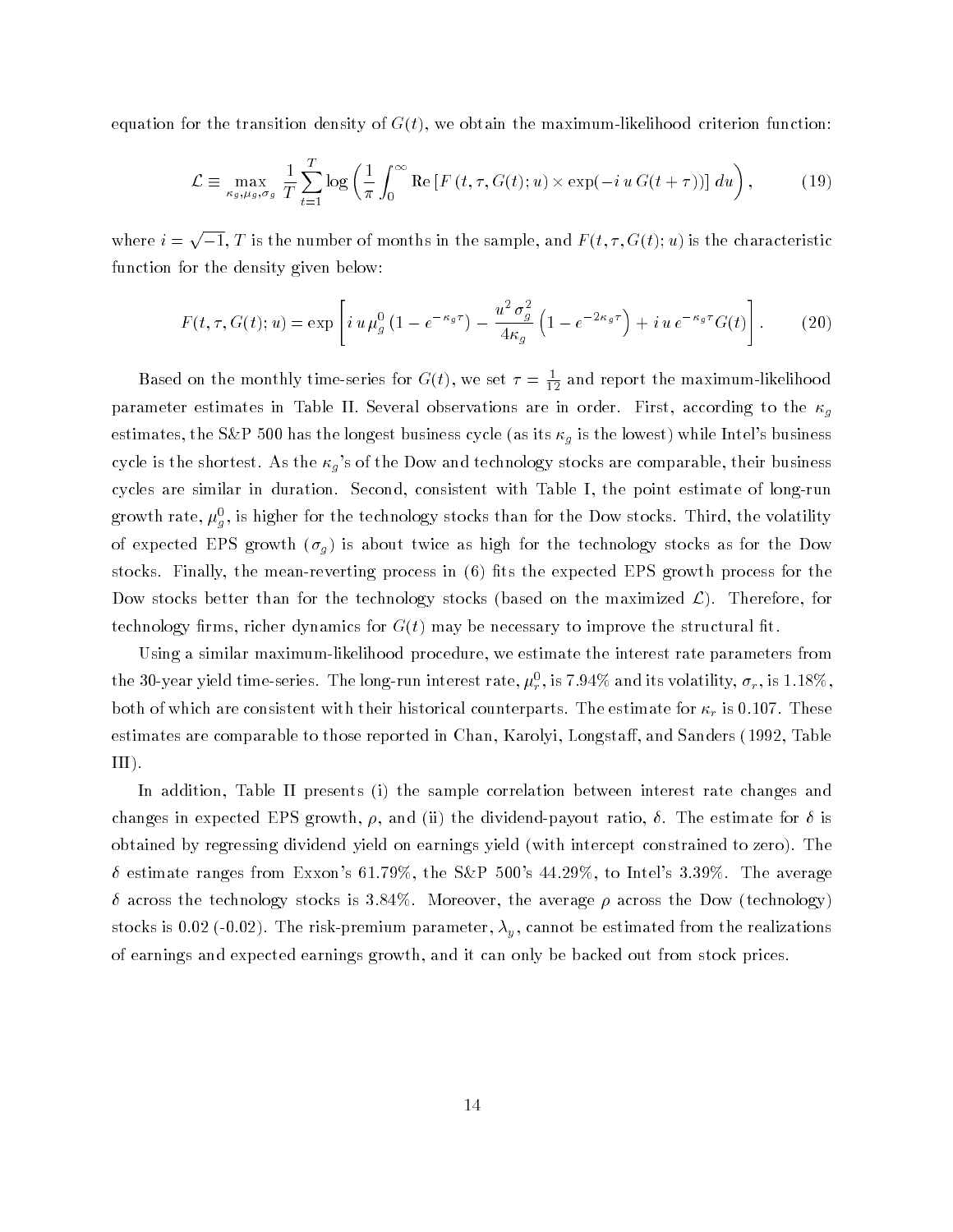equation for the transition density of $G(t)$, we obtain the maximum-likelihood criterion function:

$$\mathcal{L} \equiv \max_{\kappa_g, \mu_g, \sigma_g} \frac{1}{T} \sum_{t=1}^{T} \log \left( \frac{1}{\pi} \int_0^\infty \text{Re} \left[ F\left(t, \tau, G(t); u\right) \times \exp(-i\, u\, G(t+\tau)) \right] du \right), \tag{19}$$

where $i = \sqrt{-1}$, $T$ is the number of months in the sample, and $F(t, \tau, G(t); u)$ is the characteristic function for the density given below:

$$F(t, \tau, G(t); u) = \exp \left[ i\, u\, \mu_g^0 \left(1 - e^{-\kappa_g \tau}\right) - \frac{u^2\, \sigma_g^2}{4 \kappa_g} \left(1 - e^{-2\kappa_g \tau}\right) + i\, u\, e^{-\kappa_g \tau} G(t) \right]. \tag{20}$$

Based on the monthly time-series for $G(t)$, we set $\tau = \frac{1}{12}$ and report the maximum-likelihood parameter estimates in Table II. Several observations are in order. First, according to the $\kappa_g$ estimates, the S&P 500 has the longest business cycle (as its $\kappa_g$ is the lowest) while Intel's business cycle is the shortest. As the $\kappa_g$'s of the Dow and technology stocks are comparable, their business cycles are similar in duration. Second, consistent with Table I, the point estimate of long-run growth rate, $\mu_g^0$, is higher for the technology stocks than for the Dow stocks. Third, the volatility of expected EPS growth ($\sigma_g$) is about twice as high for the technology stocks as for the Dow stocks. Finally, the mean-reverting process in (6) fits the expected EPS growth process for the Dow stocks better than for the technology stocks (based on the maximized $\mathcal{L}$). Therefore, for technology firms, richer dynamics for $G(t)$ may be necessary to improve the structural fit.

Using a similar maximum-likelihood procedure, we estimate the interest rate parameters from the 30-year yield time-series. The long-run interest rate, $\mu_r^0$, is 7.94% and its volatility, $\sigma_r$, is 1.18%, both of which are consistent with their historical counterparts. The estimate for $\kappa_r$ is 0.107. These estimates are comparable to those reported in Chan, Karolyi, Longstaff, and Sanders (1992, Table III).

In addition, Table II presents (i) the sample correlation between interest rate changes and changes in expected EPS growth, $\rho$, and (ii) the dividend-payout ratio, $\delta$. The estimate for $\delta$ is obtained by regressing dividend yield on earnings yield (with intercept constrained to zero). The $\delta$ estimate ranges from Exxon's 61.79%, the S&P 500's 44.29%, to Intel's 3.39%. The average $\delta$ across the technology stocks is 3.84%. Moreover, the average $\rho$ across the Dow (technology) stocks is 0.02 (-0.02). The risk-premium parameter, $\lambda_y$, cannot be estimated from the realizations of earnings and expected earnings growth, and it can only be backed out from stock prices.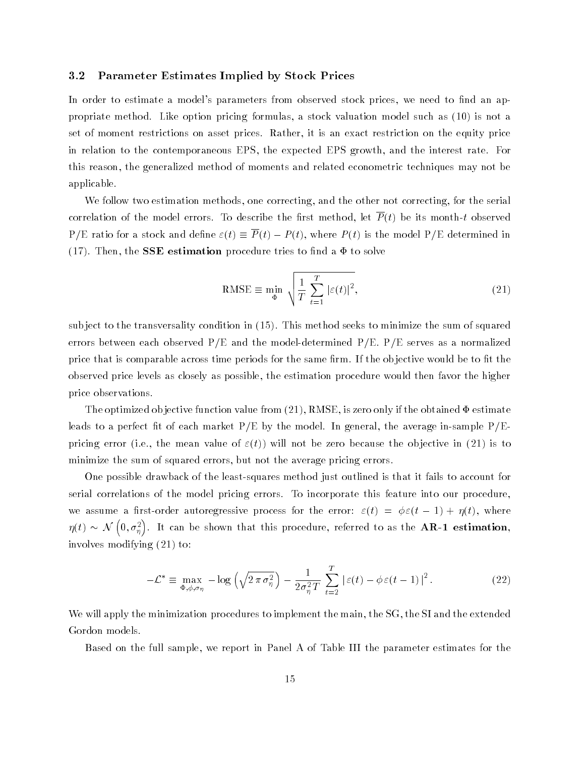### 3.2 Parameter Estimates Implied by Stock Prices

In order to estimate a model's parameters from observed stock prices, we need to find an appropriate method. Like option pricing formulas, a stock valuation model such as (10) is not a set of moment restrictions on asset prices. Rather, it is an exact restriction on the equity price in relation to the contemporaneous EPS, the expected EPS growth, and the interest rate. For this reason, the generalized method of moments and related econometric techniques may not be applicable.

We follow two estimation methods, one correcting, and the other not correcting, for the serial correlation of the model errors. To describe the first method, let $\overline{P}(t)$ be its month-$t$ observed P/E ratio for a stock and define $\varepsilon(t) \equiv \overline{P}(t) - P(t)$, where $P(t)$ is the model P/E determined in (17). Then, the **SSE estimation** procedure tries to find a $\Phi$ to solve

$$\text{RMSE} \equiv \min_{\Phi} \sqrt{\frac{1}{T} \sum_{t=1}^{T} |\varepsilon(t)|^2}, \tag{21}$$

subject to the transversality condition in (15). This method seeks to minimize the sum of squared errors between each observed P/E and the model-determined P/E. P/E serves as a normalized price that is comparable across time periods for the same firm. If the objective would be to fit the observed price levels as closely as possible, the estimation procedure would then favor the higher price observations.

The optimized objective function value from (21), RMSE, is zero only if the obtained $\Phi$ estimate leads to a perfect fit of each market P/E by the model. In general, the average in-sample P/E-pricing error (i.e., the mean value of $\varepsilon(t)$) will not be zero because the objective in (21) is to minimize the sum of squared errors, but not the average pricing errors.

One possible drawback of the least-squares method just outlined is that it fails to account for serial correlations of the model pricing errors. To incorporate this feature into our procedure, we assume a first-order autoregressive process for the error: $\varepsilon(t) = \phi \varepsilon(t-1) + \eta(t)$, where $\eta(t) \sim \mathcal{N}\left(0, \sigma_\eta^2\right)$. It can be shown that this procedure, referred to as the **AR-1 estimation**, involves modifying (21) to:

$$-\mathcal{L}^* \equiv \max_{\Phi, \phi, \sigma_\eta} -\log\left(\sqrt{2\,\pi\,\sigma_\eta^2}\right) - \frac{1}{2\sigma_\eta^2 T} \sum_{t=2}^{T} |\,\varepsilon(t) - \phi\,\varepsilon(t-1)\,|^2. \tag{22}$$

We will apply the minimization procedures to implement the main, the SG, the SI and the extended Gordon models.

Based on the full sample, we report in Panel A of Table III the parameter estimates for the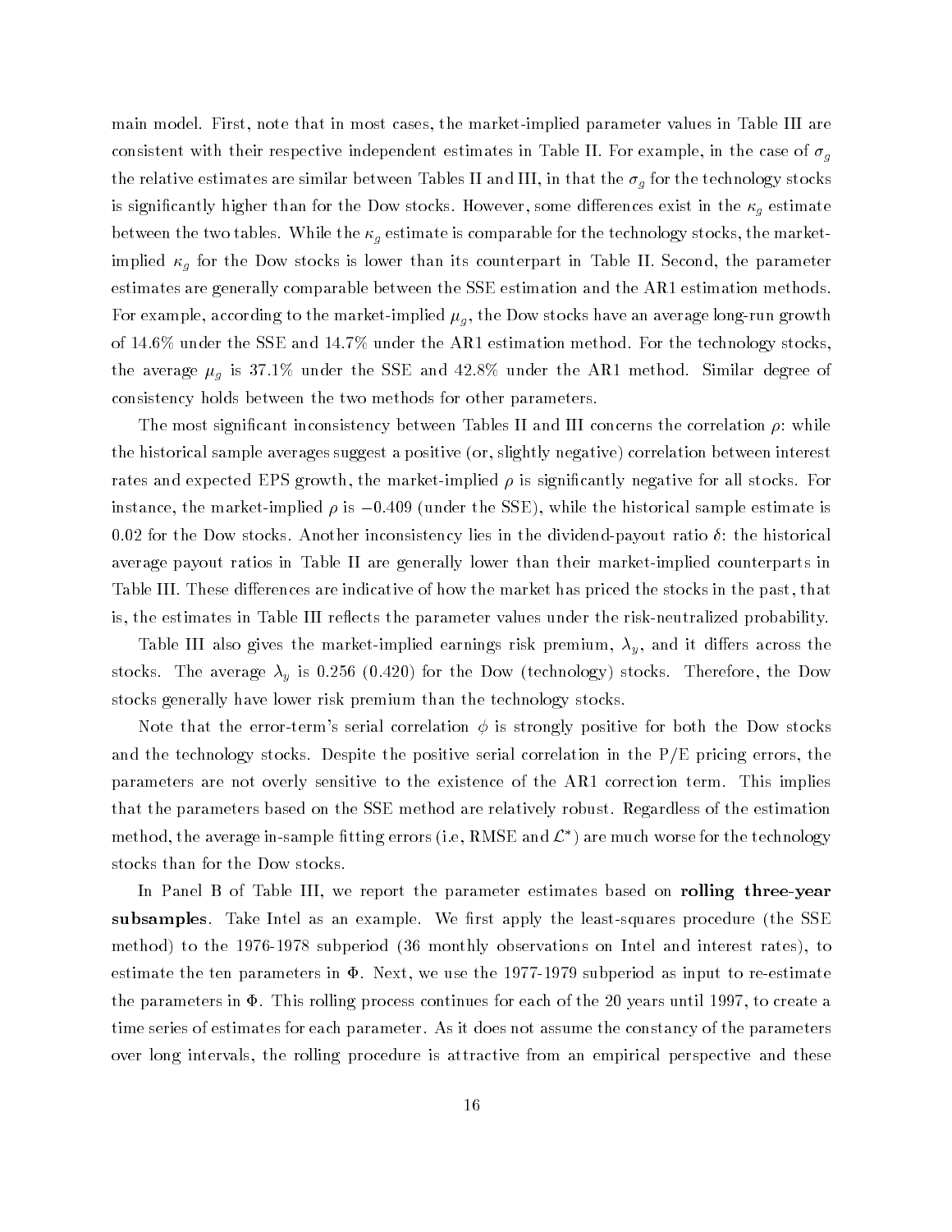main model. First, note that in most cases, the market-implied parameter values in Table III are consistent with their respective independent estimates in Table II. For example, in the case of $\sigma_g$ the relative estimates are similar between Tables II and III, in that the $\sigma_g$ for the technology stocks is significantly higher than for the Dow stocks. However, some differences exist in the $\kappa_g$ estimate between the two tables. While the $\kappa_g$ estimate is comparable for the technology stocks, the market-implied $\kappa_g$ for the Dow stocks is lower than its counterpart in Table II. Second, the parameter estimates are generally comparable between the SSE estimation and the AR1 estimation methods. For example, according to the market-implied $\mu_g$, the Dow stocks have an average long-run growth of 14.6% under the SSE and 14.7% under the AR1 estimation method. For the technology stocks, the average $\mu_g$ is 37.1% under the SSE and 42.8% under the AR1 method. Similar degree of consistency holds between the two methods for other parameters.

The most significant inconsistency between Tables II and III concerns the correlation $\rho$: while the historical sample averages suggest a positive (or, slightly negative) correlation between interest rates and expected EPS growth, the market-implied $\rho$ is significantly negative for all stocks. For instance, the market-implied $\rho$ is $-0.409$ (under the SSE), while the historical sample estimate is 0.02 for the Dow stocks. Another inconsistency lies in the dividend-payout ratio $\delta$: the historical average payout ratios in Table II are generally lower than their market-implied counterparts in Table III. These differences are indicative of how the market has priced the stocks in the past, that is, the estimates in Table III reflects the parameter values under the risk-neutralized probability.

Table III also gives the market-implied earnings risk premium, $\lambda_y$, and it differs across the stocks. The average $\lambda_y$ is 0.256 (0.420) for the Dow (technology) stocks. Therefore, the Dow stocks generally have lower risk premium than the technology stocks.

Note that the error-term's serial correlation $\phi$ is strongly positive for both the Dow stocks and the technology stocks. Despite the positive serial correlation in the P/E pricing errors, the parameters are not overly sensitive to the existence of the AR1 correction term. This implies that the parameters based on the SSE method are relatively robust. Regardless of the estimation method, the average in-sample fitting errors (i.e, RMSE and $\mathcal{L}^*$) are much worse for the technology stocks than for the Dow stocks.

In Panel B of Table III, we report the parameter estimates based on **rolling three-year subsamples**. Take Intel as an example. We first apply the least-squares procedure (the SSE method) to the 1976-1978 subperiod (36 monthly observations on Intel and interest rates), to estimate the ten parameters in $\Phi$. Next, we use the 1977-1979 subperiod as input to re-estimate the parameters in $\Phi$. This rolling process continues for each of the 20 years until 1997, to create a time series of estimates for each parameter. As it does not assume the constancy of the parameters over long intervals, the rolling procedure is attractive from an empirical perspective and these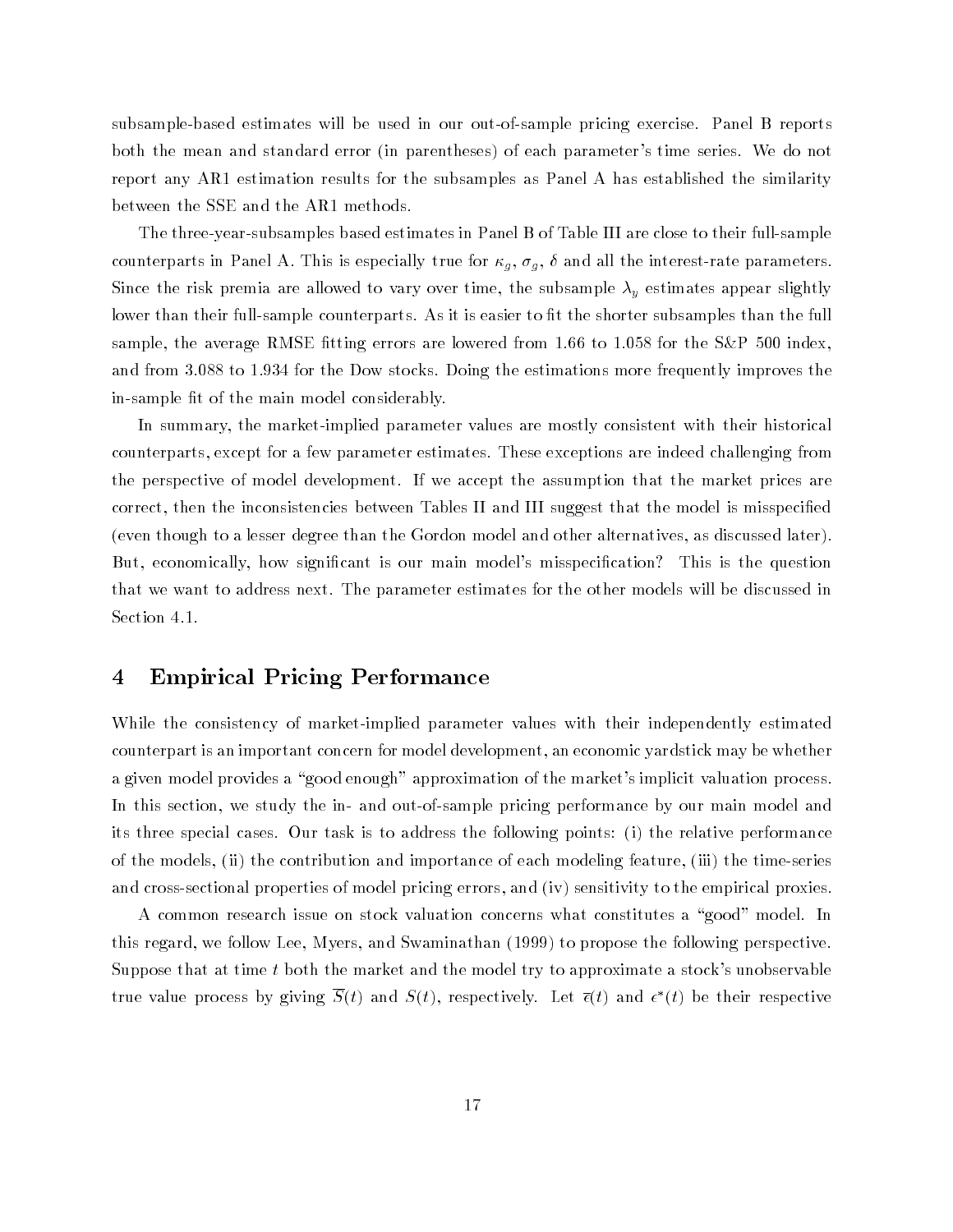subsample-based estimates will be used in our out-of-sample pricing exercise. Panel B reports both the mean and standard error (in parentheses) of each parameter's time series. We do not report any AR1 estimation results for the subsamples as Panel A has established the similarity between the SSE and the AR1 methods.

The three-year-subsamples based estimates in Panel B of Table III are close to their full-sample counterparts in Panel A. This is especially true for $\kappa_g$, $\sigma_g$, $\delta$ and all the interest-rate parameters. Since the risk premia are allowed to vary over time, the subsample $\lambda_y$ estimates appear slightly lower than their full-sample counterparts. As it is easier to fit the shorter subsamples than the full sample, the average RMSE fitting errors are lowered from 1.66 to 1.058 for the S&P 500 index, and from 3.088 to 1.934 for the Dow stocks. Doing the estimations more frequently improves the in-sample fit of the main model considerably.

In summary, the market-implied parameter values are mostly consistent with their historical counterparts, except for a few parameter estimates. These exceptions are indeed challenging from the perspective of model development. If we accept the assumption that the market prices are correct, then the inconsistencies between Tables II and III suggest that the model is misspecified (even though to a lesser degree than the Gordon model and other alternatives, as discussed later). But, economically, how significant is our main model's misspecification? This is the question that we want to address next. The parameter estimates for the other models will be discussed in Section 4.1.

# 4 Empirical Pricing Performance

While the consistency of market-implied parameter values with their independently estimated counterpart is an important concern for model development, an economic yardstick may be whether a given model provides a "good enough" approximation of the market's implicit valuation process. In this section, we study the in- and out-of-sample pricing performance by our main model and its three special cases. Our task is to address the following points: (i) the relative performance of the models, (ii) the contribution and importance of each modeling feature, (iii) the time-series and cross-sectional properties of model pricing errors, and (iv) sensitivity to the empirical proxies.

A common research issue on stock valuation concerns what constitutes a "good" model. In this regard, we follow Lee, Myers, and Swaminathan (1999) to propose the following perspective. Suppose that at time $t$ both the market and the model try to approximate a stock's unobservable true value process by giving $\overline{S}(t)$ and $S(t)$, respectively. Let $\overline{\epsilon}(t)$ and $\epsilon^*(t)$ be their respective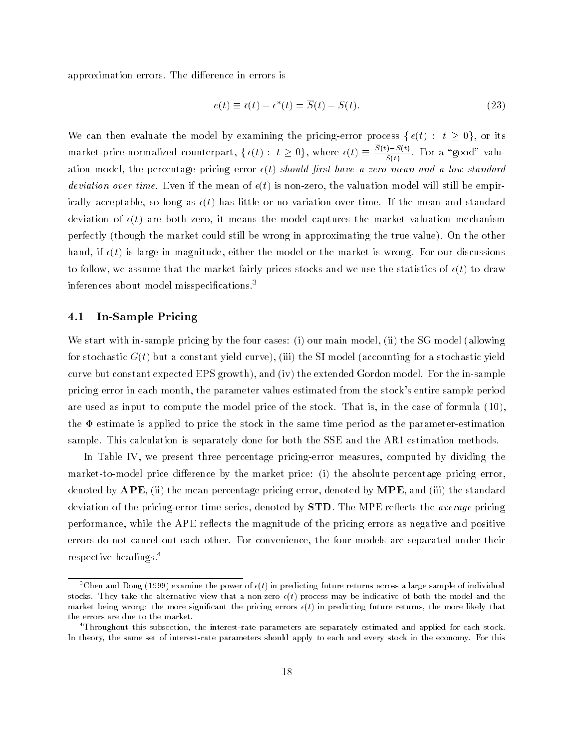approximation errors. The difference in errors is

$$\epsilon(t) \equiv \overline{\epsilon}(t) - \epsilon^*(t) = \overline{S}(t) - S(t). \tag{23}$$

We can then evaluate the model by examining the pricing-error process $\{\epsilon(t) : t \geq 0\}$, or its market-price-normalized counterpart, $\{\epsilon(t) : t \geq 0\}$, where $\epsilon(t) \equiv \frac{\overline{S}(t) - S(t)}{\overline{S}(t)}$. For a "good" valuation model, the percentage pricing error $\epsilon(t)$ *should first have a zero mean and a low standard deviation over time.* Even if the mean of $\epsilon(t)$ is non-zero, the valuation model will still be empirically acceptable, so long as $\epsilon(t)$ has little or no variation over time. If the mean and standard deviation of $\epsilon(t)$ are both zero, it means the model captures the market valuation mechanism perfectly (though the market could still be wrong in approximating the true value). On the other hand, if $\epsilon(t)$ is large in magnitude, either the model or the market is wrong. For our discussions to follow, we assume that the market fairly prices stocks and we use the statistics of $\epsilon(t)$ to draw inferences about model misspecifications.[3]

### 4.1 In-Sample Pricing

We start with in-sample pricing by the four cases: (i) our main model, (ii) the SG model (allowing for stochastic $G(t)$ but a constant yield curve), (iii) the SI model (accounting for a stochastic yield curve but constant expected EPS growth), and (iv) the extended Gordon model. For the in-sample pricing error in each month, the parameter values estimated from the stock's entire sample period are used as input to compute the model price of the stock. That is, in the case of formula (10), the $\Phi$ estimate is applied to price the stock in the same time period as the parameter-estimation sample. This calculation is separately done for both the SSE and the AR1 estimation methods.

In Table IV, we present three percentage pricing-error measures, computed by dividing the market-to-model price difference by the market price: (i) the absolute percentage pricing error, denoted by **APE**, (ii) the mean percentage pricing error, denoted by **MPE**, and (iii) the standard deviation of the pricing-error time series, denoted by **STD**. The MPE reflects the *average* pricing performance, while the APE reflects the magnitude of the pricing errors as negative and positive errors do not cancel out each other. For convenience, the four models are separated under their respective headings.[4]

---

[3] Chen and Dong (1999) examine the power of $\epsilon(t)$ in predicting future returns across a large sample of individual stocks. They take the alternative view that a non-zero $\epsilon(t)$ process may be indicative of both the model and the market being wrong: the more significant the pricing errors $\epsilon(t)$ in predicting future returns, the more likely that the errors are due to the market.

[4] Throughout this subsection, the interest-rate parameters are separately estimated and applied for each stock. In theory, the same set of interest-rate parameters should apply to each and every stock in the economy. For this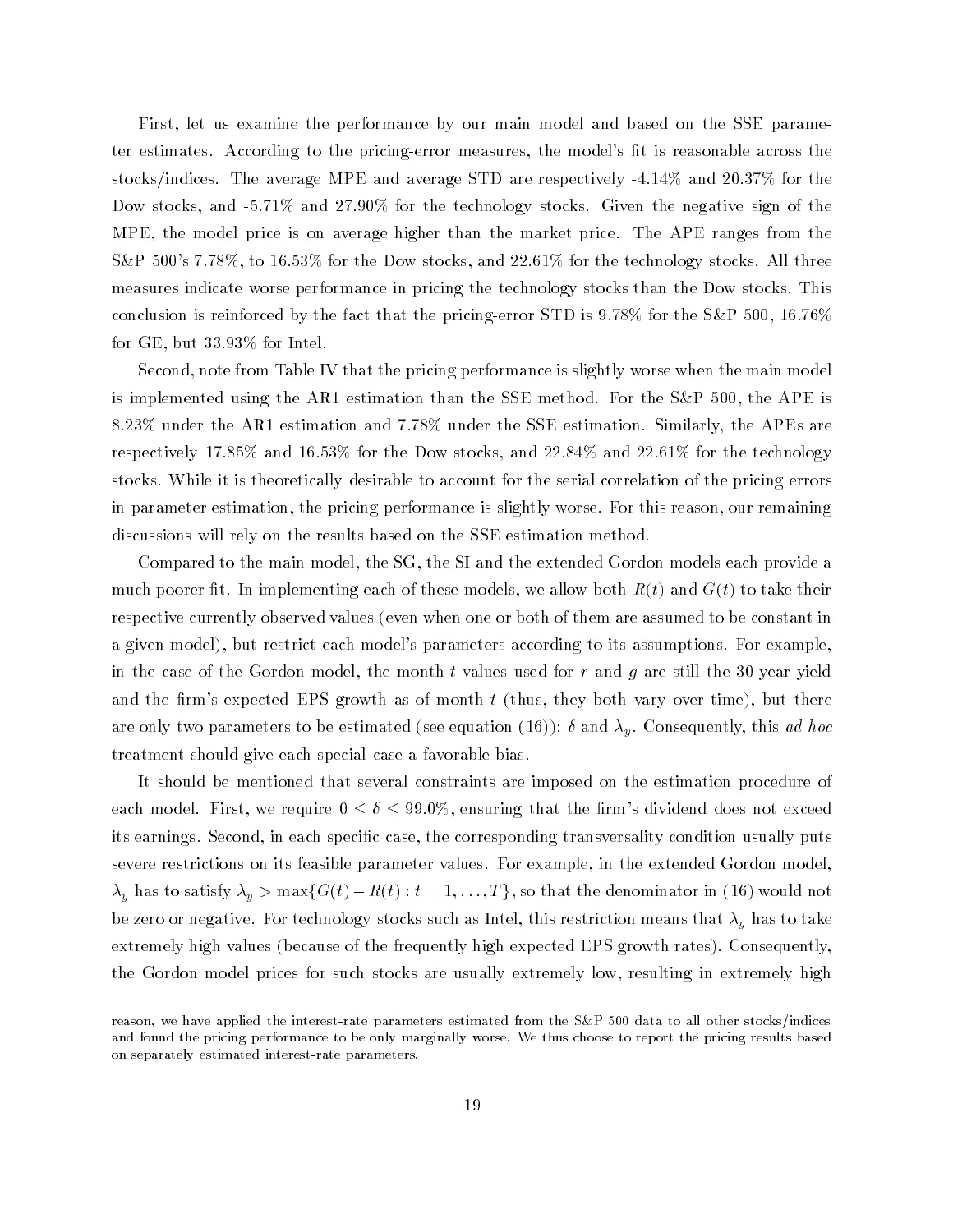First, let us examine the performance by our main model and based on the SSE parameter estimates. According to the pricing-error measures, the model's fit is reasonable across the stocks/indices. The average MPE and average STD are respectively -4.14% and 20.37% for the Dow stocks, and -5.71% and 27.90% for the technology stocks. Given the negative sign of the MPE, the model price is on average higher than the market price. The APE ranges from the S&P 500's 7.78%, to 16.53% for the Dow stocks, and 22.61% for the technology stocks. All three measures indicate worse performance in pricing the technology stocks than the Dow stocks. This conclusion is reinforced by the fact that the pricing-error STD is 9.78% for the S&P 500, 16.76% for GE, but 33.93% for Intel.

Second, note from Table IV that the pricing performance is slightly worse when the main model is implemented using the AR1 estimation than the SSE method. For the S&P 500, the APE is 8.23% under the AR1 estimation and 7.78% under the SSE estimation. Similarly, the APEs are respectively 17.85% and 16.53% for the Dow stocks, and 22.84% and 22.61% for the technology stocks. While it is theoretically desirable to account for the serial correlation of the pricing errors in parameter estimation, the pricing performance is slightly worse. For this reason, our remaining discussions will rely on the results based on the SSE estimation method.

Compared to the main model, the SG, the SI and the extended Gordon models each provide a much poorer fit. In implementing each of these models, we allow both $R(t)$ and $G(t)$ to take their respective currently observed values (even when one or both of them are assumed to be constant in a given model), but restrict each model's parameters according to its assumptions. For example, in the case of the Gordon model, the month-$t$ values used for $r$ and $g$ are still the 30-year yield and the firm's expected EPS growth as of month $t$ (thus, they both vary over time), but there are only two parameters to be estimated (see equation (16)): $\delta$ and $\lambda_y$. Consequently, this *ad hoc* treatment should give each special case a favorable bias.

It should be mentioned that several constraints are imposed on the estimation procedure of each model. First, we require $0 \leq \delta \leq 99.0\%$, ensuring that the firm's dividend does not exceed its earnings. Second, in each specific case, the corresponding transversality condition usually puts severe restrictions on its feasible parameter values. For example, in the extended Gordon model, $\lambda_y$ has to satisfy $\lambda_y > \max\{G(t) - R(t) : t = 1, \ldots, T\}$, so that the denominator in (16) would not be zero or negative. For technology stocks such as Intel, this restriction means that $\lambda_y$ has to take extremely high values (because of the frequently high expected EPS growth rates). Consequently, the Gordon model prices for such stocks are usually extremely low, resulting in extremely high

reason, we have applied the interest-rate parameters estimated from the S&P 500 data to all other stocks/indices and found the pricing performance to be only marginally worse. We thus choose to report the pricing results based on separately estimated interest-rate parameters.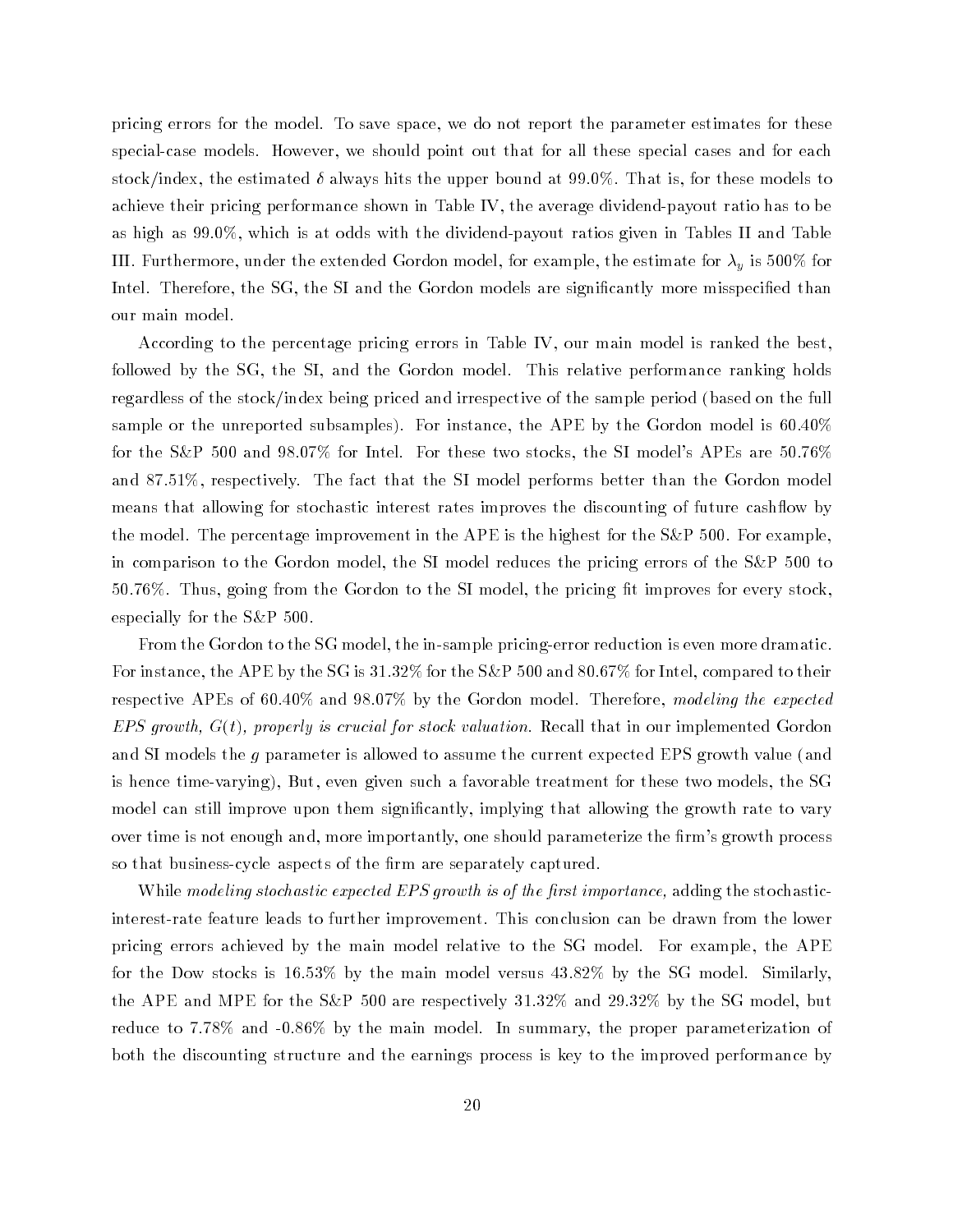pricing errors for the model. To save space, we do not report the parameter estimates for these special-case models. However, we should point out that for all these special cases and for each stock/index, the estimated $\delta$ always hits the upper bound at 99.0%. That is, for these models to achieve their pricing performance shown in Table IV, the average dividend-payout ratio has to be as high as 99.0%, which is at odds with the dividend-payout ratios given in Tables II and Table III. Furthermore, under the extended Gordon model, for example, the estimate for $\lambda_y$ is 500% for Intel. Therefore, the SG, the SI and the Gordon models are significantly more misspecified than our main model.

According to the percentage pricing errors in Table IV, our main model is ranked the best, followed by the SG, the SI, and the Gordon model. This relative performance ranking holds regardless of the stock/index being priced and irrespective of the sample period (based on the full sample or the unreported subsamples). For instance, the APE by the Gordon model is 60.40% for the S&P 500 and 98.07% for Intel. For these two stocks, the SI model's APEs are 50.76% and 87.51%, respectively. The fact that the SI model performs better than the Gordon model means that allowing for stochastic interest rates improves the discounting of future cashflow by the model. The percentage improvement in the APE is the highest for the S&P 500. For example, in comparison to the Gordon model, the SI model reduces the pricing errors of the S&P 500 to 50.76%. Thus, going from the Gordon to the SI model, the pricing fit improves for every stock, especially for the S&P 500.

From the Gordon to the SG model, the in-sample pricing-error reduction is even more dramatic. For instance, the APE by the SG is 31.32% for the S&P 500 and 80.67% for Intel, compared to their respective APEs of 60.40% and 98.07% by the Gordon model. Therefore, *modeling the expected EPS growth, $G(t)$, properly is crucial for stock valuation.* Recall that in our implemented Gordon and SI models the $g$ parameter is allowed to assume the current expected EPS growth value (and is hence time-varying), But, even given such a favorable treatment for these two models, the SG model can still improve upon them significantly, implying that allowing the growth rate to vary over time is not enough and, more importantly, one should parameterize the firm's growth process so that business-cycle aspects of the firm are separately captured.

While *modeling stochastic expected EPS growth is of the first importance,* adding the stochastic-interest-rate feature leads to further improvement. This conclusion can be drawn from the lower pricing errors achieved by the main model relative to the SG model. For example, the APE for the Dow stocks is 16.53% by the main model versus 43.82% by the SG model. Similarly, the APE and MPE for the S&P 500 are respectively 31.32% and 29.32% by the SG model, but reduce to 7.78% and -0.86% by the main model. In summary, the proper parameterization of both the discounting structure and the earnings process is key to the improved performance by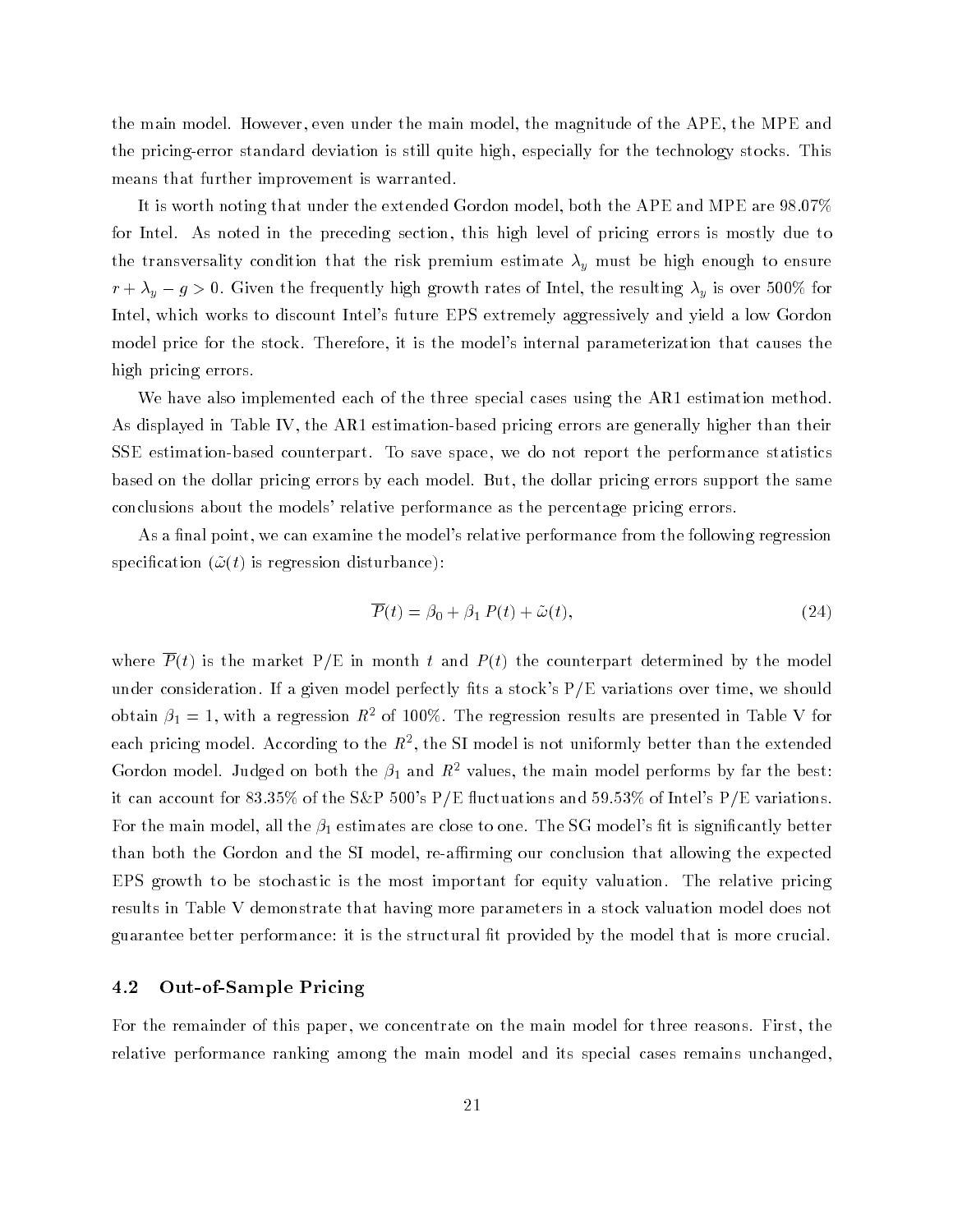the main model. However, even under the main model, the magnitude of the APE, the MPE and the pricing-error standard deviation is still quite high, especially for the technology stocks. This means that further improvement is warranted.

It is worth noting that under the extended Gordon model, both the APE and MPE are 98.07% for Intel. As noted in the preceding section, this high level of pricing errors is mostly due to the transversality condition that the risk premium estimate $\lambda_y$ must be high enough to ensure $r + \lambda_y - g > 0$. Given the frequently high growth rates of Intel, the resulting $\lambda_y$ is over 500% for Intel, which works to discount Intel's future EPS extremely aggressively and yield a low Gordon model price for the stock. Therefore, it is the model's internal parameterization that causes the high pricing errors.

We have also implemented each of the three special cases using the AR1 estimation method. As displayed in Table IV, the AR1 estimation-based pricing errors are generally higher than their SSE estimation-based counterpart. To save space, we do not report the performance statistics based on the dollar pricing errors by each model. But, the dollar pricing errors support the same conclusions about the models' relative performance as the percentage pricing errors.

As a final point, we can examine the model's relative performance from the following regression specification ($\tilde{\omega}(t)$ is regression disturbance):

$$\overline{P}(t) = \beta_0 + \beta_1 \, P(t) + \tilde{\omega}(t), \tag{24}$$

where $\overline{P}(t)$ is the market P/E in month $t$ and $P(t)$ the counterpart determined by the model under consideration. If a given model perfectly fits a stock's P/E variations over time, we should obtain $\beta_1 = 1$, with a regression $R^2$ of 100%. The regression results are presented in Table V for each pricing model. According to the $R^2$, the SI model is not uniformly better than the extended Gordon model. Judged on both the $\beta_1$ and $R^2$ values, the main model performs by far the best: it can account for 83.35% of the S&P 500's P/E fluctuations and 59.53% of Intel's P/E variations. For the main model, all the $\beta_1$ estimates are close to one. The SG model's fit is significantly better than both the Gordon and the SI model, re-affirming our conclusion that allowing the expected EPS growth to be stochastic is the most important for equity valuation. The relative pricing results in Table V demonstrate that having more parameters in a stock valuation model does not guarantee better performance: it is the structural fit provided by the model that is more crucial.

## 4.2 Out-of-Sample Pricing

For the remainder of this paper, we concentrate on the main model for three reasons. First, the relative performance ranking among the main model and its special cases remains unchanged,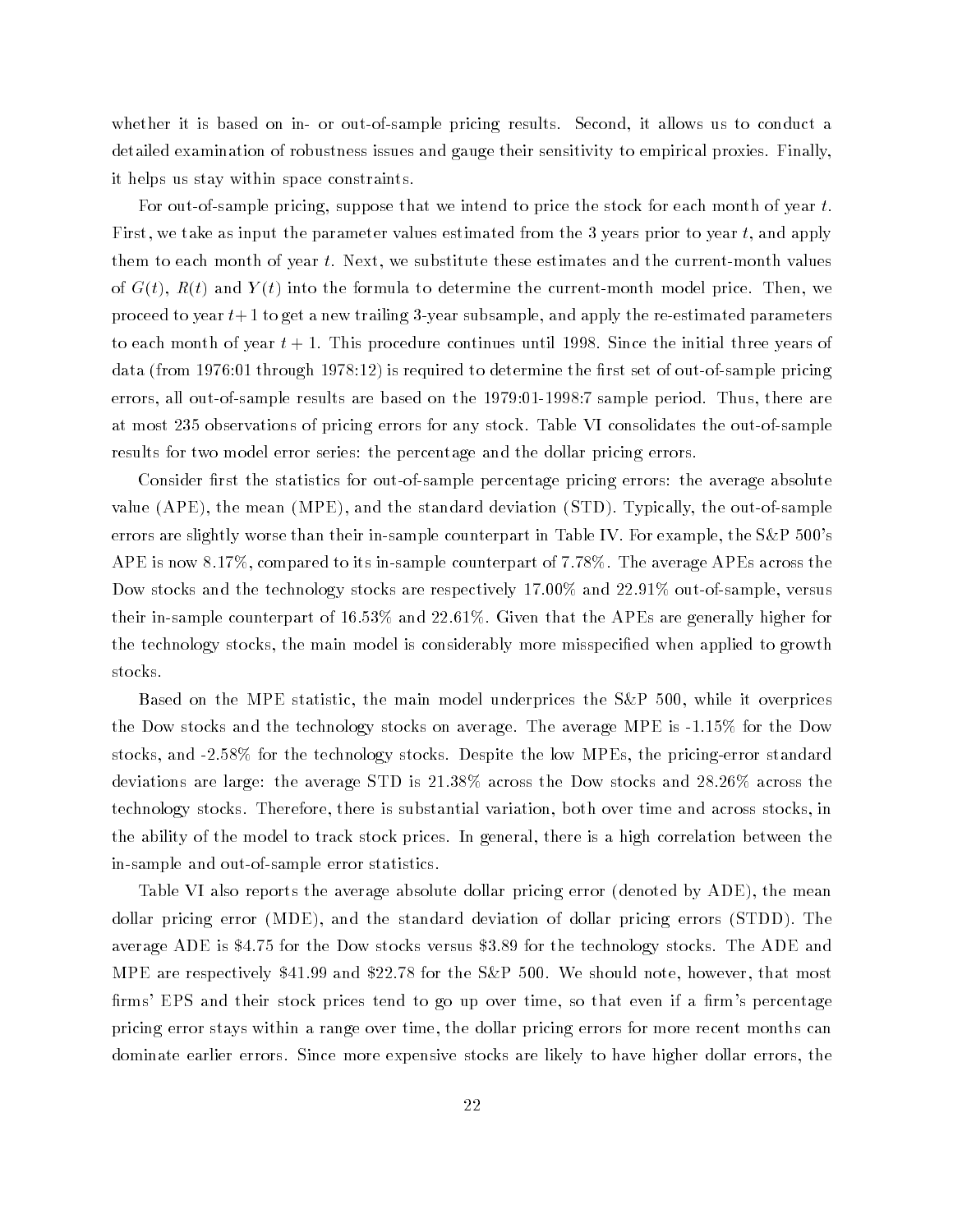whether it is based on in- or out-of-sample pricing results. Second, it allows us to conduct a detailed examination of robustness issues and gauge their sensitivity to empirical proxies. Finally, it helps us stay within space constraints.

For out-of-sample pricing, suppose that we intend to price the stock for each month of year $t$. First, we take as input the parameter values estimated from the 3 years prior to year $t$, and apply them to each month of year $t$. Next, we substitute these estimates and the current-month values of $G(t)$, $R(t)$ and $Y(t)$ into the formula to determine the current-month model price. Then, we proceed to year $t+1$ to get a new trailing 3-year subsample, and apply the re-estimated parameters to each month of year $t+1$. This procedure continues until 1998. Since the initial three years of data (from 1976:01 through 1978:12) is required to determine the first set of out-of-sample pricing errors, all out-of-sample results are based on the 1979:01-1998:7 sample period. Thus, there are at most 235 observations of pricing errors for any stock. Table VI consolidates the out-of-sample results for two model error series: the percentage and the dollar pricing errors.

Consider first the statistics for out-of-sample percentage pricing errors: the average absolute value (APE), the mean (MPE), and the standard deviation (STD). Typically, the out-of-sample errors are slightly worse than their in-sample counterpart in Table IV. For example, the S&P 500's APE is now 8.17%, compared to its in-sample counterpart of 7.78%. The average APEs across the Dow stocks and the technology stocks are respectively 17.00% and 22.91% out-of-sample, versus their in-sample counterpart of 16.53% and 22.61%. Given that the APEs are generally higher for the technology stocks, the main model is considerably more misspecified when applied to growth stocks.

Based on the MPE statistic, the main model underprices the S&P 500, while it overprices the Dow stocks and the technology stocks on average. The average MPE is -1.15% for the Dow stocks, and -2.58% for the technology stocks. Despite the low MPEs, the pricing-error standard deviations are large: the average STD is 21.38% across the Dow stocks and 28.26% across the technology stocks. Therefore, there is substantial variation, both over time and across stocks, in the ability of the model to track stock prices. In general, there is a high correlation between the in-sample and out-of-sample error statistics.

Table VI also reports the average absolute dollar pricing error (denoted by ADE), the mean dollar pricing error (MDE), and the standard deviation of dollar pricing errors (STDD). The average ADE is \$4.75 for the Dow stocks versus \$3.89 for the technology stocks. The ADE and MPE are respectively \$41.99 and \$22.78 for the S&P 500. We should note, however, that most firms' EPS and their stock prices tend to go up over time, so that even if a firm's percentage pricing error stays within a range over time, the dollar pricing errors for more recent months can dominate earlier errors. Since more expensive stocks are likely to have higher dollar errors, the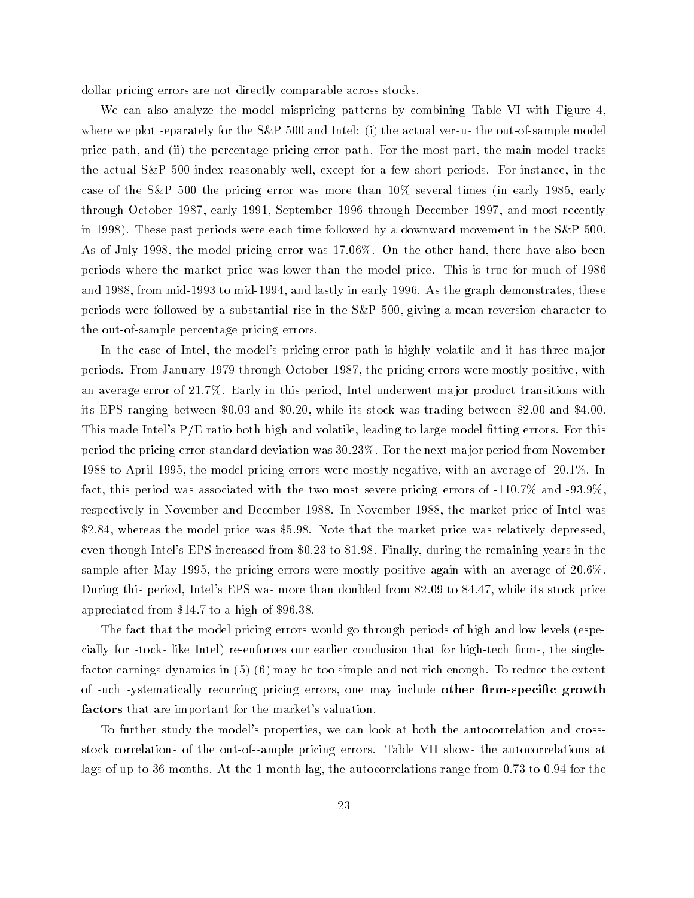dollar pricing errors are not directly comparable across stocks.

We can also analyze the model mispricing patterns by combining Table VI with Figure 4, where we plot separately for the S&P 500 and Intel: (i) the actual versus the out-of-sample model price path, and (ii) the percentage pricing-error path. For the most part, the main model tracks the actual S&P 500 index reasonably well, except for a few short periods. For instance, in the case of the S&P 500 the pricing error was more than 10% several times (in early 1985, early through October 1987, early 1991, September 1996 through December 1997, and most recently in 1998). These past periods were each time followed by a downward movement in the S&P 500. As of July 1998, the model pricing error was 17.06%. On the other hand, there have also been periods where the market price was lower than the model price. This is true for much of 1986 and 1988, from mid-1993 to mid-1994, and lastly in early 1996. As the graph demonstrates, these periods were followed by a substantial rise in the S&P 500, giving a mean-reversion character to the out-of-sample percentage pricing errors.

In the case of Intel, the model's pricing-error path is highly volatile and it has three major periods. From January 1979 through October 1987, the pricing errors were mostly positive, with an average error of 21.7%. Early in this period, Intel underwent major product transitions with its EPS ranging between $0.03 and $0.20, while its stock was trading between $2.00 and $4.00. This made Intel's P/E ratio both high and volatile, leading to large model fitting errors. For this period the pricing-error standard deviation was 30.23%. For the next major period from November 1988 to April 1995, the model pricing errors were mostly negative, with an average of -20.1%. In fact, this period was associated with the two most severe pricing errors of -110.7% and -93.9%, respectively in November and December 1988. In November 1988, the market price of Intel was $2.84, whereas the model price was $5.98. Note that the market price was relatively depressed, even though Intel's EPS increased from $0.23 to $1.98. Finally, during the remaining years in the sample after May 1995, the pricing errors were mostly positive again with an average of 20.6%. During this period, Intel's EPS was more than doubled from $2.09 to $4.47, while its stock price appreciated from $14.7 to a high of $96.38.

The fact that the model pricing errors would go through periods of high and low levels (especially for stocks like Intel) re-enforces our earlier conclusion that for high-tech firms, the single-factor earnings dynamics in (5)-(6) may be too simple and not rich enough. To reduce the extent of such systematically recurring pricing errors, one may include **other firm-specific growth factors** that are important for the market's valuation.

To further study the model's properties, we can look at both the autocorrelation and cross-stock correlations of the out-of-sample pricing errors. Table VII shows the autocorrelations at lags of up to 36 months. At the 1-month lag, the autocorrelations range from 0.73 to 0.94 for the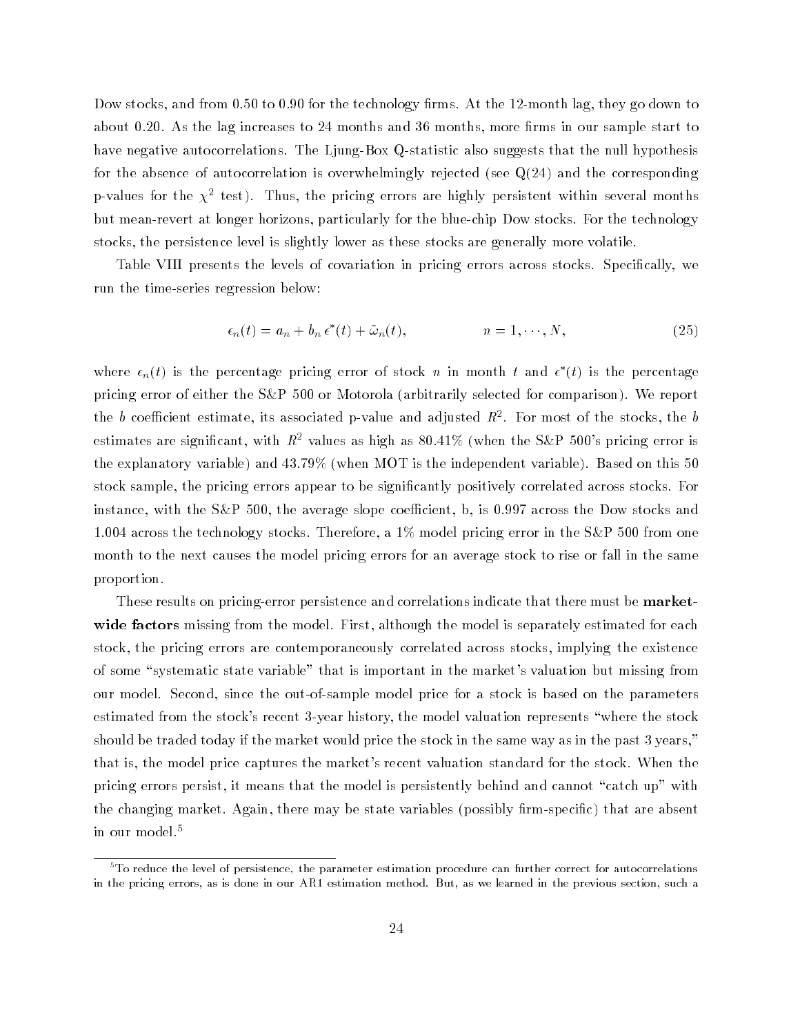Dow stocks, and from 0.50 to 0.90 for the technology firms. At the 12-month lag, they go down to about 0.20. As the lag increases to 24 months and 36 months, more firms in our sample start to have negative autocorrelations. The Ljung-Box Q-statistic also suggests that the null hypothesis for the absence of autocorrelation is overwhelmingly rejected (see Q(24) and the corresponding p-values for the $\chi^2$ test). Thus, the pricing errors are highly persistent within several months but mean-revert at longer horizons, particularly for the blue-chip Dow stocks. For the technology stocks, the persistence level is slightly lower as these stocks are generally more volatile.

Table VIII presents the levels of covariation in pricing errors across stocks. Specifically, we run the time-series regression below:

$$\epsilon_n(t) = a_n + b_n\, \epsilon^*(t) + \tilde{\omega}_n(t), \qquad\qquad n = 1, \cdots, N, \tag{25}$$

where $\epsilon_n(t)$ is the percentage pricing error of stock $n$ in month $t$ and $\epsilon^*(t)$ is the percentage pricing error of either the S&P 500 or Motorola (arbitrarily selected for comparison). We report the $b$ coefficient estimate, its associated p-value and adjusted $R^2$. For most of the stocks, the $b$ estimates are significant, with $R^2$ values as high as 80.41% (when the S&P 500's pricing error is the explanatory variable) and 43.79% (when MOT is the independent variable). Based on this 50 stock sample, the pricing errors appear to be significantly positively correlated across stocks. For instance, with the S&P 500, the average slope coefficient, b, is 0.997 across the Dow stocks and 1.004 across the technology stocks. Therefore, a 1% model pricing error in the S&P 500 from one month to the next causes the model pricing errors for an average stock to rise or fall in the same proportion.

These results on pricing-error persistence and correlations indicate that there must be **market-wide factors** missing from the model. First, although the model is separately estimated for each stock, the pricing errors are contemporaneously correlated across stocks, implying the existence of some "systematic state variable" that is important in the market's valuation but missing from our model. Second, since the out-of-sample model price for a stock is based on the parameters estimated from the stock's recent 3-year history, the model valuation represents "where the stock should be traded today if the market would price the stock in the same way as in the past 3 years," that is, the model price captures the market's recent valuation standard for the stock. When the pricing errors persist, it means that the model is persistently behind and cannot "catch up" with the changing market. Again, there may be state variables (possibly firm-specific) that are absent in our model.[5]

[5]To reduce the level of persistence, the parameter estimation procedure can further correct for autocorrelations in the pricing errors, as is done in our AR1 estimation method. But, as we learned in the previous section, such a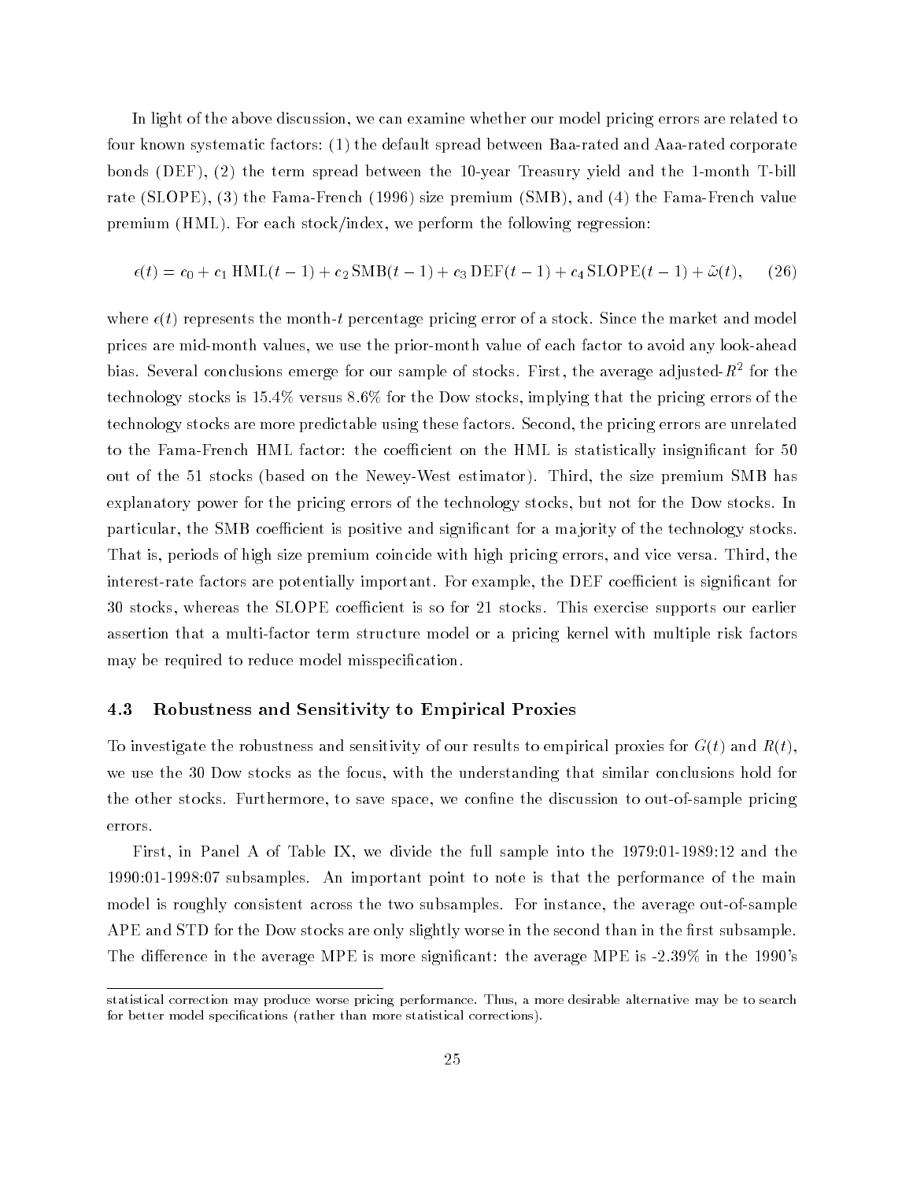In light of the above discussion, we can examine whether our model pricing errors are related to four known systematic factors: (1) the default spread between Baa-rated and Aaa-rated corporate bonds (DEF), (2) the term spread between the 10-year Treasury yield and the 1-month T-bill rate (SLOPE), (3) the Fama-French (1996) size premium (SMB), and (4) the Fama-French value premium (HML). For each stock/index, we perform the following regression:

$$\epsilon(t) = c_0 + c_1\,\text{HML}(t-1) + c_2\,\text{SMB}(t-1) + c_3\,\text{DEF}(t-1) + c_4\,\text{SLOPE}(t-1) + \tilde{\omega}(t), \qquad (26)$$

where $\epsilon(t)$ represents the month-$t$ percentage pricing error of a stock. Since the market and model prices are mid-month values, we use the prior-month value of each factor to avoid any look-ahead bias. Several conclusions emerge for our sample of stocks. First, the average adjusted-$R^2$ for the technology stocks is 15.4% versus 8.6% for the Dow stocks, implying that the pricing errors of the technology stocks are more predictable using these factors. Second, the pricing errors are unrelated to the Fama-French HML factor: the coefficient on the HML is statistically insignificant for 50 out of the 51 stocks (based on the Newey-West estimator). Third, the size premium SMB has explanatory power for the pricing errors of the technology stocks, but not for the Dow stocks. In particular, the SMB coefficient is positive and significant for a majority of the technology stocks. That is, periods of high size premium coincide with high pricing errors, and vice versa. Third, the interest-rate factors are potentially important. For example, the DEF coefficient is significant for 30 stocks, whereas the SLOPE coefficient is so for 21 stocks. This exercise supports our earlier assertion that a multi-factor term structure model or a pricing kernel with multiple risk factors may be required to reduce model misspecification.

### 4.3 Robustness and Sensitivity to Empirical Proxies

To investigate the robustness and sensitivity of our results to empirical proxies for $G(t)$ and $R(t)$, we use the 30 Dow stocks as the focus, with the understanding that similar conclusions hold for the other stocks. Furthermore, to save space, we confine the discussion to out-of-sample pricing errors.

First, in Panel A of Table IX, we divide the full sample into the 1979:01-1989:12 and the 1990:01-1998:07 subsamples. An important point to note is that the performance of the main model is roughly consistent across the two subsamples. For instance, the average out-of-sample APE and STD for the Dow stocks are only slightly worse in the second than in the first subsample. The difference in the average MPE is more significant: the average MPE is -2.39% in the 1990's

statistical correction may produce worse pricing performance. Thus, a more desirable alternative may be to search for better model specifications (rather than more statistical corrections).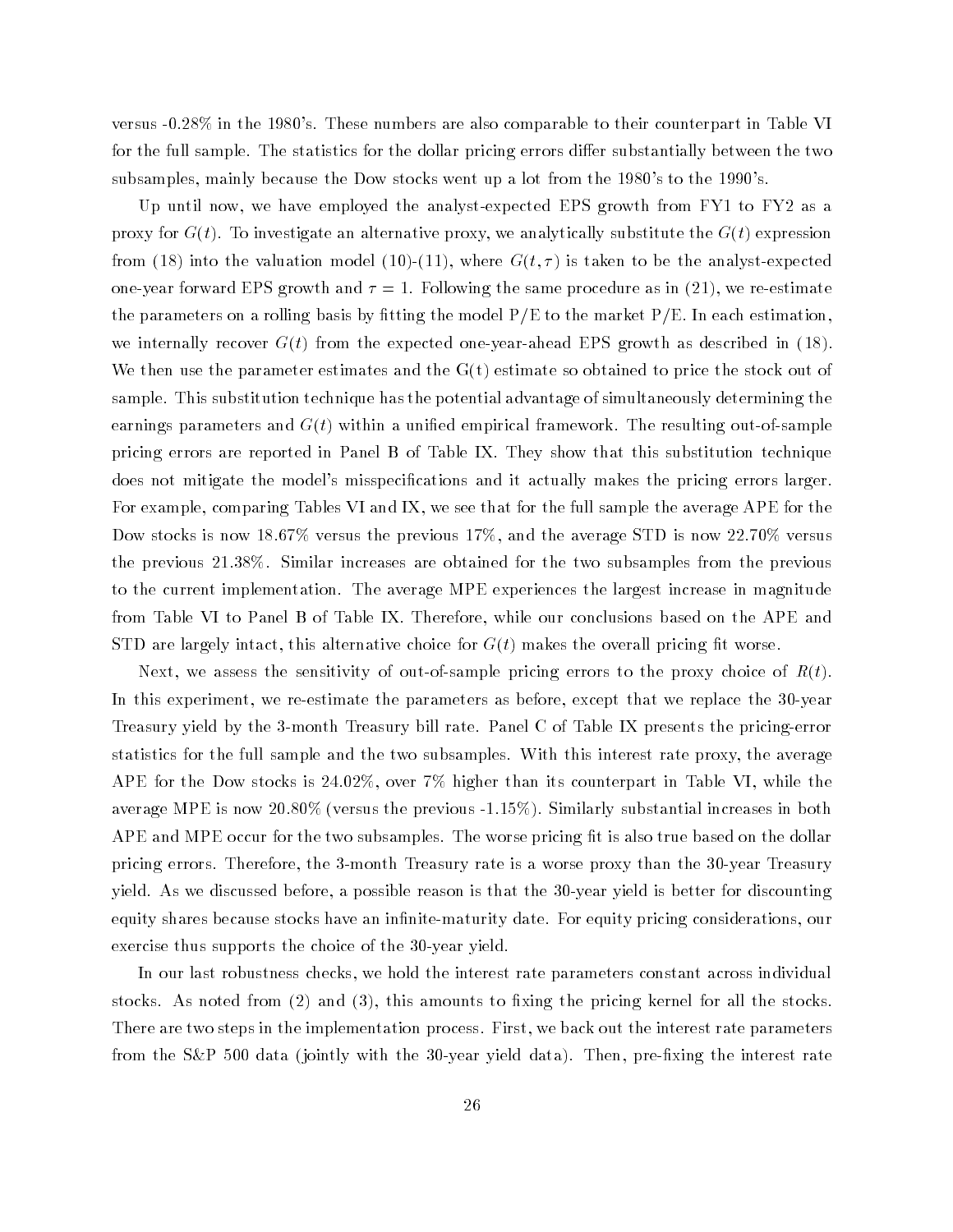versus -0.28% in the 1980's. These numbers are also comparable to their counterpart in Table VI for the full sample. The statistics for the dollar pricing errors differ substantially between the two subsamples, mainly because the Dow stocks went up a lot from the 1980's to the 1990's.

Up until now, we have employed the analyst-expected EPS growth from FY1 to FY2 as a proxy for $G(t)$. To investigate an alternative proxy, we analytically substitute the $G(t)$ expression from (18) into the valuation model (10)-(11), where $G(t, \tau)$ is taken to be the analyst-expected one-year forward EPS growth and $\tau = 1$. Following the same procedure as in (21), we re-estimate the parameters on a rolling basis by fitting the model P/E to the market P/E. In each estimation, we internally recover $G(t)$ from the expected one-year-ahead EPS growth as described in (18). We then use the parameter estimates and the G(t) estimate so obtained to price the stock out of sample. This substitution technique has the potential advantage of simultaneously determining the earnings parameters and $G(t)$ within a unified empirical framework. The resulting out-of-sample pricing errors are reported in Panel B of Table IX. They show that this substitution technique does not mitigate the model's misspecifications and it actually makes the pricing errors larger. For example, comparing Tables VI and IX, we see that for the full sample the average APE for the Dow stocks is now 18.67% versus the previous 17%, and the average STD is now 22.70% versus the previous 21.38%. Similar increases are obtained for the two subsamples from the previous to the current implementation. The average MPE experiences the largest increase in magnitude from Table VI to Panel B of Table IX. Therefore, while our conclusions based on the APE and STD are largely intact, this alternative choice for $G(t)$ makes the overall pricing fit worse.

Next, we assess the sensitivity of out-of-sample pricing errors to the proxy choice of $R(t)$. In this experiment, we re-estimate the parameters as before, except that we replace the 30-year Treasury yield by the 3-month Treasury bill rate. Panel C of Table IX presents the pricing-error statistics for the full sample and the two subsamples. With this interest rate proxy, the average APE for the Dow stocks is 24.02%, over 7% higher than its counterpart in Table VI, while the average MPE is now 20.80% (versus the previous -1.15%). Similarly substantial increases in both APE and MPE occur for the two subsamples. The worse pricing fit is also true based on the dollar pricing errors. Therefore, the 3-month Treasury rate is a worse proxy than the 30-year Treasury yield. As we discussed before, a possible reason is that the 30-year yield is better for discounting equity shares because stocks have an infinite-maturity date. For equity pricing considerations, our exercise thus supports the choice of the 30-year yield.

In our last robustness checks, we hold the interest rate parameters constant across individual stocks. As noted from (2) and (3), this amounts to fixing the pricing kernel for all the stocks. There are two steps in the implementation process. First, we back out the interest rate parameters from the S&P 500 data (jointly with the 30-year yield data). Then, pre-fixing the interest rate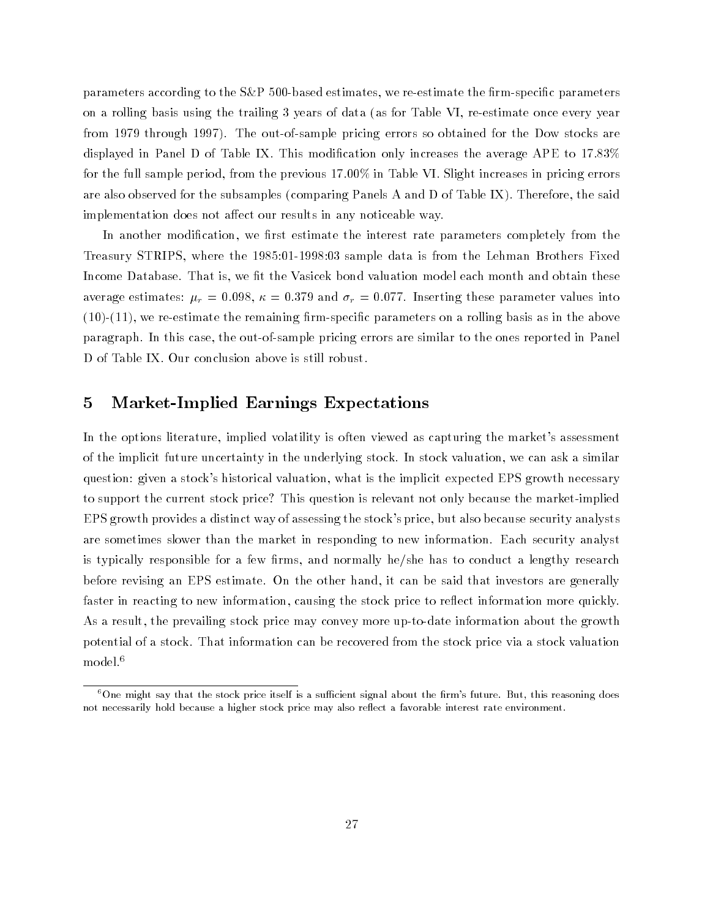parameters according to the S&P 500-based estimates, we re-estimate the firm-specific parameters on a rolling basis using the trailing 3 years of data (as for Table VI, re-estimate once every year from 1979 through 1997). The out-of-sample pricing errors so obtained for the Dow stocks are displayed in Panel D of Table IX. This modification only increases the average APE to 17.83% for the full sample period, from the previous 17.00% in Table VI. Slight increases in pricing errors are also observed for the subsamples (comparing Panels A and D of Table IX). Therefore, the said implementation does not affect our results in any noticeable way.

In another modification, we first estimate the interest rate parameters completely from the Treasury STRIPS, where the 1985:01-1998:03 sample data is from the Lehman Brothers Fixed Income Database. That is, we fit the Vasicek bond valuation model each month and obtain these average estimates: $\mu_r = 0.098$, $\kappa = 0.379$ and $\sigma_r = 0.077$. Inserting these parameter values into (10)-(11), we re-estimate the remaining firm-specific parameters on a rolling basis as in the above paragraph. In this case, the out-of-sample pricing errors are similar to the ones reported in Panel D of Table IX. Our conclusion above is still robust.

## 5 Market-Implied Earnings Expectations

In the options literature, implied volatility is often viewed as capturing the market's assessment of the implicit future uncertainty in the underlying stock. In stock valuation, we can ask a similar question: given a stock's historical valuation, what is the implicit expected EPS growth necessary to support the current stock price? This question is relevant not only because the market-implied EPS growth provides a distinct way of assessing the stock's price, but also because security analysts are sometimes slower than the market in responding to new information. Each security analyst is typically responsible for a few firms, and normally he/she has to conduct a lengthy research before revising an EPS estimate. On the other hand, it can be said that investors are generally faster in reacting to new information, causing the stock price to reflect information more quickly. As a result, the prevailing stock price may convey more up-to-date information about the growth potential of a stock. That information can be recovered from the stock price via a stock valuation model.[6]

[6] One might say that the stock price itself is a sufficient signal about the firm's future. But, this reasoning does not necessarily hold because a higher stock price may also reflect a favorable interest rate environment.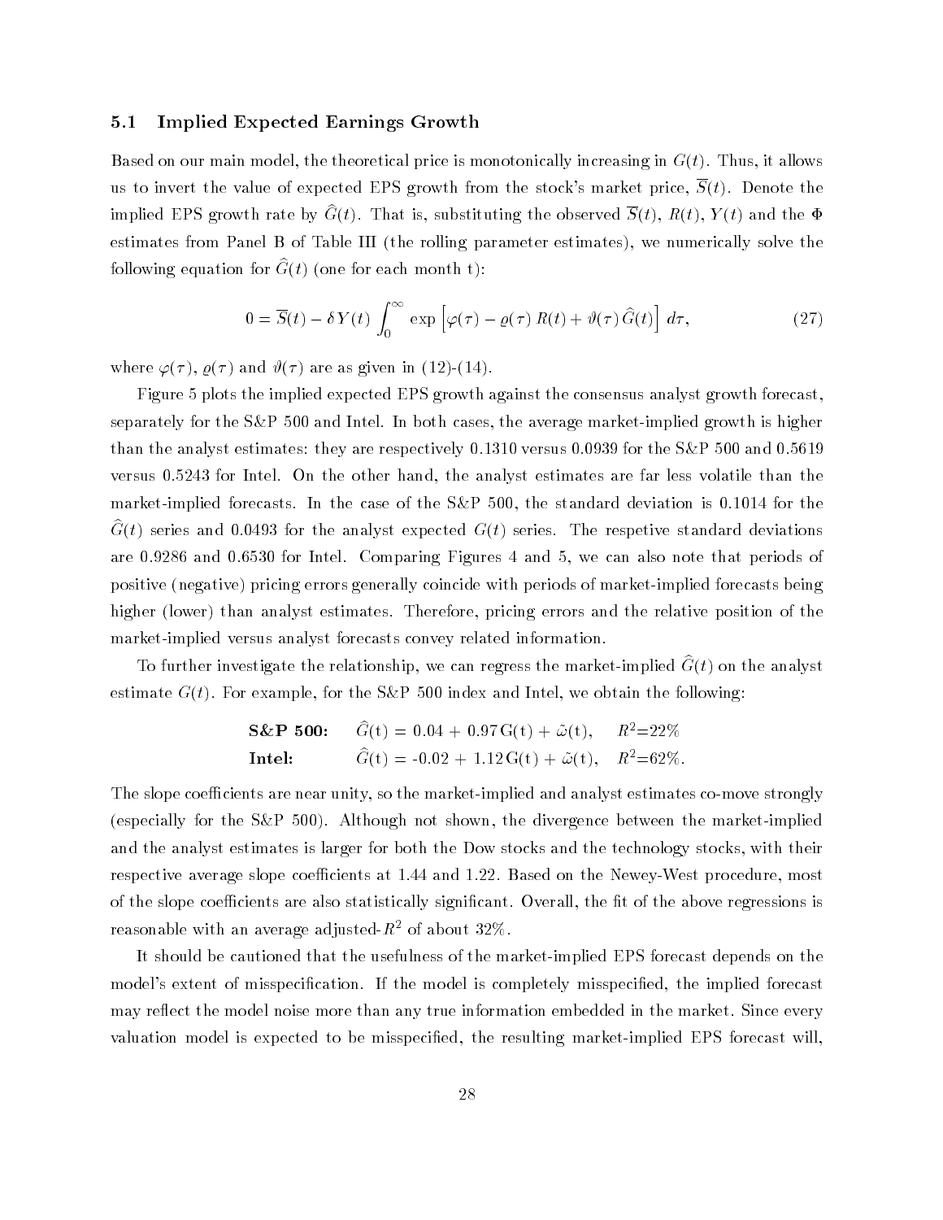### 5.1 Implied Expected Earnings Growth

Based on our main model, the theoretical price is monotonically increasing in $G(t)$. Thus, it allows us to invert the value of expected EPS growth from the stock's market price, $\overline{S}(t)$. Denote the implied EPS growth rate by $\widehat{G}(t)$. That is, substituting the observed $\overline{S}(t)$, $R(t)$, $Y(t)$ and the $\Phi$ estimates from Panel B of Table III (the rolling parameter estimates), we numerically solve the following equation for $\widehat{G}(t)$ (one for each month t):

$$0 = \overline{S}(t) - \delta\, Y(t) \int_0^\infty \exp\left[\varphi(\tau) - \varrho(\tau)\, R(t) + \vartheta(\tau)\, \widehat{G}(t)\right]\, d\tau, \tag{27}$$

where $\varphi(\tau)$, $\varrho(\tau)$ and $\vartheta(\tau)$ are as given in (12)-(14).

Figure 5 plots the implied expected EPS growth against the consensus analyst growth forecast, separately for the S&P 500 and Intel. In both cases, the average market-implied growth is higher than the analyst estimates: they are respectively 0.1310 versus 0.0939 for the S&P 500 and 0.5619 versus 0.5243 for Intel. On the other hand, the analyst estimates are far less volatile than the market-implied forecasts. In the case of the S&P 500, the standard deviation is 0.1014 for the $\widehat{G}(t)$ series and 0.0493 for the analyst expected $G(t)$ series. The respetive standard deviations are 0.9286 and 0.6530 for Intel. Comparing Figures 4 and 5, we can also note that periods of positive (negative) pricing errors generally coincide with periods of market-implied forecasts being higher (lower) than analyst estimates. Therefore, pricing errors and the relative position of the market-implied versus analyst forecasts convey related information.

To further investigate the relationship, we can regress the market-implied $\widehat{G}(t)$ on the analyst estimate $G(t)$. For example, for the S&P 500 index and Intel, we obtain the following:

**S&P 500:** $\quad \widehat{G}(\mathrm{t}) = 0.04 + 0.97\,\mathrm{G}(\mathrm{t}) + \tilde{\omega}(\mathrm{t}), \quad R^2{=}22\%$

**Intel:** $\quad \widehat{G}(\mathrm{t}) = -0.02 + 1.12\,\mathrm{G}(\mathrm{t}) + \tilde{\omega}(\mathrm{t}), \quad R^2{=}62\%.$

The slope coefficients are near unity, so the market-implied and analyst estimates co-move strongly (especially for the S&P 500). Although not shown, the divergence between the market-implied and the analyst estimates is larger for both the Dow stocks and the technology stocks, with their respective average slope coefficients at 1.44 and 1.22. Based on the Newey-West procedure, most of the slope coefficients are also statistically significant. Overall, the fit of the above regressions is reasonable with an average adjusted-$R^2$ of about 32%.

It should be cautioned that the usefulness of the market-implied EPS forecast depends on the model's extent of misspecification. If the model is completely misspecified, the implied forecast may reflect the model noise more than any true information embedded in the market. Since every valuation model is expected to be misspecified, the resulting market-implied EPS forecast will,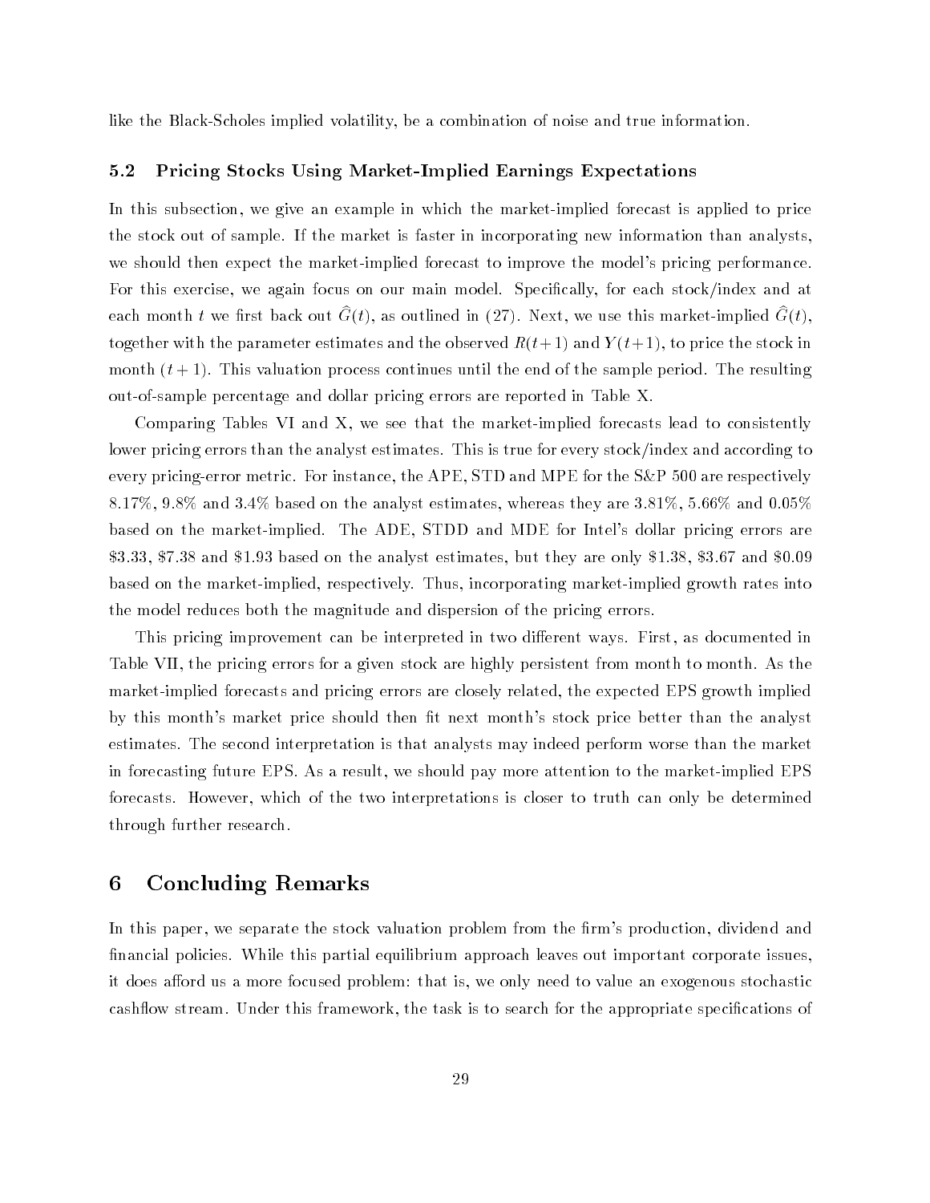like the Black-Scholes implied volatility, be a combination of noise and true information.

### 5.2 Pricing Stocks Using Market-Implied Earnings Expectations

In this subsection, we give an example in which the market-implied forecast is applied to price the stock out of sample. If the market is faster in incorporating new information than analysts, we should then expect the market-implied forecast to improve the model's pricing performance. For this exercise, we again focus on our main model. Specifically, for each stock/index and at each month $t$ we first back out $\widehat{G}(t)$, as outlined in (27). Next, we use this market-implied $\widehat{G}(t)$, together with the parameter estimates and the observed $R(t+1)$ and $Y(t+1)$, to price the stock in month $(t+1)$. This valuation process continues until the end of the sample period. The resulting out-of-sample percentage and dollar pricing errors are reported in Table X.

Comparing Tables VI and X, we see that the market-implied forecasts lead to consistently lower pricing errors than the analyst estimates. This is true for every stock/index and according to every pricing-error metric. For instance, the APE, STD and MPE for the S&P 500 are respectively 8.17%, 9.8% and 3.4% based on the analyst estimates, whereas they are 3.81%, 5.66% and 0.05% based on the market-implied. The ADE, STDD and MDE for Intel's dollar pricing errors are \$3.33, \$7.38 and \$1.93 based on the analyst estimates, but they are only \$1.38, \$3.67 and \$0.09 based on the market-implied, respectively. Thus, incorporating market-implied growth rates into the model reduces both the magnitude and dispersion of the pricing errors.

This pricing improvement can be interpreted in two different ways. First, as documented in Table VII, the pricing errors for a given stock are highly persistent from month to month. As the market-implied forecasts and pricing errors are closely related, the expected EPS growth implied by this month's market price should then fit next month's stock price better than the analyst estimates. The second interpretation is that analysts may indeed perform worse than the market in forecasting future EPS. As a result, we should pay more attention to the market-implied EPS forecasts. However, which of the two interpretations is closer to truth can only be determined through further research.

## 6 Concluding Remarks

In this paper, we separate the stock valuation problem from the firm's production, dividend and financial policies. While this partial equilibrium approach leaves out important corporate issues, it does afford us a more focused problem: that is, we only need to value an exogenous stochastic cashflow stream. Under this framework, the task is to search for the appropriate specifications of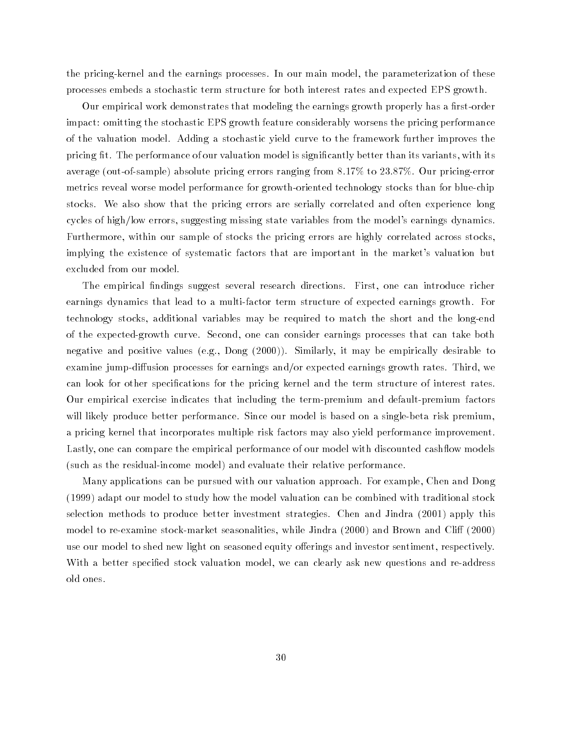the pricing-kernel and the earnings processes. In our main model, the parameterization of these processes embeds a stochastic term structure for both interest rates and expected EPS growth.

Our empirical work demonstrates that modeling the earnings growth properly has a first-order impact: omitting the stochastic EPS growth feature considerably worsens the pricing performance of the valuation model. Adding a stochastic yield curve to the framework further improves the pricing fit. The performance of our valuation model is significantly better than its variants, with its average (out-of-sample) absolute pricing errors ranging from 8.17% to 23.87%. Our pricing-error metrics reveal worse model performance for growth-oriented technology stocks than for blue-chip stocks. We also show that the pricing errors are serially correlated and often experience long cycles of high/low errors, suggesting missing state variables from the model's earnings dynamics. Furthermore, within our sample of stocks the pricing errors are highly correlated across stocks, implying the existence of systematic factors that are important in the market's valuation but excluded from our model.

The empirical findings suggest several research directions. First, one can introduce richer earnings dynamics that lead to a multi-factor term structure of expected earnings growth. For technology stocks, additional variables may be required to match the short and the long-end of the expected-growth curve. Second, one can consider earnings processes that can take both negative and positive values (e.g., Dong (2000)). Similarly, it may be empirically desirable to examine jump-diffusion processes for earnings and/or expected earnings growth rates. Third, we can look for other specifications for the pricing kernel and the term structure of interest rates. Our empirical exercise indicates that including the term-premium and default-premium factors will likely produce better performance. Since our model is based on a single-beta risk premium, a pricing kernel that incorporates multiple risk factors may also yield performance improvement. Lastly, one can compare the empirical performance of our model with discounted cashflow models (such as the residual-income model) and evaluate their relative performance.

Many applications can be pursued with our valuation approach. For example, Chen and Dong (1999) adapt our model to study how the model valuation can be combined with traditional stock selection methods to produce better investment strategies. Chen and Jindra (2001) apply this model to re-examine stock-market seasonalities, while Jindra (2000) and Brown and Cliff (2000) use our model to shed new light on seasoned equity offerings and investor sentiment, respectively. With a better specified stock valuation model, we can clearly ask new questions and re-address old ones.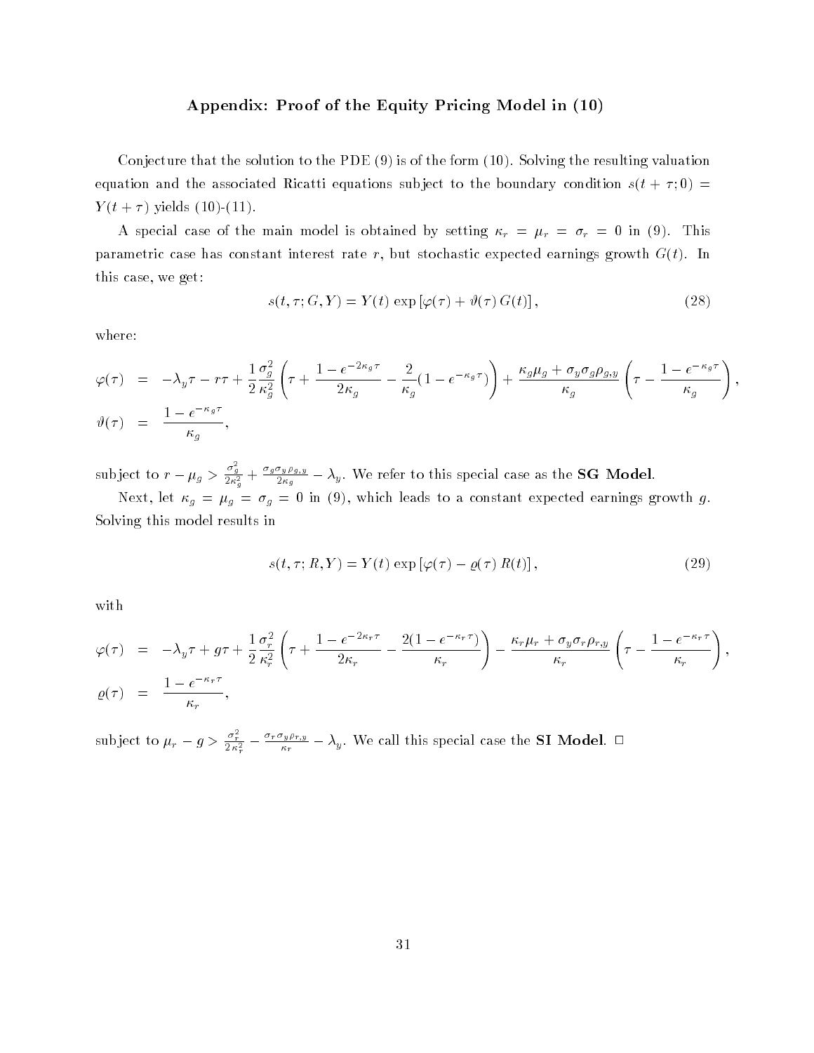### Appendix: Proof of the Equity Pricing Model in (10)

Conjecture that the solution to the PDE (9) is of the form (10). Solving the resulting valuation equation and the associated Ricatti equations subject to the boundary condition $s(t+\tau;0) = Y(t+\tau)$ yields (10)-(11).

A special case of the main model is obtained by setting $\kappa_r = \mu_r = \sigma_r = 0$ in (9). This parametric case has constant interest rate $r$, but stochastic expected earnings growth $G(t)$. In this case, we get:

$$s(t,\tau;G,Y) = Y(t)\exp\left[\varphi(\tau) + \vartheta(\tau)\,G(t)\right], \tag{28}$$

where:

$$\begin{aligned}
\varphi(\tau) &= -\lambda_y \tau - r\tau + \frac{1}{2}\frac{\sigma_g^2}{\kappa_g^2}\left(\tau + \frac{1-e^{-2\kappa_g \tau}}{2\kappa_g} - \frac{2}{\kappa_g}(1-e^{-\kappa_g \tau})\right) + \frac{\kappa_g \mu_g + \sigma_y \sigma_g \rho_{g,y}}{\kappa_g}\left(\tau - \frac{1-e^{-\kappa_g \tau}}{\kappa_g}\right), \\
\vartheta(\tau) &= \frac{1-e^{-\kappa_g \tau}}{\kappa_g},
\end{aligned}$$

subject to $r - \mu_g > \frac{\sigma_g^2}{2\kappa_g^2} + \frac{\sigma_g \sigma_y \rho_{g,y}}{2\kappa_g} - \lambda_y$. We refer to this special case as the **SG Model**.

Next, let $\kappa_g = \mu_g = \sigma_g = 0$ in (9), which leads to a constant expected earnings growth $g$. Solving this model results in

$$s(t,\tau;R,Y) = Y(t)\exp\left[\varphi(\tau) - \varrho(\tau)\,R(t)\right], \tag{29}$$

with

$$\begin{aligned}
\varphi(\tau) &= -\lambda_y \tau + g\tau + \frac{1}{2}\frac{\sigma_r^2}{\kappa_r^2}\left(\tau + \frac{1-e^{-2\kappa_r \tau}}{2\kappa_r} - \frac{2(1-e^{-\kappa_r \tau})}{\kappa_r}\right) - \frac{\kappa_r \mu_r + \sigma_y \sigma_r \rho_{r,y}}{\kappa_r}\left(\tau - \frac{1-e^{-\kappa_r \tau}}{\kappa_r}\right), \\
\varrho(\tau) &= \frac{1-e^{-\kappa_r \tau}}{\kappa_r},
\end{aligned}$$

subject to $\mu_r - g > \frac{\sigma_r^2}{2\kappa_r^2} - \frac{\sigma_r \sigma_y \rho_{r,y}}{\kappa_r} - \lambda_y$. We call this special case the **SI Model**. □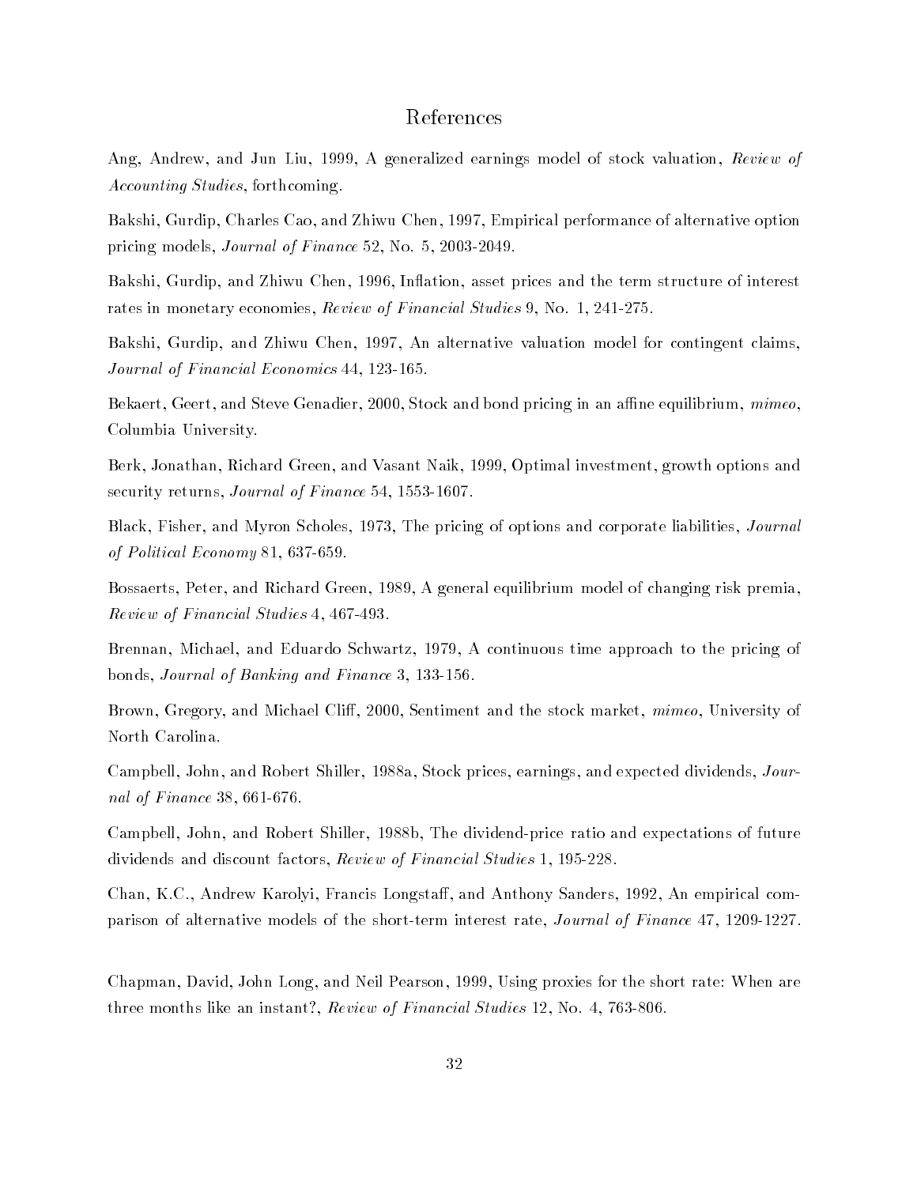# References

Ang, Andrew, and Jun Liu, 1999, A generalized earnings model of stock valuation, *Review of Accounting Studies*, forthcoming.

Bakshi, Gurdip, Charles Cao, and Zhiwu Chen, 1997, Empirical performance of alternative option pricing models, *Journal of Finance* 52, No. 5, 2003-2049.

Bakshi, Gurdip, and Zhiwu Chen, 1996, Inflation, asset prices and the term structure of interest rates in monetary economies, *Review of Financial Studies* 9, No. 1, 241-275.

Bakshi, Gurdip, and Zhiwu Chen, 1997, An alternative valuation model for contingent claims, *Journal of Financial Economics* 44, 123-165.

Bekaert, Geert, and Steve Genadier, 2000, Stock and bond pricing in an affine equilibrium, *mimeo*, Columbia University.

Berk, Jonathan, Richard Green, and Vasant Naik, 1999, Optimal investment, growth options and security returns, *Journal of Finance* 54, 1553-1607.

Black, Fisher, and Myron Scholes, 1973, The pricing of options and corporate liabilities, *Journal of Political Economy* 81, 637-659.

Bossaerts, Peter, and Richard Green, 1989, A general equilibrium model of changing risk premia, *Review of Financial Studies* 4, 467-493.

Brennan, Michael, and Eduardo Schwartz, 1979, A continuous time approach to the pricing of bonds, *Journal of Banking and Finance* 3, 133-156.

Brown, Gregory, and Michael Cliff, 2000, Sentiment and the stock market, *mimeo*, University of North Carolina.

Campbell, John, and Robert Shiller, 1988a, Stock prices, earnings, and expected dividends, *Journal of Finance* 38, 661-676.

Campbell, John, and Robert Shiller, 1988b, The dividend-price ratio and expectations of future dividends and discount factors, *Review of Financial Studies* 1, 195-228.

Chan, K.C., Andrew Karolyi, Francis Longstaff, and Anthony Sanders, 1992, An empirical comparison of alternative models of the short-term interest rate, *Journal of Finance* 47, 1209-1227.

Chapman, David, John Long, and Neil Pearson, 1999, Using proxies for the short rate: When are three months like an instant?, *Review of Financial Studies* 12, No. 4, 763-806.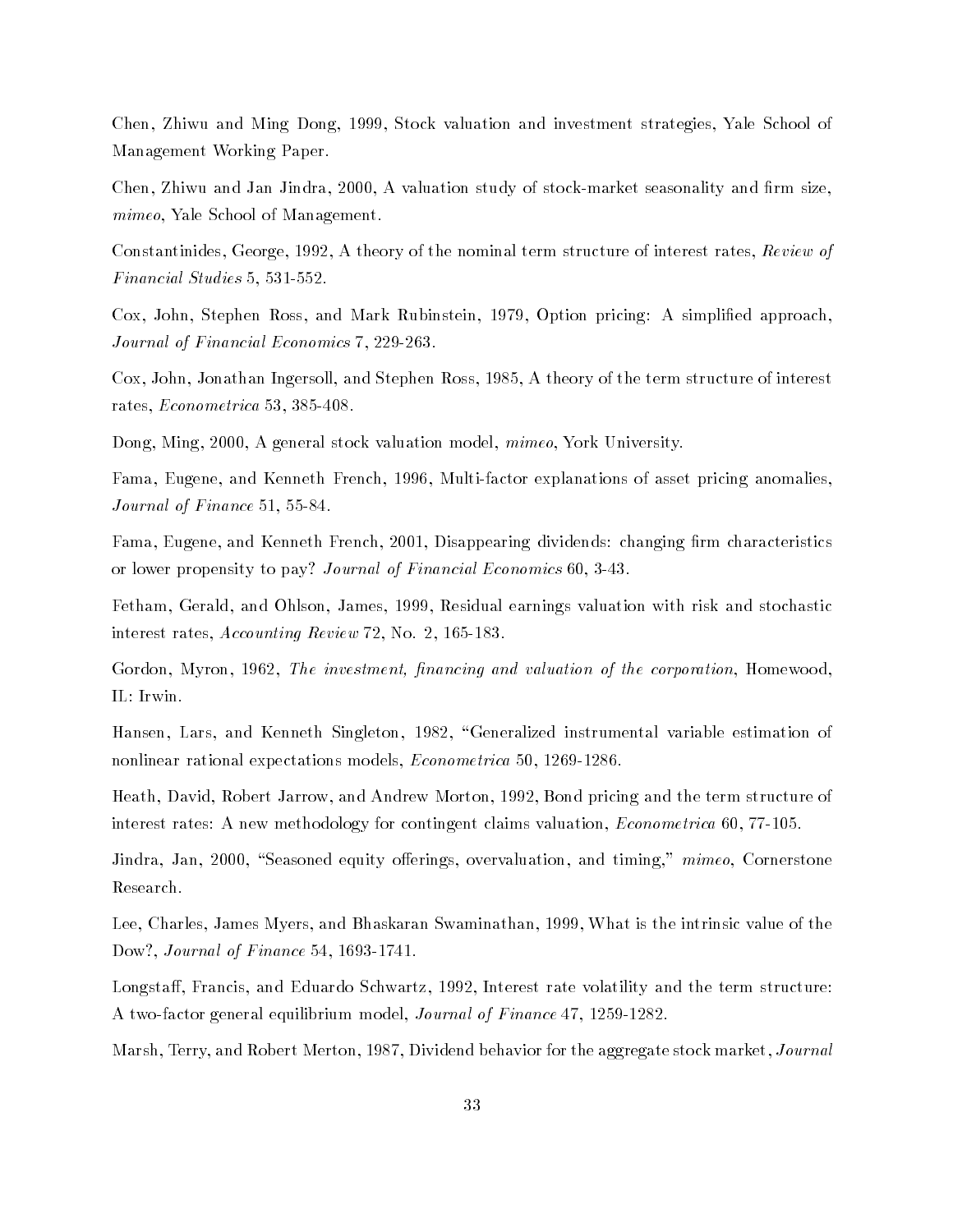Chen, Zhiwu and Ming Dong, 1999, Stock valuation and investment strategies, Yale School of Management Working Paper.

Chen, Zhiwu and Jan Jindra, 2000, A valuation study of stock-market seasonality and firm size, *mimeo*, Yale School of Management.

Constantinides, George, 1992, A theory of the nominal term structure of interest rates, *Review of Financial Studies* 5, 531-552.

Cox, John, Stephen Ross, and Mark Rubinstein, 1979, Option pricing: A simplified approach, *Journal of Financial Economics* 7, 229-263.

Cox, John, Jonathan Ingersoll, and Stephen Ross, 1985, A theory of the term structure of interest rates, *Econometrica* 53, 385-408.

Dong, Ming, 2000, A general stock valuation model, *mimeo*, York University.

Fama, Eugene, and Kenneth French, 1996, Multi-factor explanations of asset pricing anomalies, *Journal of Finance* 51, 55-84.

Fama, Eugene, and Kenneth French, 2001, Disappearing dividends: changing firm characteristics or lower propensity to pay? *Journal of Financial Economics* 60, 3-43.

Fetham, Gerald, and Ohlson, James, 1999, Residual earnings valuation with risk and stochastic interest rates, *Accounting Review* 72, No. 2, 165-183.

Gordon, Myron, 1962, *The investment, financing and valuation of the corporation*, Homewood, IL: Irwin.

Hansen, Lars, and Kenneth Singleton, 1982, "Generalized instrumental variable estimation of nonlinear rational expectations models, *Econometrica* 50, 1269-1286.

Heath, David, Robert Jarrow, and Andrew Morton, 1992, Bond pricing and the term structure of interest rates: A new methodology for contingent claims valuation, *Econometrica* 60, 77-105.

Jindra, Jan, 2000, "Seasoned equity offerings, overvaluation, and timing," *mimeo*, Cornerstone Research.

Lee, Charles, James Myers, and Bhaskaran Swaminathan, 1999, What is the intrinsic value of the Dow?, *Journal of Finance* 54, 1693-1741.

Longstaff, Francis, and Eduardo Schwartz, 1992, Interest rate volatility and the term structure: A two-factor general equilibrium model, *Journal of Finance* 47, 1259-1282.

Marsh, Terry, and Robert Merton, 1987, Dividend behavior for the aggregate stock market, *Journal*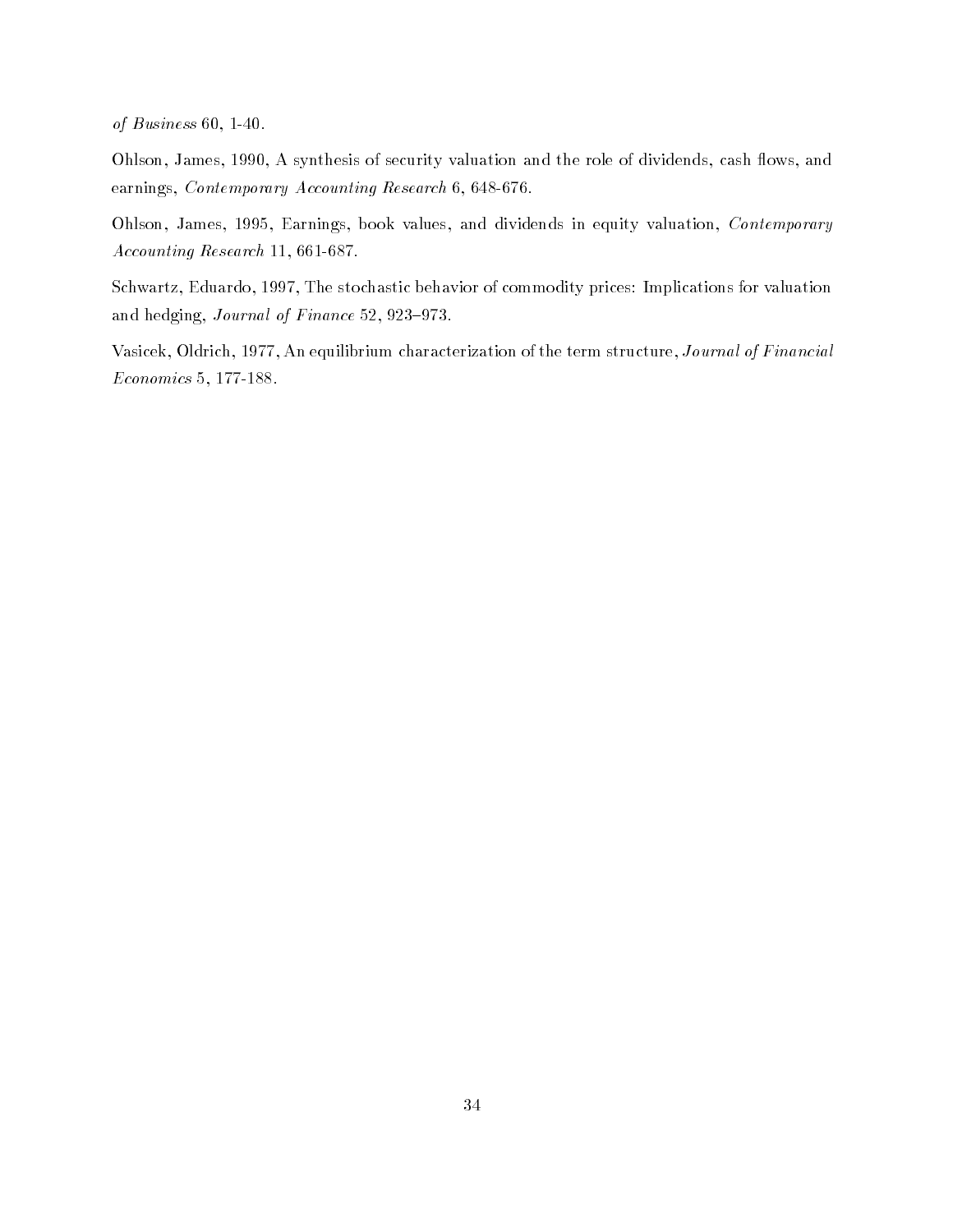*of Business* 60, 1-40.

Ohlson, James, 1990, A synthesis of security valuation and the role of dividends, cash flows, and earnings, *Contemporary Accounting Research* 6, 648-676.

Ohlson, James, 1995, Earnings, book values, and dividends in equity valuation, *Contemporary Accounting Research* 11, 661-687.

Schwartz, Eduardo, 1997, The stochastic behavior of commodity prices: Implications for valuation and hedging, *Journal of Finance* 52, 923–973.

Vasicek, Oldrich, 1977, An equilibrium characterization of the term structure, *Journal of Financial Economics* 5, 177-188.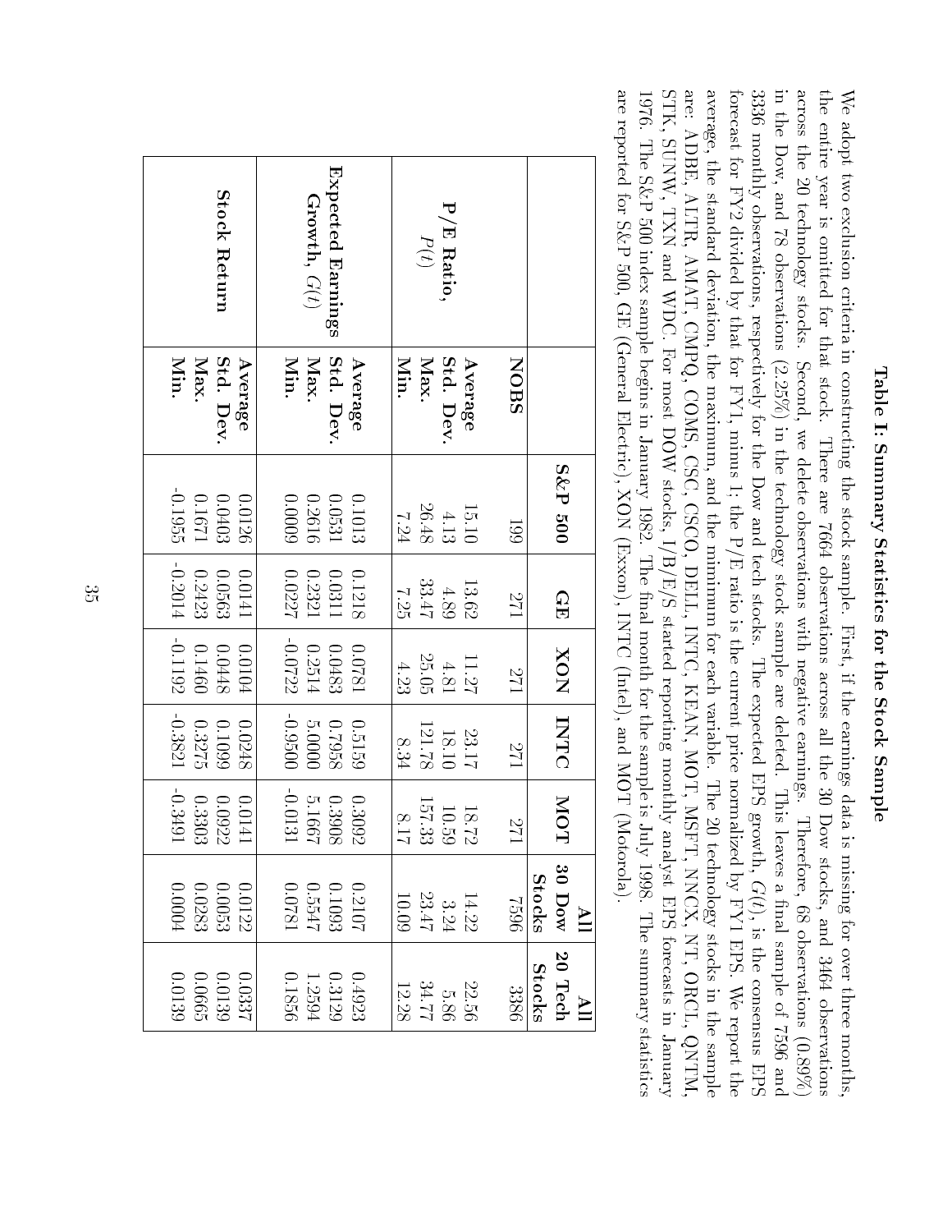# Table I: Summary Statistics for the Stock Sample

We adopt two exclusion criteria in constructing the stock sample. First, if the earnings data is missing for over three months, the entire year is omitted for that stock. There are 7664 observations across all the 30 Dow stocks, and 3464 observations across the 20 technology stocks. Second, we delete observations with negative earnings. Therefore, 68 observations (0.89%) in the Dow, and 78 observations (2.25%) in the technology stock sample are deleted. This leaves a final sample of 7596 and 3386 monthly observations, respectively for the Dow and tech stocks. The expected EPS growth, $G(t)$, is the consensus EPS forecast for FY2 divided by that for FY1, minus 1; the P/E ratio is the current price normalized by FY1 EPS. We report the average, the standard deviation, the maximum, and the minimum for each variable. The 20 technology stocks in the sample are: ADBE, ALTR, AMAT, CMPQ, COMS, CSC, CSCO, DELL, INTC, KEAN, MOT, MSFT, NNCX, NT, ORCL, QNTM, STK, SUNW, TXN and WDC. For most DOW stocks, I/B/E/S started reporting monthly analyst EPS forecasts in January 1976. The S&P 500 index sample begins in January 1982. The final month for the sample is July 1998. The summary statistics are reported for S&P 500, GE (General Electric), XON (Exxon), INTC (Intel), and MOT (Motorola).

| | | S&P 500 | GE | XON | INTC | MOT | All 30 Dow Stocks | All 20 Tech Stocks |
|---|---|---|---|---|---|---|---|---|
| | **NOBS** | 199 | 271 | 271 | 271 | 271 | 7596 | 3386 |
| **P/E Ratio,** $P(t)$ | **Average** | 15.10 | 13.62 | 11.27 | 23.17 | 18.72 | 14.22 | 22.56 |
| | **Std. Dev.** | 4.13 | 4.89 | 4.81 | 18.10 | 10.59 | 3.24 | 5.86 |
| | **Max.** | 26.48 | 33.47 | 25.05 | 121.78 | 157.33 | 23.47 | 34.77 |
| | **Min.** | 7.24 | 7.25 | 4.23 | 8.34 | 8.17 | 10.09 | 12.28 |
| **Expected Earnings Growth,** $G(t)$ | **Average** | 0.1013 | 0.1218 | 0.0781 | 0.5159 | 0.3092 | 0.2107 | 0.4923 |
| | **Std. Dev.** | 0.0531 | 0.0311 | 0.0483 | 0.7958 | 0.3908 | 0.1093 | 0.3129 |
| | **Max.** | 0.2616 | 0.2321 | 0.2514 | 5.0000 | 5.1667 | 0.5547 | 1.2594 |
| | **Min.** | 0.0009 | 0.0227 | -0.0722 | -0.9500 | -0.0131 | 0.0781 | 0.1856 |
| **Stock Return** | **Average** | 0.0126 | 0.0141 | 0.0104 | 0.0248 | 0.0141 | 0.0122 | 0.0337 |
| | **Std. Dev.** | 0.0403 | 0.0563 | 0.0448 | 0.1099 | 0.0922 | 0.0053 | 0.0139 |
| | **Max.** | 0.1671 | 0.2423 | 0.1460 | 0.3275 | 0.3303 | 0.0283 | 0.0665 |
| | **Min.** | -0.1955 | -0.2014 | -0.1192 | -0.3821 | -0.3491 | 0.0004 | 0.0139 |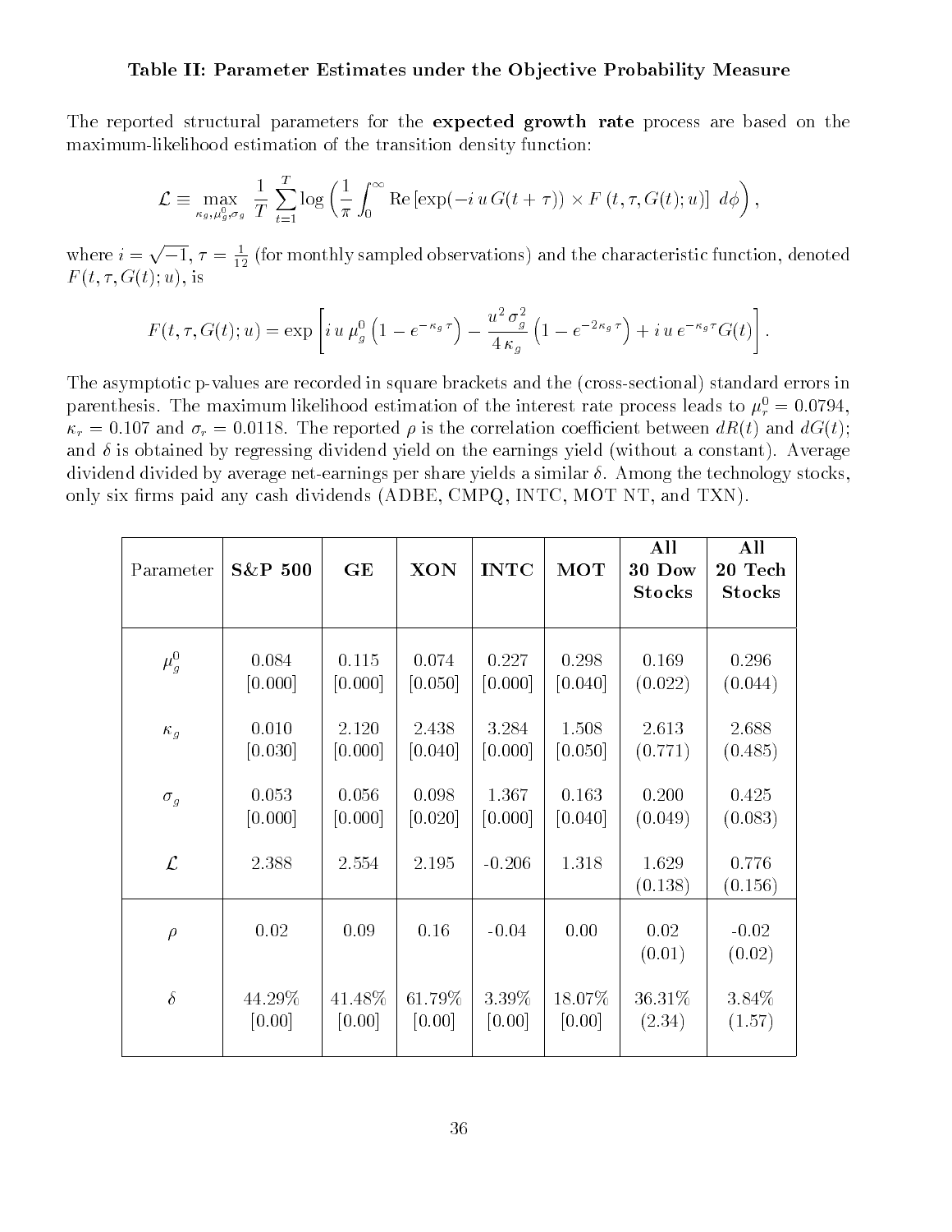### Table II: Parameter Estimates under the Objective Probability Measure

The reported structural parameters for the **expected growth rate** process are based on the maximum-likelihood estimation of the transition density function:

$$\mathcal{L} \equiv \max_{\kappa_g, \mu_g^0, \sigma_g} \frac{1}{T} \sum_{t=1}^{T} \log \left( \frac{1}{\pi} \int_0^\infty \text{Re} \left[ \exp(-i\, u\, G(t+\tau)) \times F\left(t, \tau, G(t); u\right) \right] \, d\phi \right),$$

where $i = \sqrt{-1}$, $\tau = \frac{1}{12}$ (for monthly sampled observations) and the characteristic function, denoted $F(t, \tau, G(t); u)$, is

$$F(t, \tau, G(t); u) = \exp \left[ i\, u\, \mu_g^0 \left(1 - e^{-\kappa_g \tau}\right) - \frac{u^2\, \sigma_g^2}{4\, \kappa_g} \left(1 - e^{-2\kappa_g \tau}\right) + i\, u\, e^{-\kappa_g \tau} G(t) \right].$$

The asymptotic p-values are recorded in square brackets and the (cross-sectional) standard errors in parenthesis. The maximum likelihood estimation of the interest rate process leads to $\mu_r^0 = 0.0794$, $\kappa_r = 0.107$ and $\sigma_r = 0.0118$. The reported $\rho$ is the correlation coefficient between $dR(t)$ and $dG(t)$; and $\delta$ is obtained by regressing dividend yield on the earnings yield (without a constant). Average dividend divided by average net-earnings per share yields a similar $\delta$. Among the technology stocks, only six firms paid any cash dividends (ADBE, CMPQ, INTC, MOT NT, and TXN).

| Parameter | **S&P 500** | **GE** | **XON** | **INTC** | **MOT** | **All 30 Dow Stocks** | **All 20 Tech Stocks** |
|---|---|---|---|---|---|---|---|
| $\mu_g^0$ | 0.084 | 0.115 | 0.074 | 0.227 | 0.298 | 0.169 | 0.296 |
| | [0.000] | [0.000] | [0.050] | [0.000] | [0.040] | (0.022) | (0.044) |
| $\kappa_g$ | 0.010 | 2.120 | 2.438 | 3.284 | 1.508 | 2.613 | 2.688 |
| | [0.030] | [0.000] | [0.040] | [0.000] | [0.050] | (0.771) | (0.485) |
| $\sigma_g$ | 0.053 | 0.056 | 0.098 | 1.367 | 0.163 | 0.200 | 0.425 |
| | [0.000] | [0.000] | [0.020] | [0.000] | [0.040] | (0.049) | (0.083) |
| $\mathcal{L}$ | 2.388 | 2.554 | 2.195 | -0.206 | 1.318 | 1.629 | 0.776 |
| | | | | | | (0.138) | (0.156) |
| $\rho$ | 0.02 | 0.09 | 0.16 | -0.04 | 0.00 | 0.02 | -0.02 |
| | | | | | | (0.01) | (0.02) |
| $\delta$ | 44.29% | 41.48% | 61.79% | 3.39% | 18.07% | 36.31% | 3.84% |
| | [0.00] | [0.00] | [0.00] | [0.00] | [0.00] | (2.34) | (1.57) |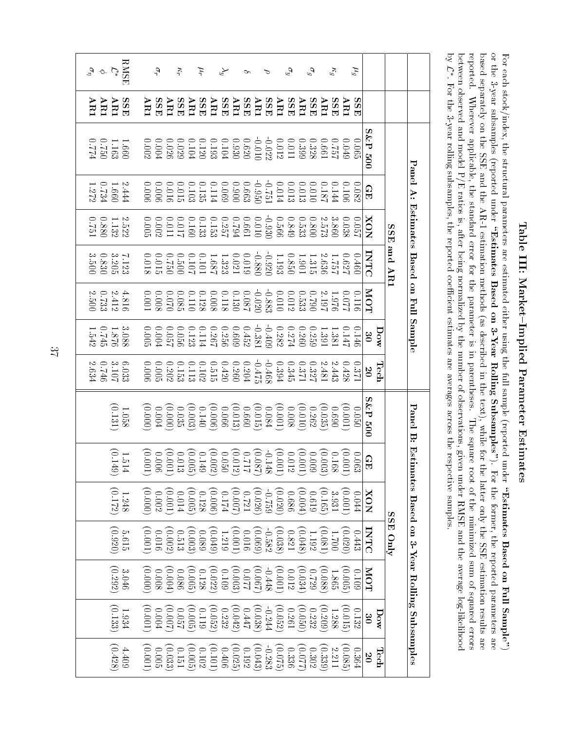# Table III: Market–Implied Parameter Estimates

For each stock/index, the structural parameters are estimated either using the full sample (reported under **"Estimates Based on Full Sample"**) or the 3-year subsamples (reported under **"Estimates Based on 3-Year Rolling Subsamples"**). For the former, the reported parameters are based separately on the SSE and the AR-1 estimation methods (as described in the text), while for the latter only the SSE estimation results are reported. Wherever applicable, the standard error for the parameter is in parentheses. The square root of the minimized sum of squared errors between observed and model P/E ratios is, after being normalized by the number of observations, given under RMSE and the average log-likelihood by $\mathcal{L}^*$. For the 3-year rolling subsamples, the reported coefficient estimates are averages across the respective samples.

| | | **Panel A: Estimates Based on Full Sample** | | | | | | | **Panel B: Estimates Based on 3-Year Rolling Subsamples** | | | | | | |
|---|---|---|---|---|---|---|---|---|---|---|---|---|---|---|---|
| | | **SSE and AR1** | | | | | | | **SSE Only** | | | | | | |
| | | **S&P 500** | **GE** | **XON** | **INTC** | **MOT** | **Dow 30** | **Tech 20** | **S&P 500** | **GE** | **XON** | **INTC** | **MOT** | **Dow 30** | **Tech 20** |
| $\mu_g$ | **SSE** | 0.065 | 0.082 | 0.057 | 0.460 | 0.116 | 0.146 | 0.371 | 0.050 | 0.063 | 0.044 | 0.443 | 0.109 | 0.132 | 0.364 |
| | **AR1** | 0.049 | 0.106 | 0.038 | 0.627 | 0.077 | 0.147 | 0.428 | (0.001) | (0.001) | (0.001) | (0.020) | (0.005) | (0.015) | (0.085) |
| $\kappa_g$ | **SSE** | 0.757 | 0.144 | 3.860 | 1.757 | 1.976 | 1.381 | 2.443 | 0.690 | 0.168 | 3.931 | 1.700 | 1.865 | 1.288 | 2.211 |
| | **AR1** | 0.661 | 0.187 | 2.573 | 2.636 | 2.197 | 1.391 | 2.481 | (0.035) | (0.003) | (0.165) | (0.081) | (0.088) | (0.209) | (0.339) |
| $\sigma_g$ | **SSE** | 0.328 | 0.010 | 0.800 | 1.315 | 0.790 | 0.259 | 0.327 | 0.262 | 0.009 | 0.619 | 1.192 | 0.729 | 0.232 | 0.302 |
| | **AR1** | 0.399 | 0.013 | 0.533 | 1.901 | 0.533 | 0.260 | 0.371 | (0.010) | (0.001) | (0.004) | (0.048) | (0.034) | (0.050) | (0.077) |
| $\sigma_y$ | **SSE** | 0.011 | 0.013 | 0.849 | 0.850 | 0.012 | 0.274 | 0.345 | 0.008 | 0.012 | 0.686 | 0.821 | 0.012 | 0.261 | 0.336 |
| | **AR1** | 0.012 | 0.014 | 0.566 | 1.193 | 0.010 | 0.282 | 0.394 | (0.001) | (0.001) | (0.020) | (0.038) | (0.001) | (0.052) | (0.075) |
| $\rho$ | **SSE** | -0.022 | -0.751 | -0.930 | -0.920 | -0.883 | -0.409 | -0.468 | 0.084 | -0.148 | -0.759 | -0.582 | -0.448 | -0.244 | -0.283 |
| | **AR1** | -0.010 | -0.950 | 0.010 | -0.880 | -0.020 | -0.381 | -0.475 | (0.015) | (0.087) | (0.026) | (0.069) | (0.067) | (0.038) | (0.043) |
| $\delta$ | **SSE** | 0.620 | 0.663 | 0.661 | 0.019 | 0.087 | 0.452 | 0.204 | 0.660 | 0.717 | 0.721 | 0.016 | 0.077 | 0.447 | 0.192 |
| | **AR1** | 0.930 | 0.900 | 0.794 | 0.021 | 0.130 | 0.609 | 0.260 | (0.013) | (0.012) | (0.007) | (0.001) | (0.003) | (0.042) | (0.025) |
| $\lambda_y$ | **SSE** | 0.104 | 0.069 | 0.257 | 1.323 | 0.118 | 0.256 | 0.420 | 0.066 | 0.050 | 0.174 | 1.219 | 0.109 | 0.232 | 0.406 |
| | **AR1** | 0.193 | 0.114 | 0.153 | 1.687 | 0.008 | 0.267 | 0.515 | (0.006) | (0.002) | (0.006) | (0.049) | (0.022) | (0.052) | (0.101) |
| $\mu_r$ | **SSE** | 0.120 | 0.135 | 0.133 | 0.101 | 0.128 | 0.123 | 0.102 | 0.140 | 0.149 | 0.128 | 0.089 | 0.128 | 0.119 | 0.102 |
| | **AR1** | 0.104 | 0.103 | 0.160 | 0.107 | 0.110 | 0.114 | 0.113 | (0.003) | (0.005) | (0.005) | (0.003) | (0.005) | (0.005) | (0.005) |
| $\kappa_r$ | **SSE** | 0.029 | 0.015 | 0.017 | 0.500 | 0.085 | 0.056 | 0.153 | 0.035 | 0.013 | 0.014 | 0.513 | 0.086 | 0.057 | 0.151 |
| | **AR1** | 0.026 | 0.016 | 0.011 | 0.750 | 0.070 | 0.057 | 0.202 | (0.000) | (0.001) | (0.001) | (0.002) | (0.004) | (0.007) | (0.033) |
| $\sigma_r$ | **SSE** | 0.004 | 0.006 | 0.002 | 0.015 | 0.008 | 0.004 | 0.005 | 0.004 | 0.006 | 0.002 | 0.016 | 0.008 | 0.004 | 0.005 |
| | **AR1** | 0.002 | 0.006 | 0.005 | 0.018 | 0.001 | 0.005 | 0.006 | (0.000) | (0.001) | (0.000) | (0.001) | (0.000) | (0.001) | (0.001) |
| RMSE | **SSE** | 1.660 | 2.444 | 2.522 | 7.123 | 4.816 | 3.088 | 6.033 | 1.058 | 1.514 | 1.248 | 5.615 | 3.046 | 1.934 | 4.409 |
| $\mathcal{L}^*$ | **AR1** | 1.163 | 1.660 | 1.132 | 3.205 | 2.412 | 1.876 | 3.107 | (0.131) | (0.149) | (0.172) | (0.920) | (0.292) | (0.133) | (0.428) |
| $\phi$ | **AR1** | 0.750 | 0.734 | 0.880 | 0.830 | 0.733 | 0.745 | 0.746 | | | | | | | |
| $\sigma_\eta$ | **AR1** | 0.774 | 1.272 | 0.751 | 3.500 | 2.500 | 1.542 | 2.634 | | | | | | | |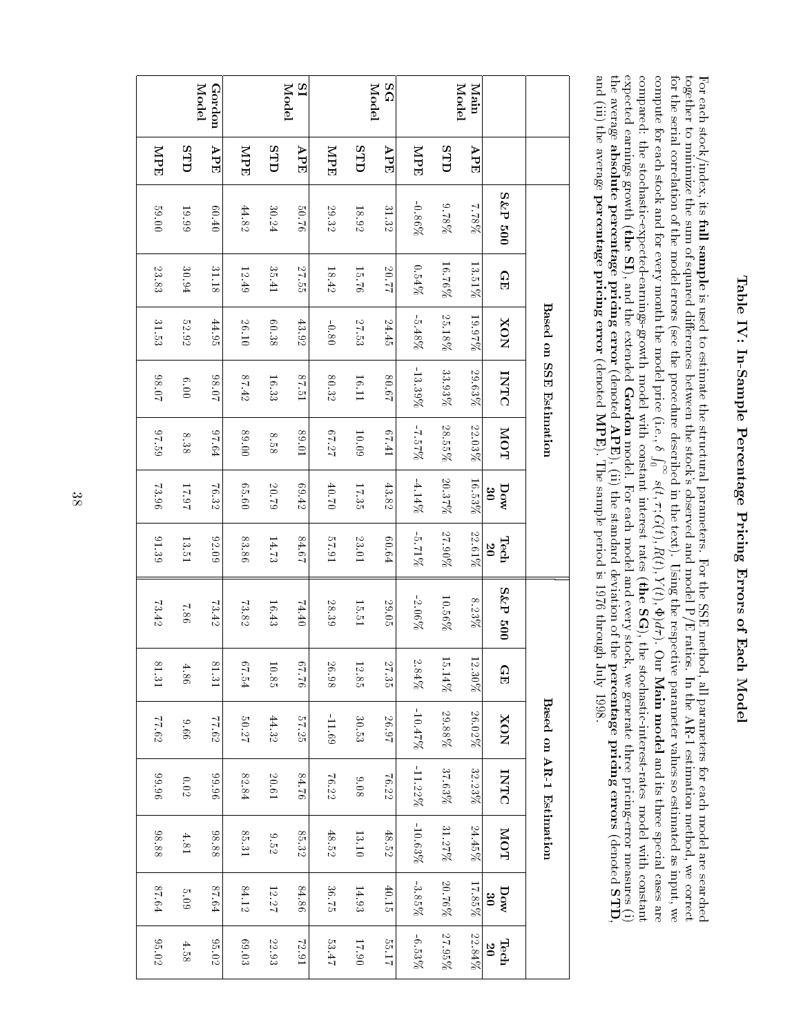# Table IV: In-Sample Percentage Pricing Errors of Each Model

For each stock/index, its **full sample** is used to estimate the structural parameters. For the SSE method, all parameters for each model are searched together to minimize the sum of squared differences between the stock's observed and model P/E ratios. In the AR-1 estimation method, we correct for the serial correlation of the model errors (see the procedure described in the text). Using the respective parameter values so estimated as input, we compute for each stock and for every month the model price (i.e., $\delta \int_0^\infty s(t, \tau; G(t), R(t), Y(t), \Phi)d\tau$). Our **Main model** and its three special cases are compared: the stochastic-expected-earnings-growth model with constant interest rates (**the SG**), the stochastic-interest-rates model with constant expected earnings growth (**the SI**), and the extended **Gordon** model. For each model and every stock, we generate three pricing-error measures (i) the average **absolute percentage pricing error** (denoted **APE**), (ii) the standard deviation of the **percentage pricing errors** (denoted **STD**, and (iii) the average **percentage pricing error** (denoted **MPE**). The sample period is 1976 through July 1998.

| | | Based on SSE Estimation | | | | | | | Based on AR-1 Estimation | | | | | | |
|---|---|---|---|---|---|---|---|---|---|---|---|---|---|---|---|
| | | **S&P 500** | **GE** | **XON** | **INTC** | **MOT** | **Dow 30** | **Tech 20** | **S&P 500** | **GE** | **XON** | **INTC** | **MOT** | **Dow 30** | **Tech 20** |
| **Main Model** | **APE** | 7.78% | 13.51% | 19.97% | 29.63% | 22.03% | 16.53% | 22.61% | 8.23% | 12.30% | 26.02% | 32.23% | 24.45% | 17.85% | 22.84% |
| | **STD** | 9.78% | 16.76% | 25.18% | 33.93% | 28.55% | 20.37% | 27.90% | 10.56% | 15.14% | 29.88% | 37.63% | 31.27% | 20.76% | 27.95% |
| | **MPE** | -0.86% | 0.54% | -5.48% | -13.39% | -7.57% | -4.14% | -5.71% | -2.06% | 2.84% | -10.47% | -11.22% | -10.63% | -3.85% | -6.53% |
| **SG Model** | **APE** | 31.32 | 20.77 | 24.45 | 80.67 | 67.41 | 43.82 | 60.64 | 29.05 | 27.35 | 26.97 | 76.22 | 48.52 | 40.15 | 55.17 |
| | **STD** | 18.92 | 15.76 | 27.53 | 16.11 | 10.09 | 17.35 | 23.01 | 15.51 | 12.85 | 30.53 | 9.08 | 13.10 | 14.93 | 17.90 |
| | **MPE** | 29.32 | 18.42 | -0.80 | 80.32 | 67.27 | 40.70 | 57.91 | 28.39 | 26.98 | -11.69 | 76.22 | 48.52 | 36.75 | 53.47 |
| **SI Model** | **APE** | 50.76 | 27.55 | 43.92 | 87.51 | 89.01 | 69.42 | 84.67 | 74.40 | 67.76 | 57.25 | 84.76 | 85.32 | 84.86 | 72.91 |
| | **STD** | 30.24 | 35.41 | 60.38 | 16.33 | 8.58 | 20.79 | 14.73 | 16.43 | 10.85 | 44.32 | 20.61 | 9.52 | 12.27 | 22.93 |
| | **MPE** | 44.82 | 12.49 | 26.10 | 87.42 | 89.00 | 65.60 | 83.86 | 73.82 | 67.54 | 50.27 | 82.84 | 85.31 | 84.12 | 69.03 |
| **Gordon Model** | **APE** | 60.40 | 31.18 | 44.95 | 98.07 | 97.64 | 76.32 | 92.09 | 73.42 | 81.31 | 77.62 | 99.96 | 98.88 | 87.64 | 95.02 |
| | **STD** | 19.99 | 30.94 | 52.92 | 6.00 | 8.38 | 17.97 | 13.51 | 7.86 | 4.86 | 9.66 | 0.02 | 4.81 | 5.09 | 4.58 |
| | **MPE** | 59.00 | 23.83 | 31.53 | 98.07 | 97.59 | 73.96 | 91.39 | 73.42 | 81.31 | 77.62 | 99.96 | 98.88 | 87.64 | 95.02 |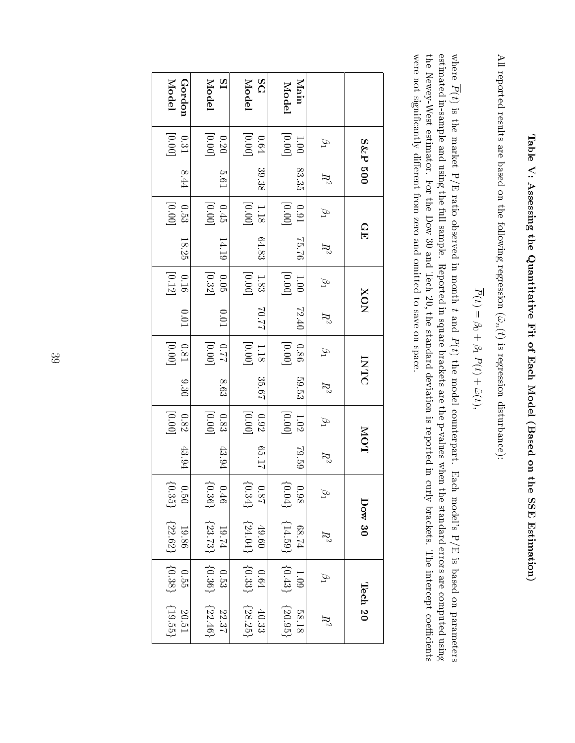# Table V: Assessing the Quantitative Fit of Each Model (Based on the SSE Estimation)

All reported results are based on the following regression ($\bar{\omega}_n(t)$ is regression disturbance):

$$\overline{P}(t) = \beta_0 + \beta_1 P(t) + \bar{\omega}(t),$$

where $\overline{P}(t)$ is the market P/E ratio observed in month $t$ and $P(t)$ the model counterpart. Each model's P/E is based on parameters estimated in-sample and using the full sample. Reported in square brackets are the p-values when the standard errors are computed using the Newey-West estimator. For the Dow 30 and Tech 20, the standard deviation is reported in curly brackets. The intercept coefficients were not significantly different from zero and omitted to save on space.

| | S&P 500 | | GE | | XON | | INTC | | MOT | | Dow 30 | | Tech 20 | |
|---|---|---|---|---|---|---|---|---|---|---|---|---|---|---|
| | $\beta_1$ | $R^2$ | $\beta_1$ | $R^2$ | $\beta_1$ | $R^2$ | $\beta_1$ | $R^2$ | $\beta_1$ | $R^2$ | $\beta_1$ | $R^2$ | $\beta_1$ | $R^2$ |
| **Main Model** | 1.00 [0.00] | 83.35 | 0.91 [0.00] | 75.76 | 1.00 [0.00] | 72.40 | 0.86 [0.00] | 59.53 | 1.02 [0.00] | 79.59 | 0.98 {0.04} | 68.74 {14.59} | 1.09 {0.43} | 58.18 {20.95} |
| **SG Model** | 0.64 [0.00] | 39.38 | 1.18 [0.00] | 64.83 | 1.83 [0.00] | 70.77 | 1.18 [0.00] | 35.67 | 0.92 [0.00] | 65.17 | 0.87 {0.34} | 49.60 {24.04} | 0.64 {0.33} | 40.33 {28.25} |
| **SI Model** | 0.20 [0.00] | 5.61 | 0.45 [0.00] | 14.19 | 0.05 [0.32] | 0.01 | 0.77 [0.00] | 8.63 | 0.83 [0.00] | 43.94 | 0.46 {0.36} | 19.74 {23.73} | 0.53 {0.36} | 22.37 {22.46} |
| **Gordon Model** | 0.31 [0.00] | 8.44 | 0.53 [0.00] | 18.25 | 0.16 [0.12] | 0.01 | 0.81 [0.00] | 9.30 | 0.82 [0.00] | 43.94 | 0.50 {0.35} | 19.86 {22.62} | 0.55 {0.38} | 20.51 {19.55} |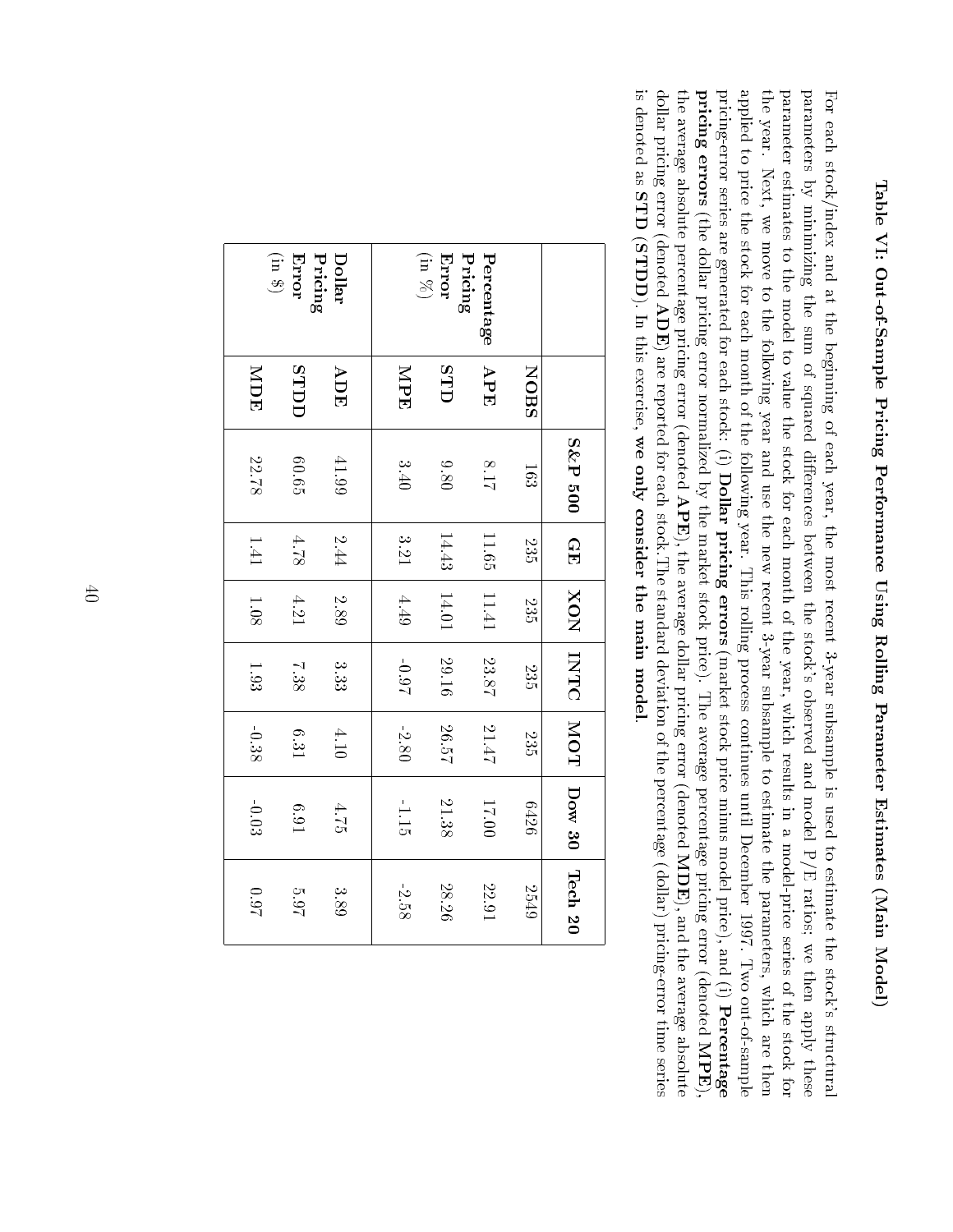# Table VI: Out-of-Sample Pricing Performance Using Rolling Parameter Estimates (Main Model)

For each stock/index and at the beginning of each year, the most recent 3-year subsample is used to estimate the stock's structural parameters by minimizing the sum of squared differences between the stock's observed and model P/E ratios; we then apply these parameter estimates to the model to value the stock for each month of the year, which results in a model-price series of the stock for the year. Next, we move to the following year and use the new recent 3-year subsample to estimate the parameters, which are then applied to price the stock for each month of the following year. This rolling process continues until December 1997. Two out-of-sample pricing-error series are generated for each stock: (i) **Dollar pricing errors** (market stock price minus model price), and (i) **Percentage pricing errors** (the dollar pricing error normalized by the market stock price). The average percentage pricing error (denoted **MPE**), the average absolute percentage pricing error (denoted **APE**), the average dollar pricing error (denoted **MDE**), and the average absolute dollar pricing error (denoted **ADE**) are reported for each stock. The standard deviation of the percentage (dollar) pricing-error time series is denoted as **STD (STDD)**. In this exercise, **we only consider the main model**.

| | | **S&P 500** | **GE** | **XON** | **INTC** | **MOT** | **Dow 30** | **Tech 20** |
|---|---|---|---|---|---|---|---|---|
| | **NOBS** | 163 | 235 | 235 | 235 | 235 | 6426 | 2549 |
| **Percentage Pricing Error** (in %) | **APE** | 8.17 | 11.65 | 11.41 | 23.87 | 21.47 | 17.00 | 22.91 |
| | **STD** | 9.80 | 14.43 | 14.01 | 29.16 | 26.57 | 21.38 | 28.26 |
| | **MPE** | 3.40 | 3.21 | 4.49 | -0.97 | -2.80 | -1.15 | -2.58 |
| **Dollar Pricing Error** (in $) | **ADE** | 41.99 | 2.44 | 2.89 | 3.33 | 4.10 | 4.75 | 3.89 |
| | **STDD** | 60.65 | 4.78 | 4.21 | 7.38 | 6.31 | 6.91 | 5.97 |
| | **MDE** | 22.78 | 1.41 | 1.08 | 1.93 | -0.38 | -0.03 | 0.97 |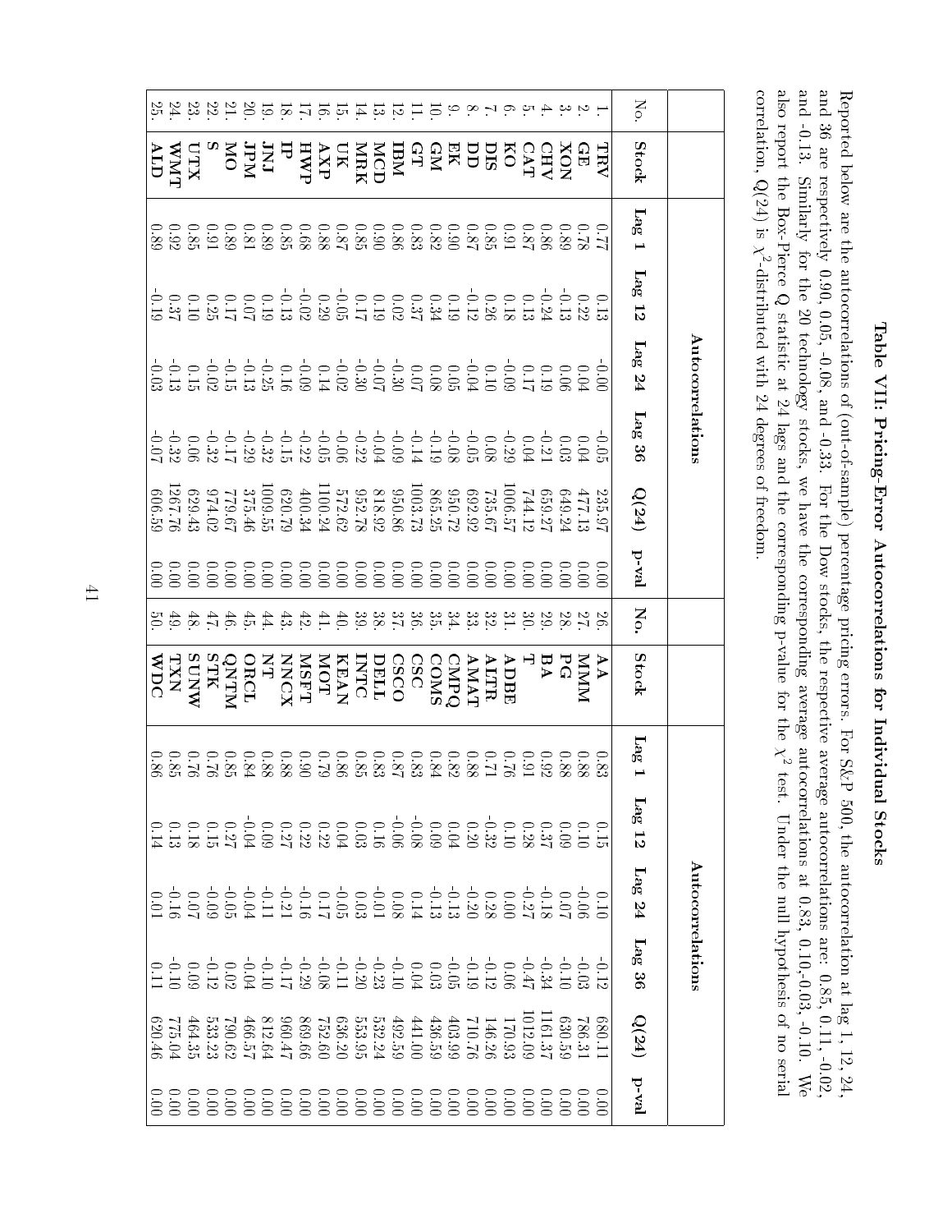## Table VII: Pricing-Error Autocorrelations for Individual Stocks

Reported below are the autocorrelations of (out-of-sample) percentage pricing errors. For S&P 500, the autocorrelation at lag 1, 12, 24, and 36 are respectively 0.90, 0.05, -0.08, and -0.33. For the Dow stocks, the respective average autocorrelations are: 0.85, 0.11, -0.02, and -0.13. Similarly for the 20 technology stocks, we have the corresponding average autocorrelations at 0.83, 0.10,-0.03, -0.10. We also report the Box-Pierce Q statistic at 24 lags and the corresponding p-value for the $\chi^2$ test. Under the null hypothesis of no serial correlation, Q(24) is $\chi^2$-distributed with 24 degrees of freedom.

| | | Autocorrelations | | | | | | | | Autocorrelations | | | | | |
|---|---|---|---|---|---|---|---|---|---|---|---|---|---|---|---|
| No. | Stock | Lag 1 | Lag 12 | Lag 24 | Lag 36 | Q(24) | p-val | No. | Stock | Lag 1 | Lag 12 | Lag 24 | Lag 36 | Q(24) | p-val |
| 1. | **TRV** | 0.77 | 0.13 | -0.00 | -0.05 | 235.97 | 0.00 | 26. | **AA** | 0.83 | 0.15 | 0.10 | -0.12 | 680.11 | 0.00 |
| 2. | **GE** | 0.78 | 0.22 | 0.04 | 0.04 | 477.13 | 0.00 | 27. | **MMM** | 0.88 | 0.10 | -0.06 | -0.03 | 786.31 | 0.00 |
| 3. | **XON** | 0.89 | -0.13 | 0.06 | 0.03 | 649.24 | 0.00 | 28. | **PG** | 0.88 | 0.09 | 0.07 | -0.10 | 630.59 | 0.00 |
| 4. | **CHV** | 0.86 | -0.24 | 0.19 | -0.21 | 659.27 | 0.00 | 29. | **BA** | 0.92 | 0.37 | -0.18 | -0.34 | 1161.37 | 0.00 |
| 5. | **CAT** | 0.87 | 0.13 | 0.17 | 0.04 | 744.12 | 0.00 | 30. | **T** | 0.91 | 0.28 | -0.27 | -0.47 | 1012.09 | 0.00 |
| 6. | **KO** | 0.91 | 0.18 | -0.09 | -0.29 | 1006.57 | 0.00 | 31. | **ADBE** | 0.76 | 0.10 | 0.00 | 0.06 | 170.93 | 0.00 |
| 7. | **DIS** | 0.85 | 0.26 | 0.10 | 0.08 | 735.67 | 0.00 | 32. | **ALTR** | 0.71 | -0.32 | 0.28 | -0.12 | 146.26 | 0.00 |
| 8. | **DD** | 0.87 | -0.12 | -0.04 | -0.05 | 692.92 | 0.00 | 33. | **AMAT** | 0.88 | 0.20 | -0.20 | -0.19 | 710.76 | 0.00 |
| 9. | **EK** | 0.90 | 0.19 | 0.05 | -0.08 | 950.72 | 0.00 | 34. | **CMPQ** | 0.82 | 0.04 | -0.13 | -0.05 | 403.99 | 0.00 |
| 10. | **GM** | 0.82 | 0.34 | 0.08 | -0.19 | 865.25 | 0.00 | 35. | **COMS** | 0.84 | 0.09 | -0.13 | 0.03 | 436.59 | 0.00 |
| 11. | **GT** | 0.83 | 0.37 | 0.07 | -0.14 | 1003.73 | 0.00 | 36. | **CSC** | 0.83 | -0.08 | 0.14 | 0.04 | 441.00 | 0.00 |
| 12. | **IBM** | 0.86 | 0.02 | -0.30 | -0.09 | 950.86 | 0.00 | 37. | **CSCO** | 0.87 | -0.06 | 0.08 | -0.10 | 492.59 | 0.00 |
| 13. | **MCD** | 0.90 | 0.19 | -0.07 | -0.04 | 818.92 | 0.00 | 38. | **DELL** | 0.83 | 0.16 | -0.01 | -0.23 | 532.24 | 0.00 |
| 14. | **MRK** | 0.85 | 0.17 | -0.30 | -0.22 | 952.78 | 0.00 | 39. | **INTC** | 0.85 | 0.03 | 0.03 | -0.20 | 553.95 | 0.00 |
| 15. | **UK** | 0.87 | -0.05 | -0.02 | -0.06 | 572.62 | 0.00 | 40. | **KEAN** | 0.86 | 0.04 | -0.05 | -0.11 | 636.20 | 0.00 |
| 16. | **AXP** | 0.88 | 0.29 | 0.14 | -0.05 | 1100.24 | 0.00 | 41. | **MOT** | 0.79 | 0.22 | 0.17 | -0.08 | 752.60 | 0.00 |
| 17. | **HWP** | 0.68 | -0.02 | -0.09 | -0.22 | 400.34 | 0.00 | 42. | **MSFT** | 0.90 | 0.22 | -0.16 | -0.29 | 869.66 | 0.00 |
| 18. | **IP** | 0.85 | -0.13 | 0.16 | -0.15 | 620.79 | 0.00 | 43. | **NNCX** | 0.88 | 0.27 | -0.21 | -0.17 | 960.47 | 0.00 |
| 19. | **JNJ** | 0.89 | 0.19 | -0.25 | -0.32 | 1009.55 | 0.00 | 44. | **NT** | 0.88 | 0.09 | -0.11 | -0.10 | 812.64 | 0.00 |
| 20. | **JPM** | 0.81 | 0.07 | -0.13 | -0.29 | 375.46 | 0.00 | 45. | **ORCL** | 0.84 | -0.04 | -0.04 | -0.04 | 466.57 | 0.00 |
| 21. | **MO** | 0.89 | 0.17 | -0.15 | -0.17 | 779.67 | 0.00 | 46. | **QNTM** | 0.85 | 0.27 | -0.05 | 0.02 | 790.62 | 0.00 |
| 22. | **S** | 0.91 | 0.25 | -0.02 | -0.32 | 974.02 | 0.00 | 47. | **STK** | 0.76 | 0.15 | -0.09 | -0.12 | 533.23 | 0.00 |
| 23. | **UTX** | 0.85 | 0.10 | 0.15 | 0.06 | 629.43 | 0.00 | 48. | **SUNW** | 0.76 | 0.18 | 0.07 | 0.09 | 464.35 | 0.00 |
| 24. | **WMT** | 0.92 | 0.37 | -0.13 | -0.32 | 1267.76 | 0.00 | 49. | **TXN** | 0.85 | 0.13 | -0.16 | -0.10 | 775.04 | 0.00 |
| 25. | **ALD** | 0.89 | -0.19 | -0.03 | -0.07 | 606.59 | 0.00 | 50. | **WDC** | 0.86 | 0.14 | 0.01 | 0.11 | 620.46 | 0.00 |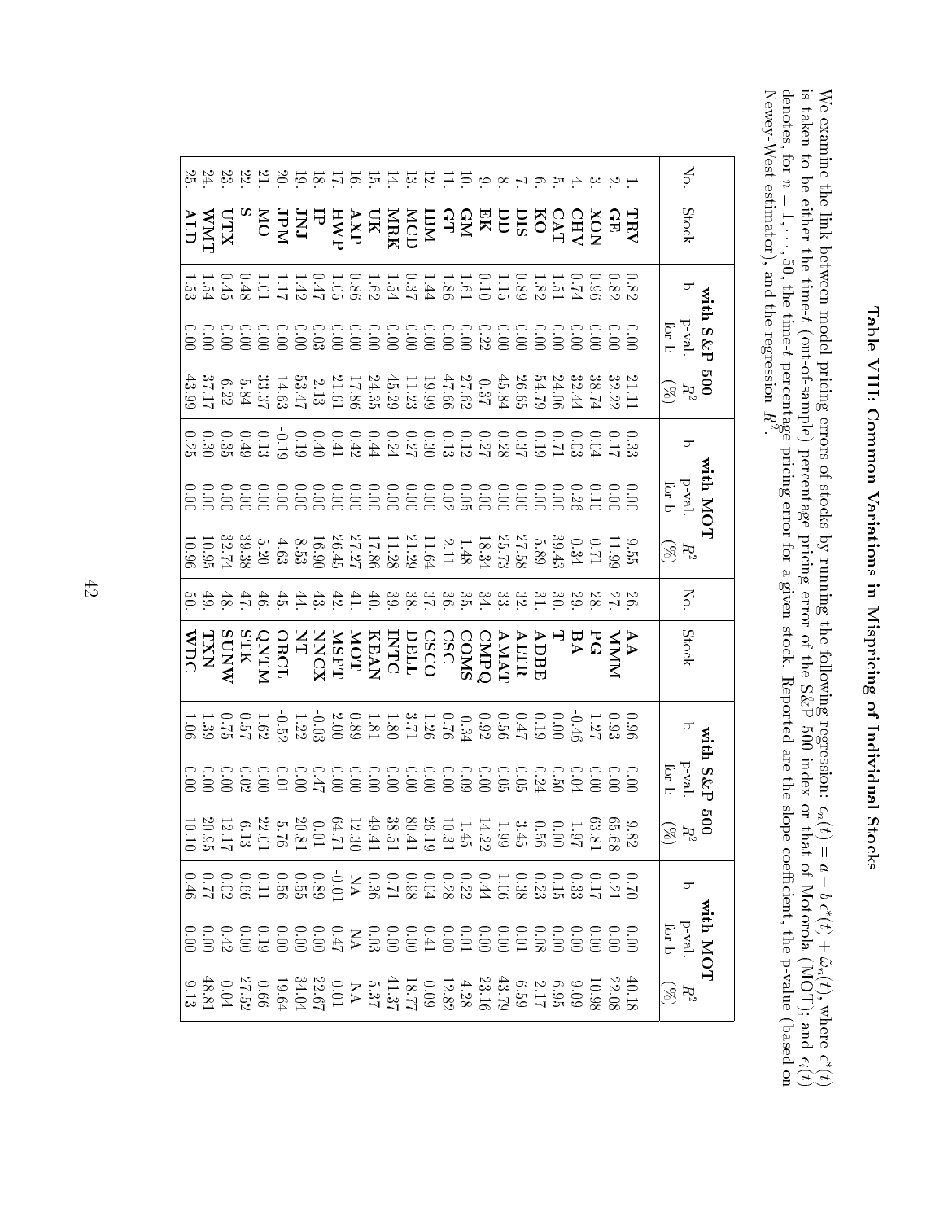# Table VIII: Common Variations in Mispricing of Individual Stocks

We examine the link between model pricing errors of stocks by running the following regression: $\epsilon_n(t) = a + b\, \epsilon^*(t) + \tilde{\omega}_n(t)$, where $\epsilon^*(t)$ is taken to be either the time-$t$ (out-of-sample) percentage pricing error of the S&P 500 index or that of Motorola (MOT); and $\epsilon_i(t)$ denotes, for $n = 1, \cdots, 50$, the time-$t$ percentage pricing error for a given stock. Reported are the slope coefficient, the p-value (based on Newey-West estimator), and the regression $R^2$.

| | | with S&P 500 | | | with MOT | | | | | with S&P 500 | | | with MOT | | |
|---|---|---|---|---|---|---|---|---|---|---|---|---|---|---|---|
| No. | Stock | b | p-val. for b | $R^2$ (%) | b | p-val. for b | $R^2$ (%) | No. | Stock | b | p-val. for b | $R^2$ (%) | b | p-val. for b | $R^2$ (%) |
| 1. | **TRV** | 0.82 | 0.00 | 21.11 | 0.33 | 0.00 | 9.55 | 26. | **AA** | 0.96 | 0.00 | 9.82 | 0.70 | 0.00 | 40.18 |
| 2. | **GE** | 0.82 | 0.00 | 32.22 | 0.17 | 0.00 | 11.99 | 27. | **MMM** | 0.93 | 0.00 | 65.68 | 0.21 | 0.00 | 22.08 |
| 3. | **XON** | 0.96 | 0.00 | 38.74 | 0.04 | 0.10 | 0.71 | 28. | **PG** | 1.27 | 0.00 | 63.81 | 0.17 | 0.00 | 10.98 |
| 4. | **CHV** | 0.74 | 0.00 | 32.44 | 0.03 | 0.26 | 0.34 | 29. | **BA** | -0.46 | 0.04 | 1.97 | 0.33 | 0.00 | 9.09 |
| 5. | **CAT** | 1.51 | 0.00 | 24.06 | 0.71 | 0.00 | 39.43 | 30. | **T** | 0.00 | 0.50 | 0.00 | 0.15 | 0.00 | 6.95 |
| 6. | **KO** | 1.82 | 0.00 | 54.79 | 0.19 | 0.00 | 5.89 | 31. | **ADBE** | 0.19 | 0.24 | 0.56 | 0.23 | 0.08 | 2.17 |
| 7. | **DIS** | 0.89 | 0.00 | 26.65 | 0.37 | 0.00 | 27.58 | 32. | **ALTR** | 0.47 | 0.05 | 3.45 | 0.38 | 0.01 | 6.59 |
| 8. | **DD** | 1.15 | 0.00 | 45.84 | 0.28 | 0.00 | 25.73 | 33. | **AMAT** | 0.56 | 0.05 | 1.99 | 1.06 | 0.00 | 43.79 |
| 9. | **EK** | 0.10 | 0.22 | 0.37 | 0.27 | 0.00 | 18.34 | 34. | **CMPQ** | 0.92 | 0.00 | 14.22 | 0.44 | 0.00 | 23.16 |
| 10. | **GM** | 1.61 | 0.00 | 27.62 | 0.12 | 0.05 | 1.48 | 35. | **COMS** | -0.34 | 0.09 | 1.45 | 0.22 | 0.01 | 4.28 |
| 11. | **GT** | 1.86 | 0.00 | 47.66 | 0.13 | 0.02 | 2.11 | 36. | **CSC** | 0.76 | 0.00 | 10.31 | 0.28 | 0.00 | 12.82 |
| 12. | **IBM** | 1.44 | 0.00 | 19.99 | 0.30 | 0.00 | 11.64 | 37. | **CSCO** | 1.26 | 0.00 | 26.19 | 0.04 | 0.41 | 0.09 |
| 13. | **MCD** | 0.37 | 0.00 | 11.23 | 0.27 | 0.00 | 21.29 | 38. | **DELL** | 3.71 | 0.00 | 80.41 | 0.98 | 0.00 | 18.77 |
| 14. | **MRK** | 1.54 | 0.00 | 45.29 | 0.24 | 0.00 | 11.28 | 39. | **INTC** | 1.80 | 0.00 | 38.51 | 0.71 | 0.00 | 41.37 |
| 15. | **UK** | 1.62 | 0.00 | 24.35 | 0.44 | 0.00 | 17.86 | 40. | **KEAN** | 1.81 | 0.00 | 49.41 | 0.36 | 0.03 | 5.37 |
| 16. | **AXP** | 0.86 | 0.00 | 17.86 | 0.42 | 0.00 | 27.27 | 41. | **MOT** | 0.89 | 0.00 | 12.30 | NA | NA | NA |
| 17. | **HWP** | 1.05 | 0.00 | 21.61 | 0.41 | 0.00 | 26.45 | 42. | **MSFT** | 2.00 | 0.00 | 64.71 | -0.01 | 0.47 | 0.01 |
| 18. | **IP** | 0.47 | 0.03 | 2.13 | 0.40 | 0.00 | 16.90 | 43. | **NNCX** | -0.03 | 0.47 | 0.01 | 0.89 | 0.00 | 22.67 |
| 19. | **JNJ** | 1.42 | 0.00 | 53.47 | 0.19 | 0.00 | 8.53 | 44. | **NT** | 1.22 | 0.00 | 20.81 | 0.55 | 0.00 | 34.04 |
| 20. | **JPM** | 1.17 | 0.00 | 14.63 | -0.19 | 0.00 | 4.63 | 45. | **ORCL** | -0.52 | 0.01 | 5.76 | 0.56 | 0.00 | 19.64 |
| 21. | **MO** | 1.01 | 0.00 | 33.37 | 0.13 | 0.00 | 5.20 | 46. | **QNTM** | 1.62 | 0.00 | 22.01 | 0.11 | 0.19 | 0.66 |
| 22. | **S** | 0.48 | 0.00 | 5.84 | 0.49 | 0.00 | 39.38 | 47. | **STK** | 0.57 | 0.02 | 6.13 | 0.66 | 0.00 | 27.52 |
| 23. | **UTX** | 0.45 | 0.00 | 6.22 | 0.35 | 0.00 | 32.74 | 48. | **SUNW** | 0.75 | 0.00 | 12.17 | 0.02 | 0.42 | 0.04 |
| 24. | **WMT** | 1.54 | 0.00 | 37.17 | 0.30 | 0.00 | 10.95 | 49. | **TXN** | 1.39 | 0.00 | 20.95 | 0.77 | 0.00 | 48.81 |
| 25. | **ALD** | 1.53 | 0.00 | 43.99 | 0.25 | 0.00 | 10.96 | 50. | **WDC** | 1.06 | 0.00 | 10.10 | 0.46 | 0.00 | 9.13 |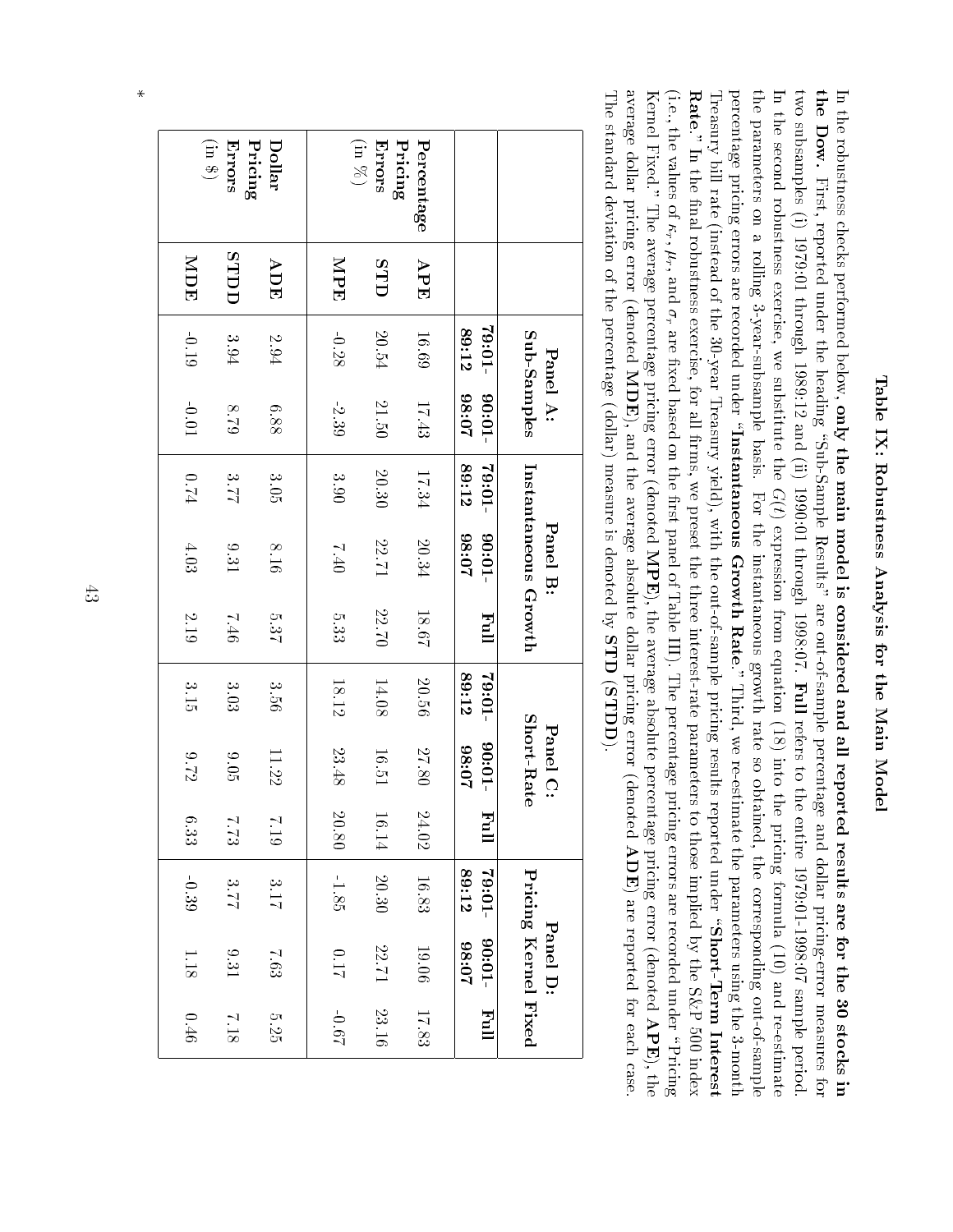# Table IX: Robustness Analysis for the Main Model

In the robustness checks performed below, **only the main model is considered and all reported results are for the 30 stocks in the Dow.** First, reported under the heading "Sub-Sample Results" are out-of-sample percentage and dollar pricing-error measures for two subsamples (i) 1979:01 through 1989:12 and (ii) 1990:01 through 1998:07. **Full** refers to the entire 1979:01-1998:07 sample period. In the second robustness exercise, we substitute the $G(t)$ expression from equation (18) into the pricing formula (10) and re-estimate the parameters on a rolling 3-year-subsample basis. For the instantaneous growth rate so obtained, the corresponding out-of-sample percentage pricing errors are recorded under "**Instantaneous Growth Rate**." Third, we re-estimate the parameters using the 3-month Treasury bill rate (instead of the 30-year Treasury yield), with the out-of-sample pricing results reported under "**Short-Term Interest Rate**." In the final robustness exercise, for all firms, we preset the three interest-rate parameters to those implied by the S&P 500 index (i.e., the values of $\kappa_r$, $\mu_r$, and $\sigma_r$ are fixed based on the first panel of Table III). The percentage pricing errors are recorded under "Pricing Kernel Fixed." The average percentage pricing error (denoted **MPE**), the average absolute percentage pricing error (denoted **APE**), the average dollar pricing error (denoted **MDE**), and the average absolute dollar pricing error (denoted **ADE**) are reported for each case. The standard deviation of the percentage (dollar) measure is denoted by **STD** (**STDD**).

| | | Panel A: Sub-Samples | | Panel B: Instantaneous Growth | | | Panel C: Short-Rate | | | Panel D: Pricing Kernel Fixed | | |
|---|---|---|---|---|---|---|---|---|---|---|---|---|
| | | **79:01-89:12** | **90:01-98:07** | **79:01-89:12** | **90:01-98:07** | **Full** | **79:01-89:12** | **90:01-98:07** | **Full** | **79:01-89:12** | **90:01-98:07** | **Full** |
| **Percentage Pricing Errors** (in %) | **APE** | 16.69 | 17.43 | 17.34 | 20.34 | 18.67 | 20.56 | 27.80 | 24.02 | 16.83 | 19.06 | 17.83 |
| | **STD** | 20.54 | 21.50 | 20.30 | 22.71 | 22.70 | 14.08 | 16.51 | 16.14 | 20.30 | 22.71 | 23.16 |
| | **MPE** | -0.28 | -2.39 | 3.90 | 7.40 | 5.33 | 18.12 | 23.48 | 20.80 | -1.85 | 0.17 | -0.67 |
| **Dollar Pricing Errors** (in $) | **ADE** | 2.94 | 6.88 | 3.05 | 8.16 | 5.37 | 3.56 | 11.22 | 7.19 | 3.17 | 7.63 | 5.25 |
| | **STDD** | 3.94 | 8.79 | 3.77 | 9.31 | 7.46 | 3.03 | 9.05 | 7.73 | 3.77 | 9.31 | 7.18 |
| | **MDE** | -0.19 | -0.01 | 0.74 | 4.03 | 2.19 | 3.15 | 9.72 | 6.33 | -0.39 | 1.18 | 0.46 |

*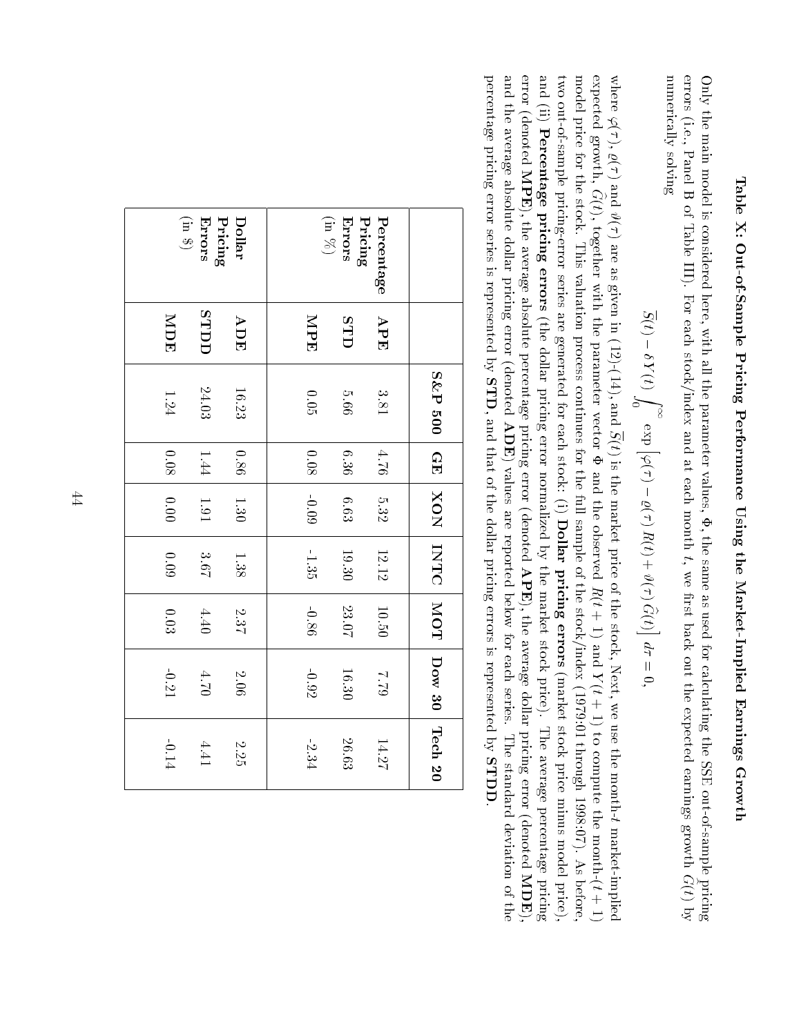# Table X: Out-of-Sample Pricing Performance Using the Market-Implied Earnings Growth

Only the main model is considered here, with all the parameter values, $\Phi$, the same as used for calculating the SSE out-of-sample pricing errors (i.e., Panel B of Table III). For each stock/index and at each month $t$, we first back out the expected earnings growth $\widehat{G}(t)$ by numerically solving

$$\overline{S}(t) - \delta Y(t) \int_0^\infty \exp\left[\varphi(\tau) - \varrho(\tau)\, R(t) + \vartheta(\tau)\, \widehat{G}(t)\right] d\tau = 0,$$

where $\varphi(\tau)$, $\varrho(\tau)$ and $\vartheta(\tau)$ are as given in (12)-(14), and $\overline{S}(t)$ is the market price of the stock. Next, we use the month-$t$ market-implied expected growth, $\widehat{G}(t)$, together with the parameter vector $\Phi$ and the observed $R(t+1)$ and $Y(t+1)$ to compute the month-$(t+1)$ model price for the stock. This valuation process continues for the full sample of the stock/index (1979:01 through 1998:07). As before, two out-of-sample pricing-error series are generated for each stock: (i) **Dollar pricing errors** (market stock price minus model price), and (ii) **Percentage pricing errors** (the dollar pricing error normalized by the market stock price). The average percentage pricing error (denoted **MPE**), the average absolute percentage pricing error (denoted **APE**), the average dollar pricing error (denoted **MDE**), and the average absolute dollar pricing error (denoted **ADE**) values are reported below for each series. The standard deviation of the percentage pricing error series is represented by **STD**, and that of the dollar pricing errors is represented by **STDD**.

| | | S&P 500 | GE | XON | INTC | MOT | Dow 30 | Tech 20 |
|---|---|---|---|---|---|---|---|---|
| **Percentage Pricing Errors** (in %) | **APE** | 3.81 | 4.76 | 5.32 | 12.12 | 10.50 | 7.79 | 14.27 |
| | **STD** | 5.66 | 6.36 | 6.63 | 19.30 | 23.07 | 16.30 | 26.63 |
| | **MPE** | 0.05 | 0.08 | -0.09 | -1.35 | -0.86 | -0.92 | -2.34 |
| **Dollar Pricing Errors** (in \$) | **ADE** | 16.23 | 0.86 | 1.30 | 1.38 | 2.37 | 2.06 | 2.25 |
| | **STDD** | 24.03 | 1.44 | 1.91 | 3.67 | 4.40 | 4.70 | 4.41 |
| | **MDE** | 1.24 | 0.08 | 0.00 | 0.09 | 0.03 | -0.21 | -0.14 |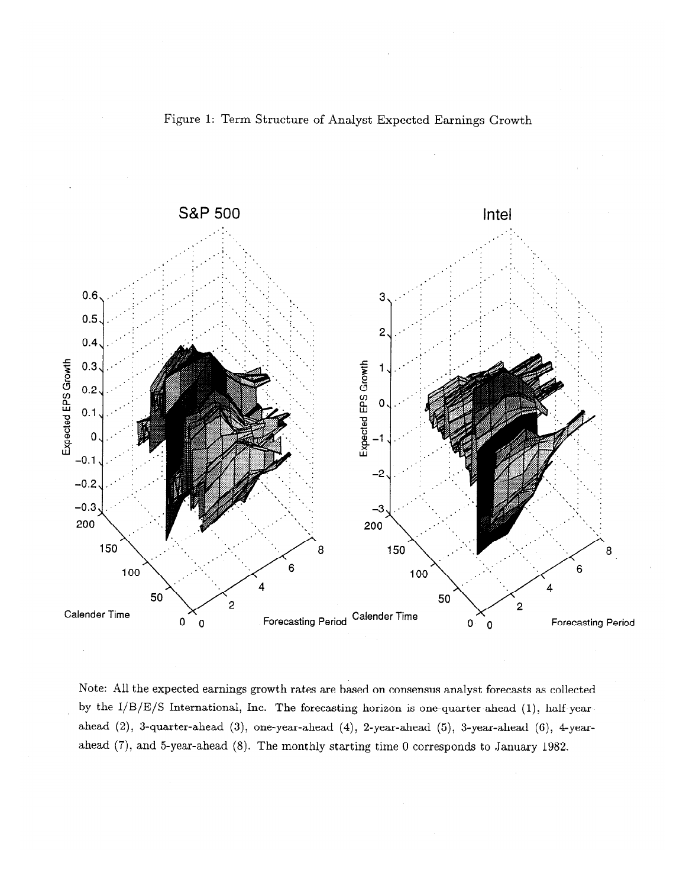Figure 1: Term Structure of Analyst Expected Earnings Growth

Note: All the expected earnings growth rates are based on consensus analyst forecasts as collected by the I/B/E/S International, Inc. The forecasting horizon is one-quarter-ahead (1), half-year-ahead (2), 3-quarter-ahead (3), one-year-ahead (4), 2-year-ahead (5), 3-year-ahead (6), 4-year-ahead (7), and 5-year-ahead (8). The monthly starting time 0 corresponds to January 1982.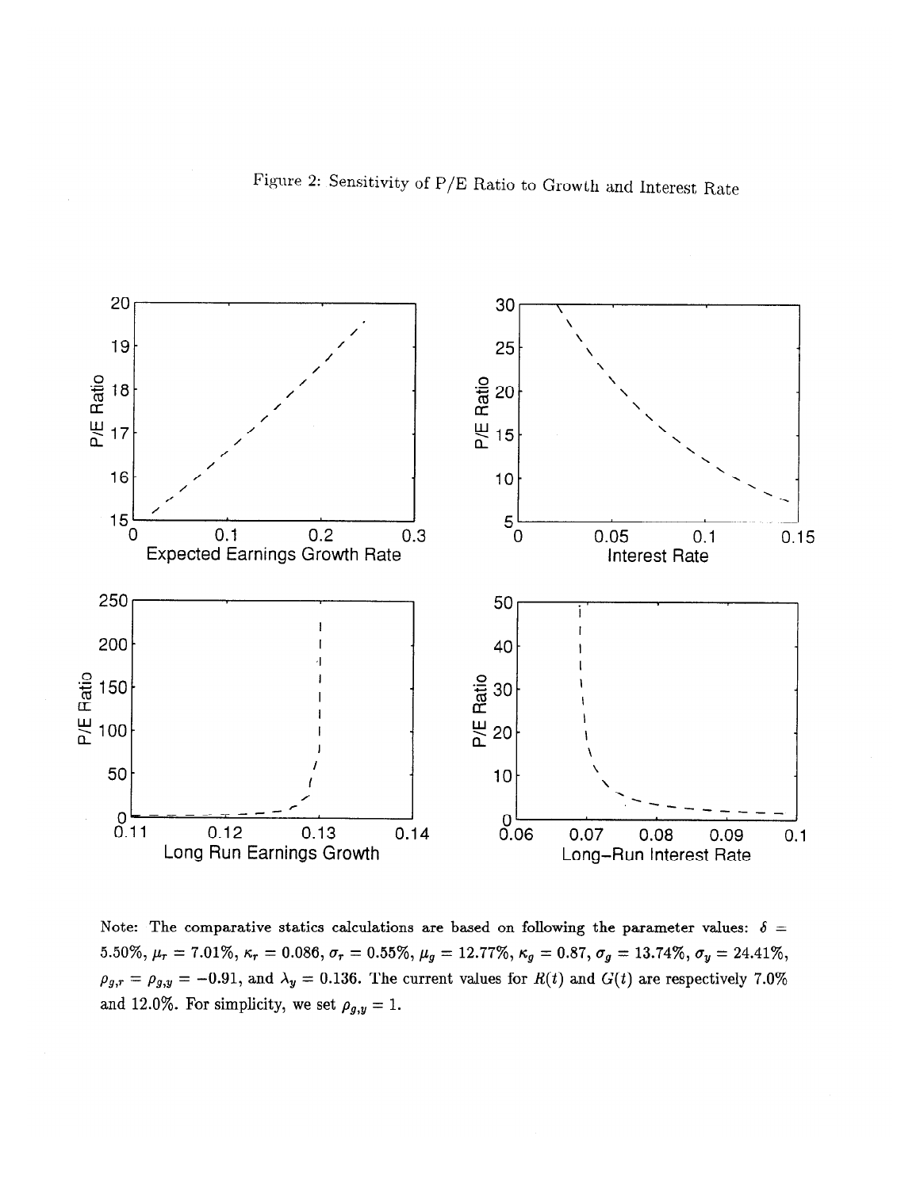Figure 2: Sensitivity of P/E Ratio to Growth and Interest Rate

Note: The comparative statics calculations are based on following the parameter values: $\delta = 5.50\%$, $\mu_r = 7.01\%$, $\kappa_r = 0.086$, $\sigma_r = 0.55\%$, $\mu_g = 12.77\%$, $\kappa_g = 0.87$, $\sigma_g = 13.74\%$, $\sigma_y = 24.41\%$, $\rho_{g,r} = \rho_{g,y} = -0.91$, and $\lambda_y = 0.136$. The current values for $R(t)$ and $G(t)$ are respectively 7.0% and 12.0%. For simplicity, we set $\rho_{g,y} = 1$.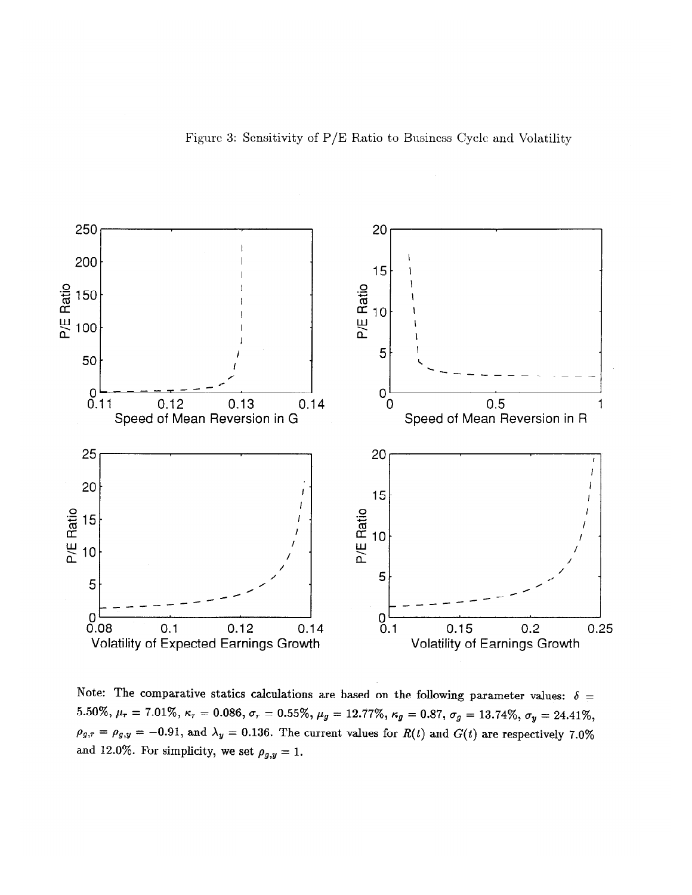Figure 3: Sensitivity of P/E Ratio to Business Cycle and Volatility

Note: The comparative statics calculations are based on the following parameter values: $\delta = 5.50\%$, $\mu_r = 7.01\%$, $\kappa_r = 0.086$, $\sigma_r = 0.55\%$, $\mu_g = 12.77\%$, $\kappa_g = 0.87$, $\sigma_g = 13.74\%$, $\sigma_y = 24.41\%$, $\rho_{g,r} = \rho_{g,y} = -0.91$, and $\lambda_y = 0.136$. The current values for $R(t)$ and $G(t)$ are respectively 7.0% and 12.0%. For simplicity, we set $\rho_{g,y} = 1$.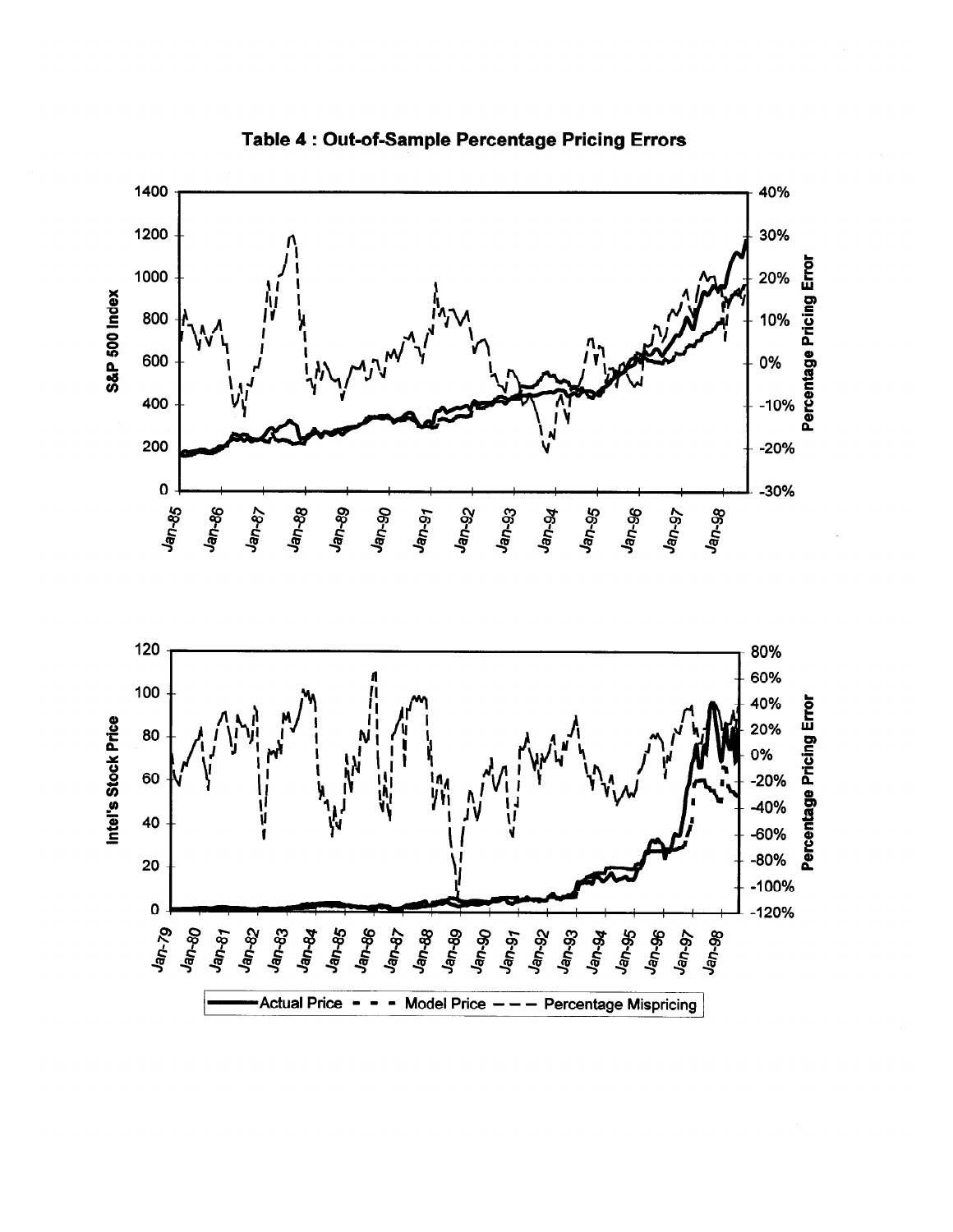# Table 4 : Out-of-Sample Percentage Pricing Errors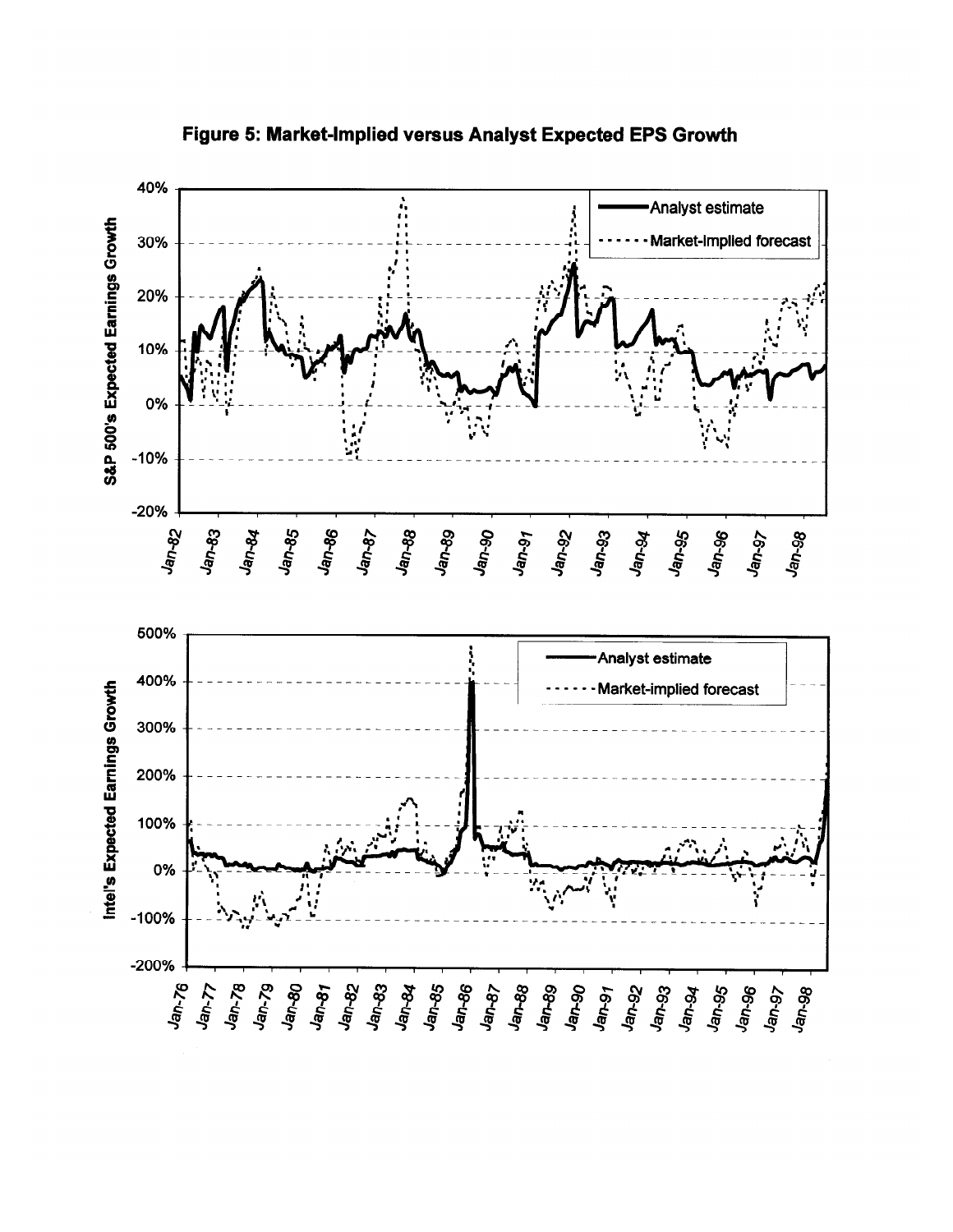**Figure 5: Market-Implied versus Analyst Expected EPS Growth**

S&P 500's Expected Earnings Growth

40%
30%
20%
10%
0%
-10%
-20%

Analyst estimate
Market-implied forecast

Jan-82
Jan-83
Jan-84
Jan-85
Jan-86
Jan-87
Jan-88
Jan-89
Jan-90
Jan-91
Jan-92
Jan-93
Jan-94
Jan-95
Jan-96
Jan-97
Jan-98

Intel's Expected Earnings Growth

500%
400%
300%
200%
100%
0%
-100%
-200%

Analyst estimate
Market-implied forecast

Jan-76
Jan-77
Jan-78
Jan-79
Jan-80
Jan-81
Jan-82
Jan-83
Jan-84
Jan-85
Jan-86
Jan-87
Jan-88
Jan-89
Jan-90
Jan-91
Jan-92
Jan-93
Jan-94
Jan-95
Jan-96
Jan-97
Jan-98